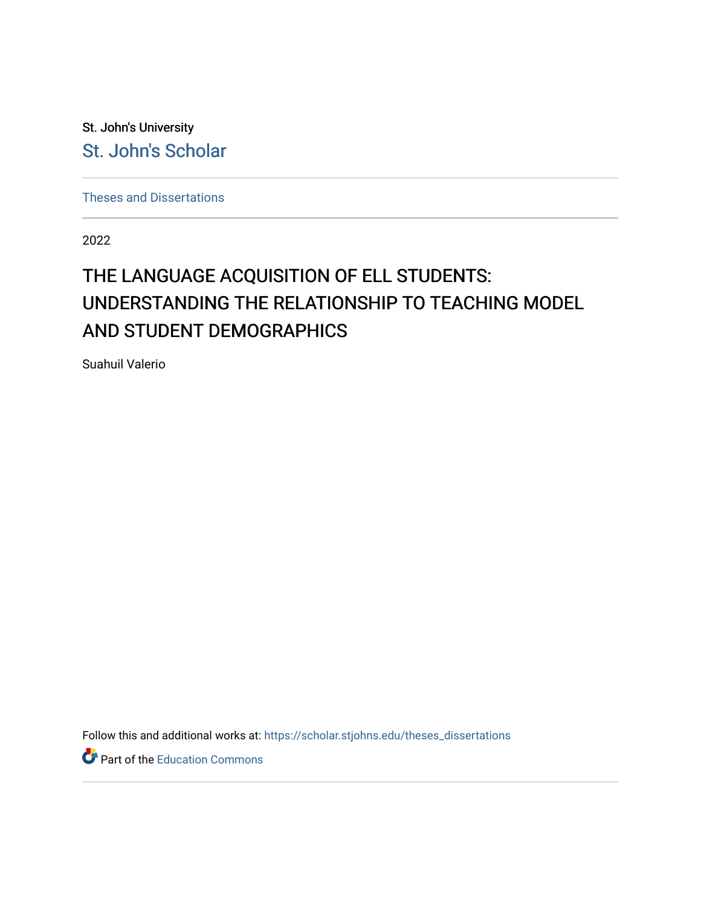St. John's University

St. John's Scholar

Theses and Dissertations

2022

# THE LANGUAGE ACQUISITION OF ELL STUDENTS: UNDERSTANDING THE RELATIONSHIP TO TEACHING MODEL AND STUDENT DEMOGRAPHICS

Suahuil Valerio

Follow this and additional works at: https://scholar.stjohns.edu/theses_dissertations

Part of the Education Commons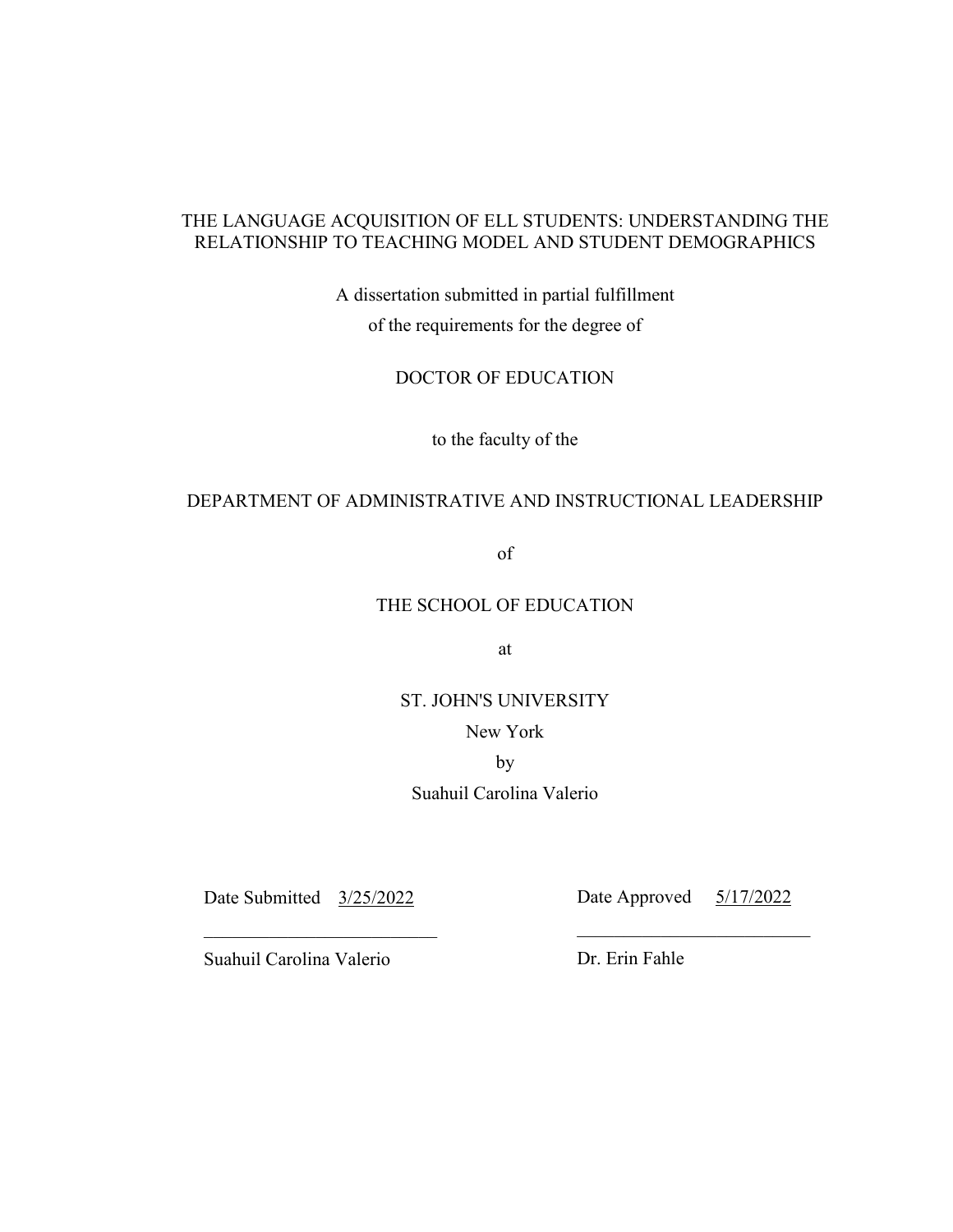THE LANGUAGE ACQUISITION OF ELL STUDENTS: UNDERSTANDING THE RELATIONSHIP TO TEACHING MODEL AND STUDENT DEMOGRAPHICS

A dissertation submitted in partial fulfillment

of the requirements for the degree of

DOCTOR OF EDUCATION

to the faculty of the

DEPARTMENT OF ADMINISTRATIVE AND INSTRUCTIONAL LEADERSHIP

of

THE SCHOOL OF EDUCATION

at

ST. JOHN'S UNIVERSITY

New York

by

Suahuil Carolina Valerio

Date Submitted 3/25/2022

_________________________

Suahuil Carolina Valerio

Date Approved 5/17/2022

_________________________

Dr. Erin Fahle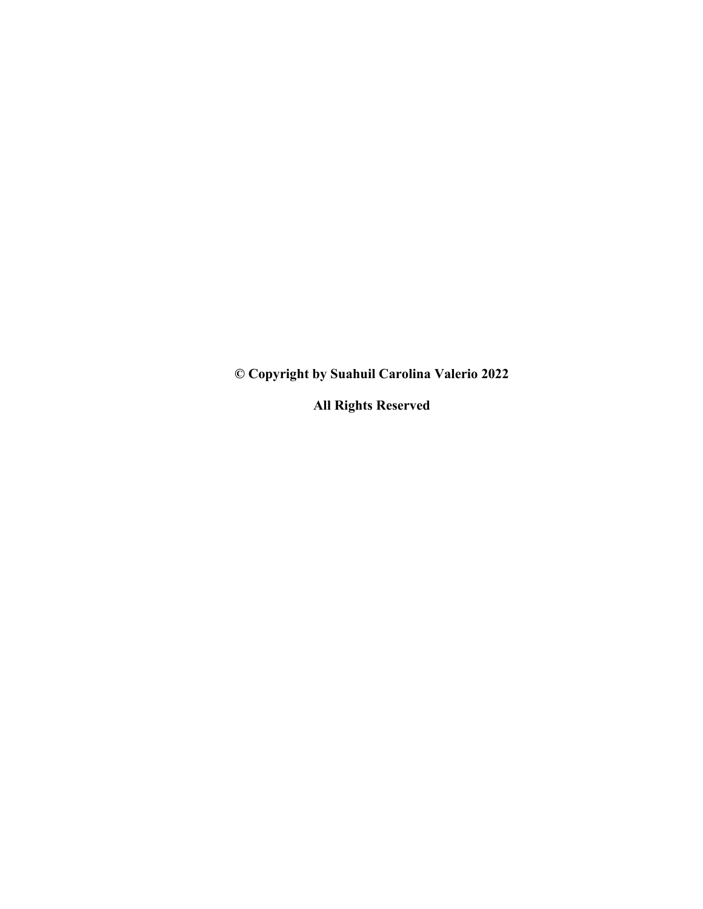**© Copyright by Suahuil Carolina Valerio 2022**

**All Rights Reserved**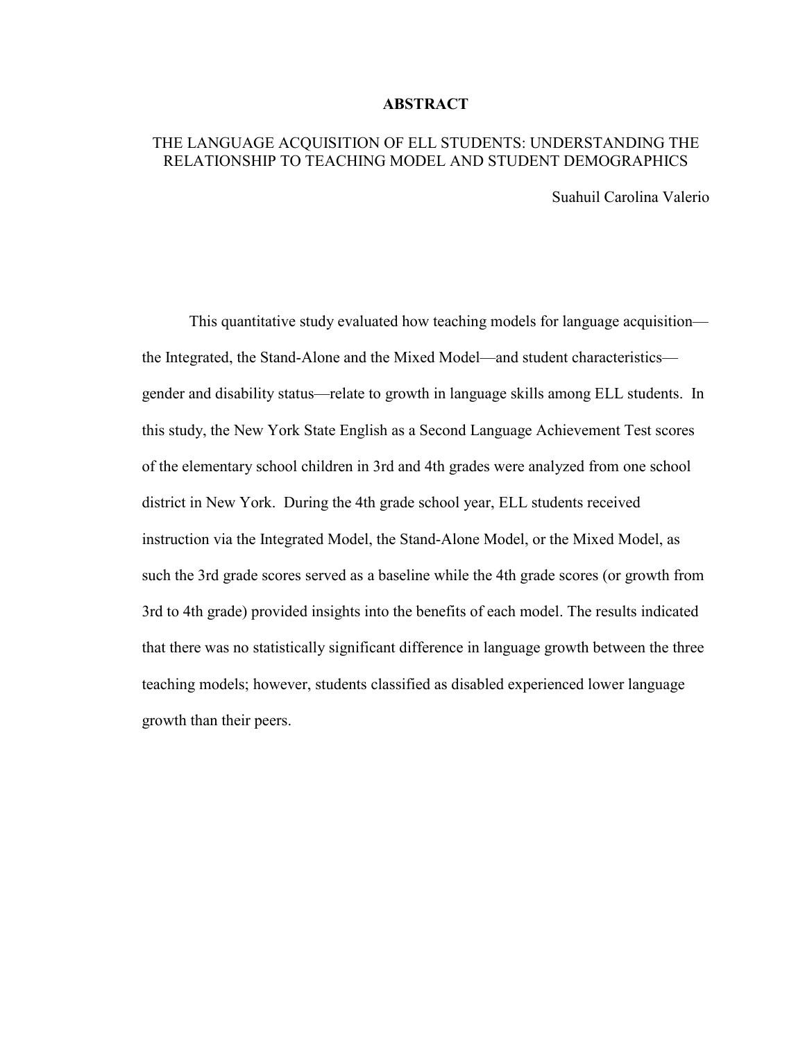# ABSTRACT

## THE LANGUAGE ACQUISITION OF ELL STUDENTS: UNDERSTANDING THE RELATIONSHIP TO TEACHING MODEL AND STUDENT DEMOGRAPHICS

Suahuil Carolina Valerio

This quantitative study evaluated how teaching models for language acquisition—the Integrated, the Stand-Alone and the Mixed Model—and student characteristics—gender and disability status—relate to growth in language skills among ELL students. In this study, the New York State English as a Second Language Achievement Test scores of the elementary school children in 3rd and 4th grades were analyzed from one school district in New York. During the 4th grade school year, ELL students received instruction via the Integrated Model, the Stand-Alone Model, or the Mixed Model, as such the 3rd grade scores served as a baseline while the 4th grade scores (or growth from 3rd to 4th grade) provided insights into the benefits of each model. The results indicated that there was no statistically significant difference in language growth between the three teaching models; however, students classified as disabled experienced lower language growth than their peers.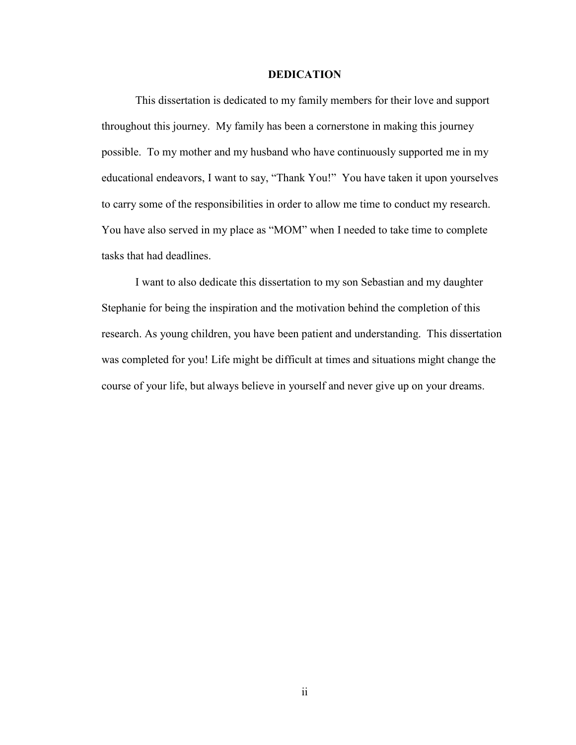# DEDICATION

This dissertation is dedicated to my family members for their love and support throughout this journey. My family has been a cornerstone in making this journey possible. To my mother and my husband who have continuously supported me in my educational endeavors, I want to say, "Thank You!" You have taken it upon yourselves to carry some of the responsibilities in order to allow me time to conduct my research. You have also served in my place as "MOM" when I needed to take time to complete tasks that had deadlines.

I want to also dedicate this dissertation to my son Sebastian and my daughter Stephanie for being the inspiration and the motivation behind the completion of this research. As young children, you have been patient and understanding. This dissertation was completed for you! Life might be difficult at times and situations might change the course of your life, but always believe in yourself and never give up on your dreams.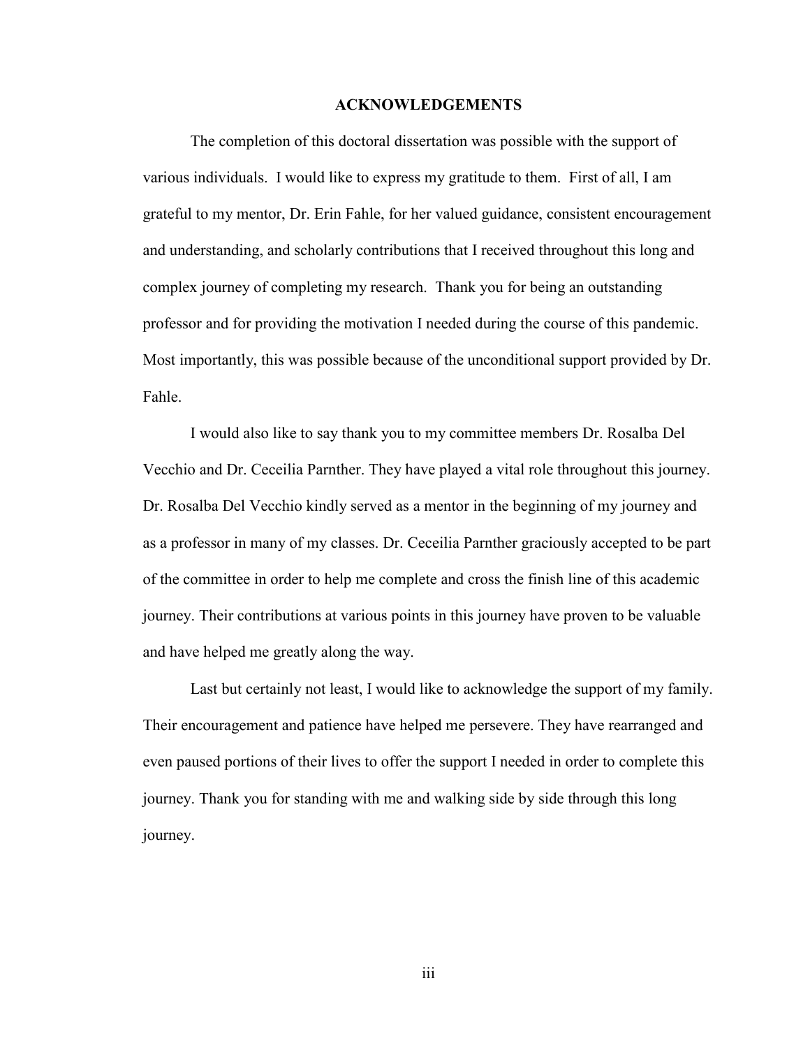# ACKNOWLEDGEMENTS

The completion of this doctoral dissertation was possible with the support of various individuals. I would like to express my gratitude to them. First of all, I am grateful to my mentor, Dr. Erin Fahle, for her valued guidance, consistent encouragement and understanding, and scholarly contributions that I received throughout this long and complex journey of completing my research. Thank you for being an outstanding professor and for providing the motivation I needed during the course of this pandemic. Most importantly, this was possible because of the unconditional support provided by Dr. Fahle.

I would also like to say thank you to my committee members Dr. Rosalba Del Vecchio and Dr. Ceceilia Parnther. They have played a vital role throughout this journey. Dr. Rosalba Del Vecchio kindly served as a mentor in the beginning of my journey and as a professor in many of my classes. Dr. Ceceilia Parnther graciously accepted to be part of the committee in order to help me complete and cross the finish line of this academic journey. Their contributions at various points in this journey have proven to be valuable and have helped me greatly along the way.

Last but certainly not least, I would like to acknowledge the support of my family. Their encouragement and patience have helped me persevere. They have rearranged and even paused portions of their lives to offer the support I needed in order to complete this journey. Thank you for standing with me and walking side by side through this long journey.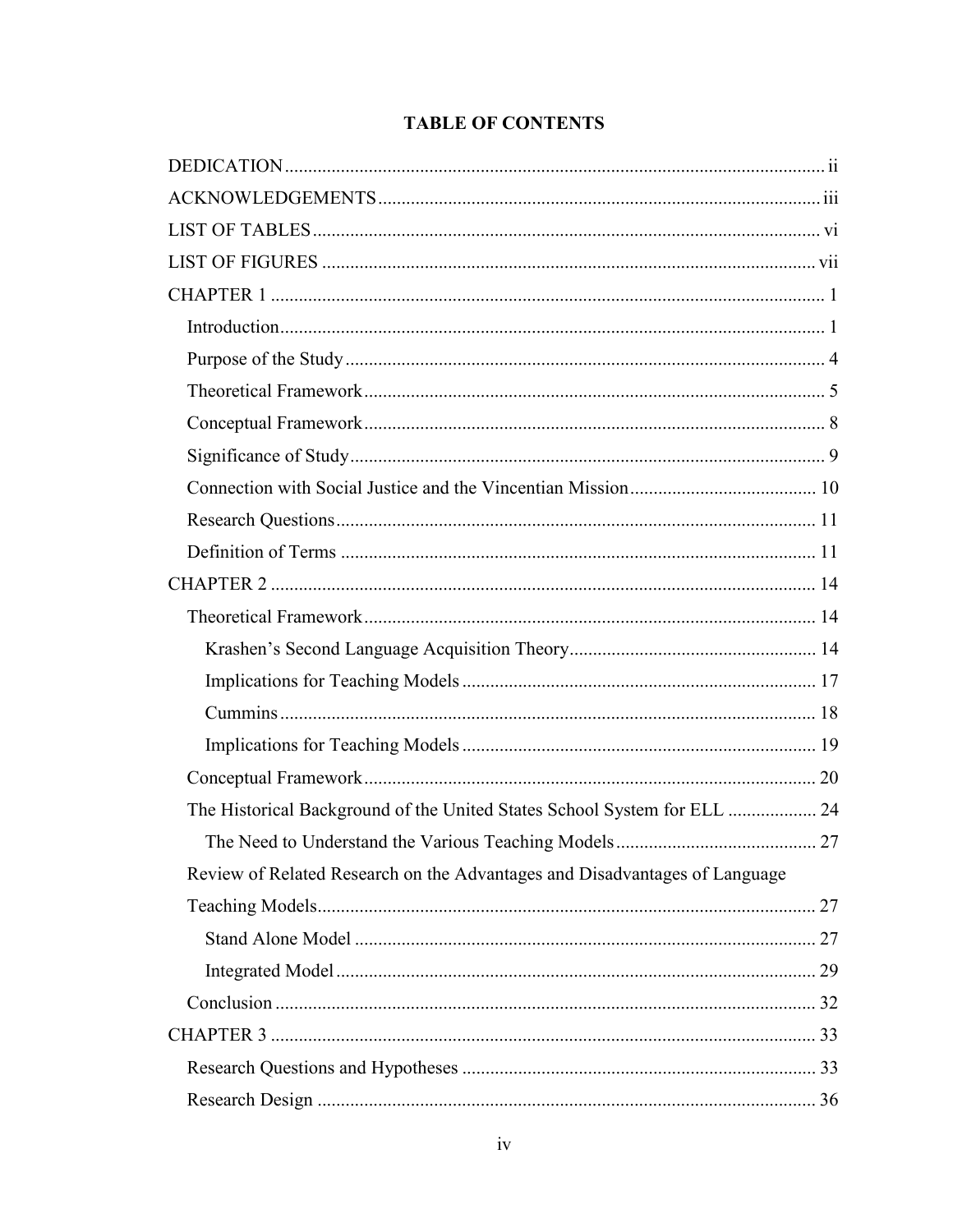# TABLE OF CONTENTS

DEDICATION ........................................................................................................ ii

ACKNOWLEDGEMENTS ..................................................................................... iii

LIST OF TABLES ................................................................................................ vi

LIST OF FIGURES ............................................................................................. vii

CHAPTER 1 ........................................................................................................ 1

- Introduction ....................................................................................................... 1
- Purpose of the Study ......................................................................................... 4
- Theoretical Framework ..................................................................................... 5
- Conceptual Framework ..................................................................................... 8
- Significance of Study ........................................................................................ 9
- Connection with Social Justice and the Vincentian Mission ........................... 10
- Research Questions ......................................................................................... 11
- Definition of Terms ......................................................................................... 11

CHAPTER 2 ...................................................................................................... 14

- Theoretical Framework ................................................................................... 14
  - Krashen's Second Language Acquisition Theory ....................................... 14
  - Implications for Teaching Models ............................................................. 17
  - Cummins .................................................................................................... 18
  - Implications for Teaching Models ............................................................. 19
- Conceptual Framework ................................................................................... 20
- The Historical Background of the United States School System for ELL ........ 24
  - The Need to Understand the Various Teaching Models .............................. 27
- Review of Related Research on the Advantages and Disadvantages of Language Teaching Models ............................................................................................ 27
  - Stand Alone Model ..................................................................................... 27
  - Integrated Model ........................................................................................ 29
- Conclusion ...................................................................................................... 32

CHAPTER 3 ...................................................................................................... 33

- Research Questions and Hypotheses .............................................................. 33
- Research Design ............................................................................................. 36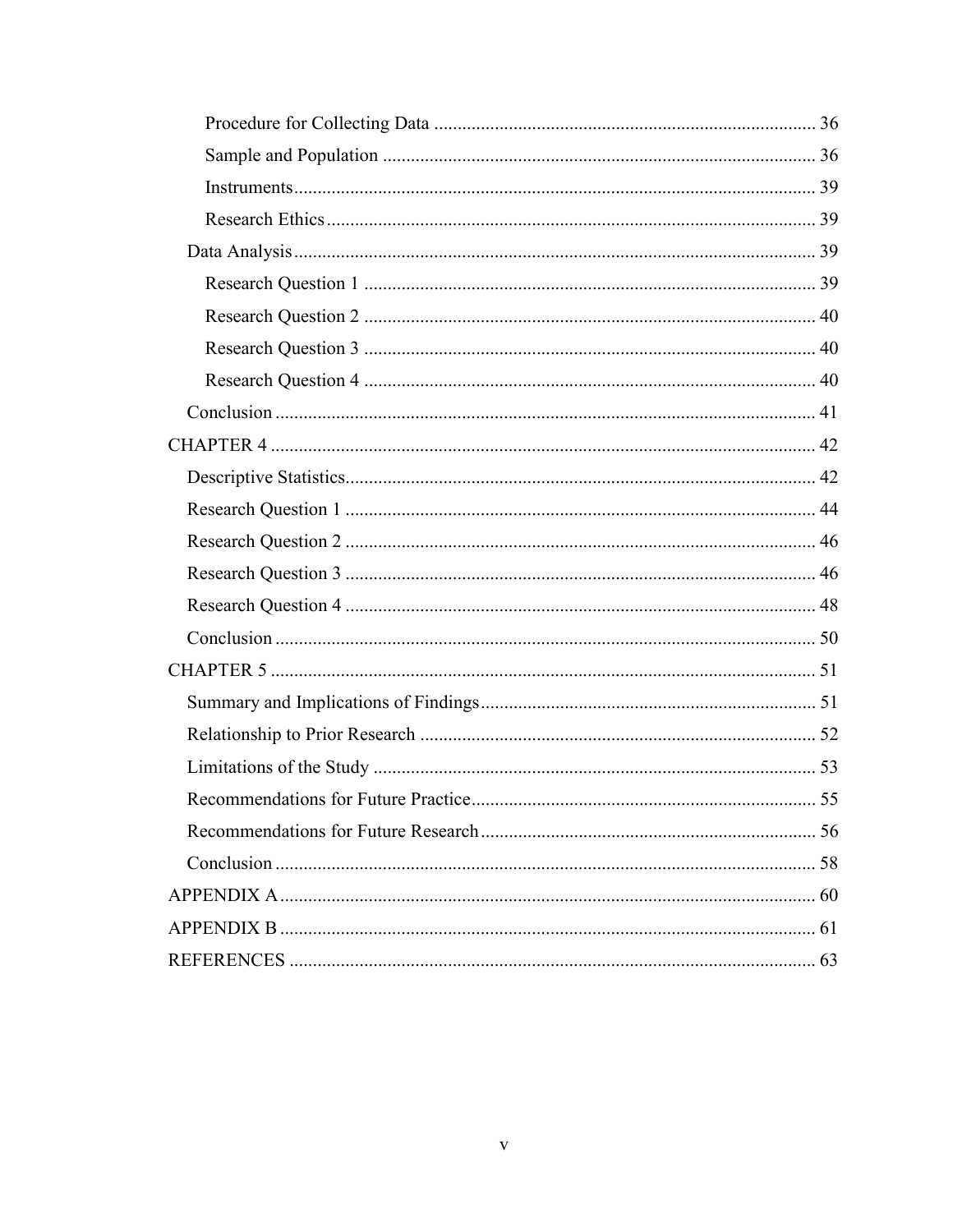Procedure for Collecting Data ................................................................................ 36

Sample and Population ........................................................................................... 36

Instruments.............................................................................................................. 39

Research Ethics........................................................................................................ 39

Data Analysis............................................................................................................... 39

Research Question 1 ................................................................................................ 39

Research Question 2 ................................................................................................ 40

Research Question 3 ................................................................................................ 40

Research Question 4 ................................................................................................ 40

Conclusion ................................................................................................................... 41

CHAPTER 4 .................................................................................................................... 42

Descriptive Statistics.................................................................................................... 42

Research Question 1 .................................................................................................... 44

Research Question 2 .................................................................................................... 46

Research Question 3 .................................................................................................... 46

Research Question 4 .................................................................................................... 48

Conclusion ................................................................................................................... 50

CHAPTER 5 .................................................................................................................... 51

Summary and Implications of Findings....................................................................... 51

Relationship to Prior Research .................................................................................... 52

Limitations of the Study .............................................................................................. 53

Recommendations for Future Practice......................................................................... 55

Recommendations for Future Research....................................................................... 56

Conclusion ................................................................................................................... 58

APPENDIX A .................................................................................................................. 60

APPENDIX B .................................................................................................................. 61

REFERENCES ................................................................................................................ 63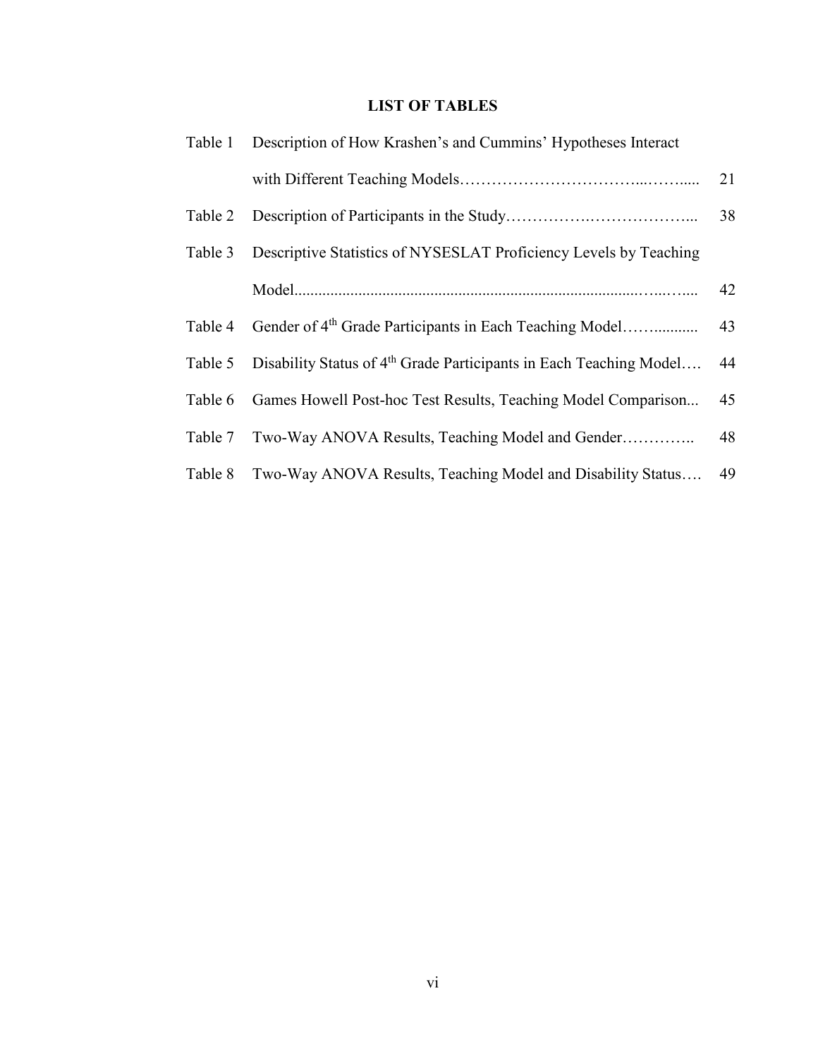# LIST OF TABLES

| | | |
|---|---|---|
| Table 1 | Description of How Krashen's and Cummins' Hypotheses Interact with Different Teaching Models | 21 |
| Table 2 | Description of Participants in the Study | 38 |
| Table 3 | Descriptive Statistics of NYSESLAT Proficiency Levels by Teaching Model | 42 |
| Table 4 | Gender of 4th Grade Participants in Each Teaching Model | 43 |
| Table 5 | Disability Status of 4th Grade Participants in Each Teaching Model | 44 |
| Table 6 | Games Howell Post-hoc Test Results, Teaching Model Comparison | 45 |
| Table 7 | Two-Way ANOVA Results, Teaching Model and Gender | 48 |
| Table 8 | Two-Way ANOVA Results, Teaching Model and Disability Status | 49 |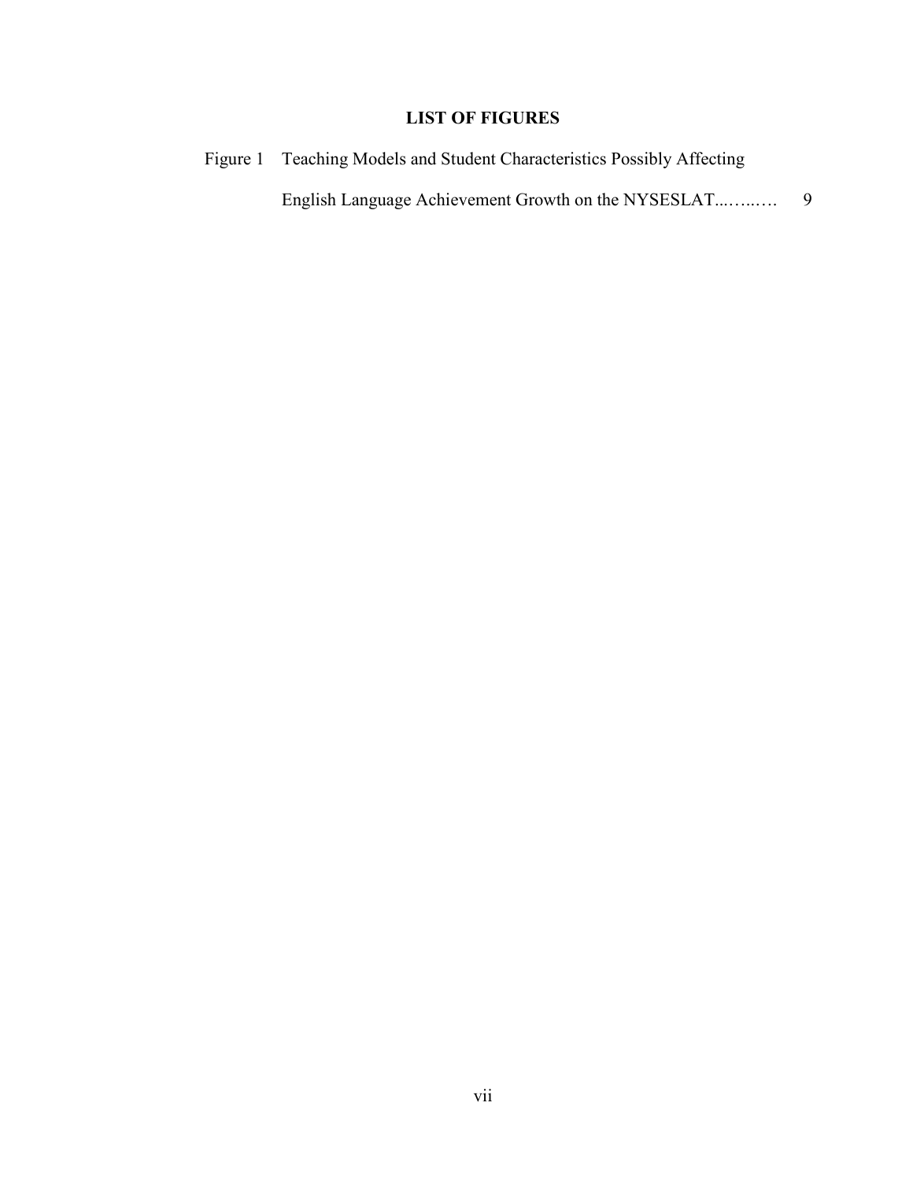## LIST OF FIGURES

Figure 1 Teaching Models and Student Characteristics Possibly Affecting English Language Achievement Growth on the NYSESLAT...…..…. 9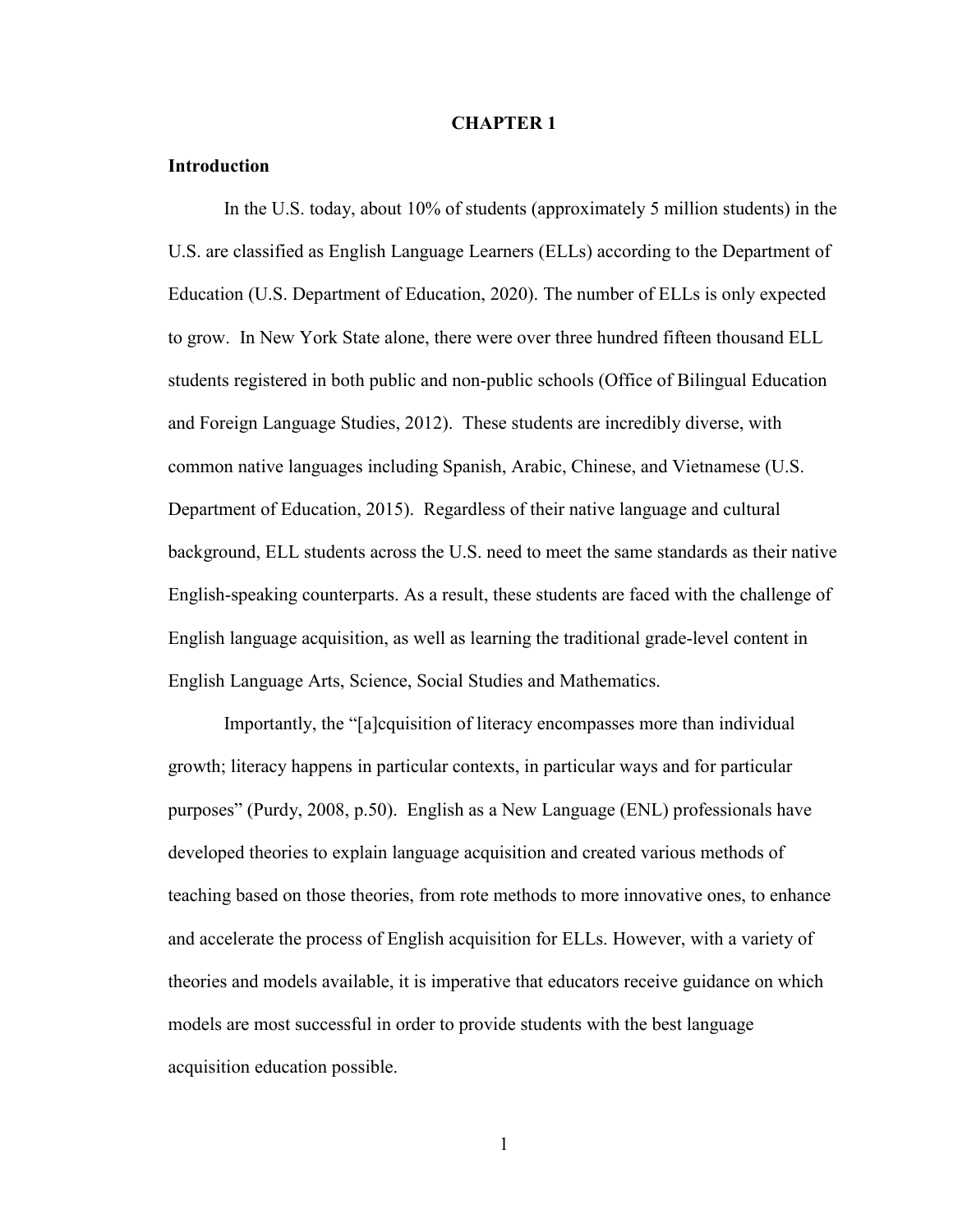# CHAPTER 1

## Introduction

In the U.S. today, about 10% of students (approximately 5 million students) in the U.S. are classified as English Language Learners (ELLs) according to the Department of Education (U.S. Department of Education, 2020). The number of ELLs is only expected to grow. In New York State alone, there were over three hundred fifteen thousand ELL students registered in both public and non-public schools (Office of Bilingual Education and Foreign Language Studies, 2012). These students are incredibly diverse, with common native languages including Spanish, Arabic, Chinese, and Vietnamese (U.S. Department of Education, 2015). Regardless of their native language and cultural background, ELL students across the U.S. need to meet the same standards as their native English-speaking counterparts. As a result, these students are faced with the challenge of English language acquisition, as well as learning the traditional grade-level content in English Language Arts, Science, Social Studies and Mathematics.

Importantly, the "[a]cquisition of literacy encompasses more than individual growth; literacy happens in particular contexts, in particular ways and for particular purposes" (Purdy, 2008, p.50). English as a New Language (ENL) professionals have developed theories to explain language acquisition and created various methods of teaching based on those theories, from rote methods to more innovative ones, to enhance and accelerate the process of English acquisition for ELLs. However, with a variety of theories and models available, it is imperative that educators receive guidance on which models are most successful in order to provide students with the best language acquisition education possible.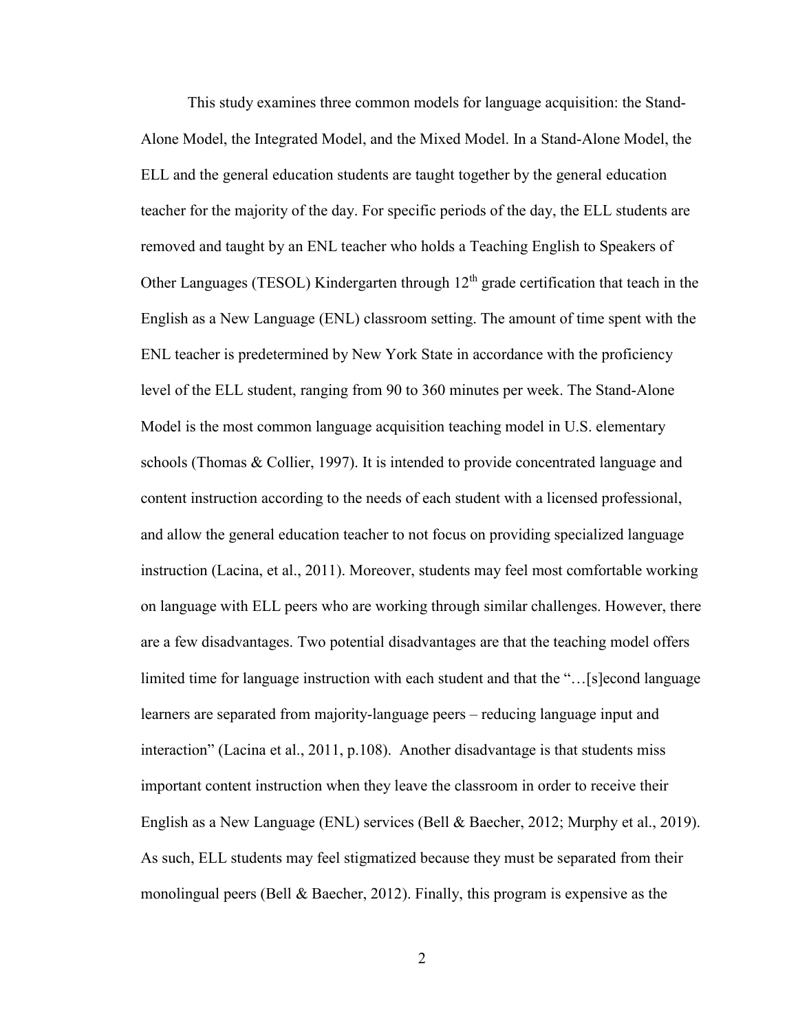This study examines three common models for language acquisition: the Stand-Alone Model, the Integrated Model, and the Mixed Model. In a Stand-Alone Model, the ELL and the general education students are taught together by the general education teacher for the majority of the day. For specific periods of the day, the ELL students are removed and taught by an ENL teacher who holds a Teaching English to Speakers of Other Languages (TESOL) Kindergarten through 12th grade certification that teach in the English as a New Language (ENL) classroom setting. The amount of time spent with the ENL teacher is predetermined by New York State in accordance with the proficiency level of the ELL student, ranging from 90 to 360 minutes per week. The Stand-Alone Model is the most common language acquisition teaching model in U.S. elementary schools (Thomas & Collier, 1997). It is intended to provide concentrated language and content instruction according to the needs of each student with a licensed professional, and allow the general education teacher to not focus on providing specialized language instruction (Lacina, et al., 2011). Moreover, students may feel most comfortable working on language with ELL peers who are working through similar challenges. However, there are a few disadvantages. Two potential disadvantages are that the teaching model offers limited time for language instruction with each student and that the "…[s]econd language learners are separated from majority-language peers – reducing language input and interaction" (Lacina et al., 2011, p.108). Another disadvantage is that students miss important content instruction when they leave the classroom in order to receive their English as a New Language (ENL) services (Bell & Baecher, 2012; Murphy et al., 2019). As such, ELL students may feel stigmatized because they must be separated from their monolingual peers (Bell & Baecher, 2012). Finally, this program is expensive as the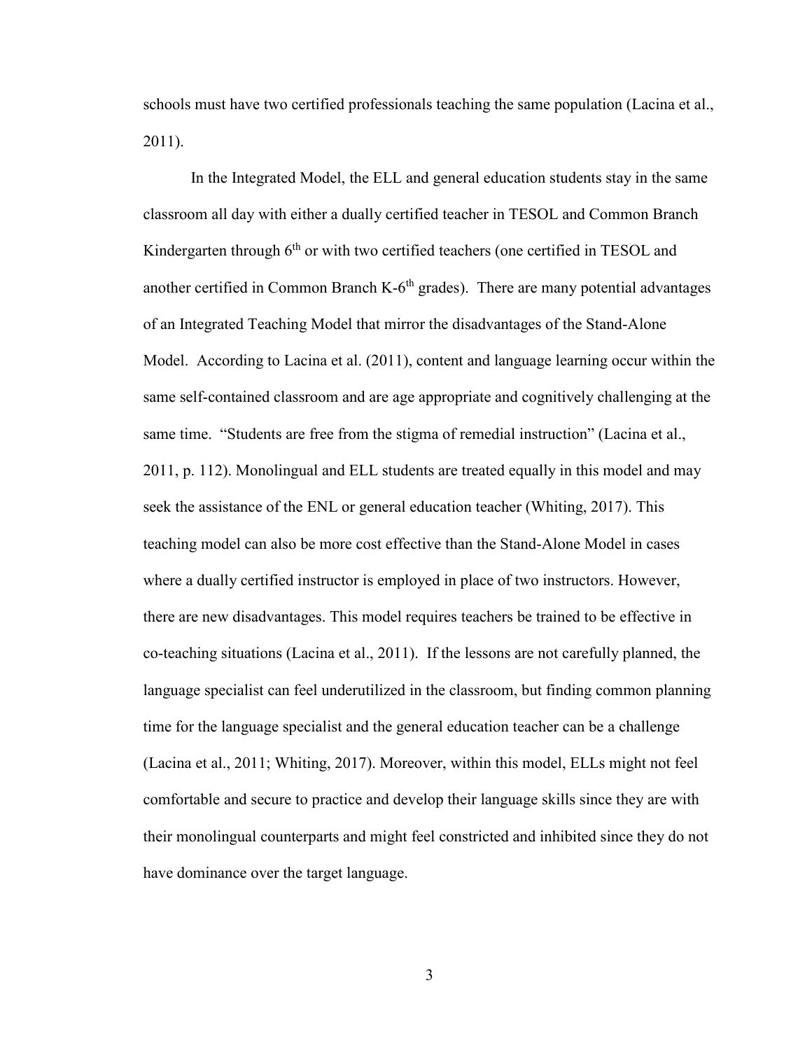schools must have two certified professionals teaching the same population (Lacina et al., 2011).

In the Integrated Model, the ELL and general education students stay in the same classroom all day with either a dually certified teacher in TESOL and Common Branch Kindergarten through 6th or with two certified teachers (one certified in TESOL and another certified in Common Branch K-6th grades). There are many potential advantages of an Integrated Teaching Model that mirror the disadvantages of the Stand-Alone Model. According to Lacina et al. (2011), content and language learning occur within the same self-contained classroom and are age appropriate and cognitively challenging at the same time. "Students are free from the stigma of remedial instruction" (Lacina et al., 2011, p. 112). Monolingual and ELL students are treated equally in this model and may seek the assistance of the ENL or general education teacher (Whiting, 2017). This teaching model can also be more cost effective than the Stand-Alone Model in cases where a dually certified instructor is employed in place of two instructors. However, there are new disadvantages. This model requires teachers be trained to be effective in co-teaching situations (Lacina et al., 2011). If the lessons are not carefully planned, the language specialist can feel underutilized in the classroom, but finding common planning time for the language specialist and the general education teacher can be a challenge (Lacina et al., 2011; Whiting, 2017). Moreover, within this model, ELLs might not feel comfortable and secure to practice and develop their language skills since they are with their monolingual counterparts and might feel constricted and inhibited since they do not have dominance over the target language.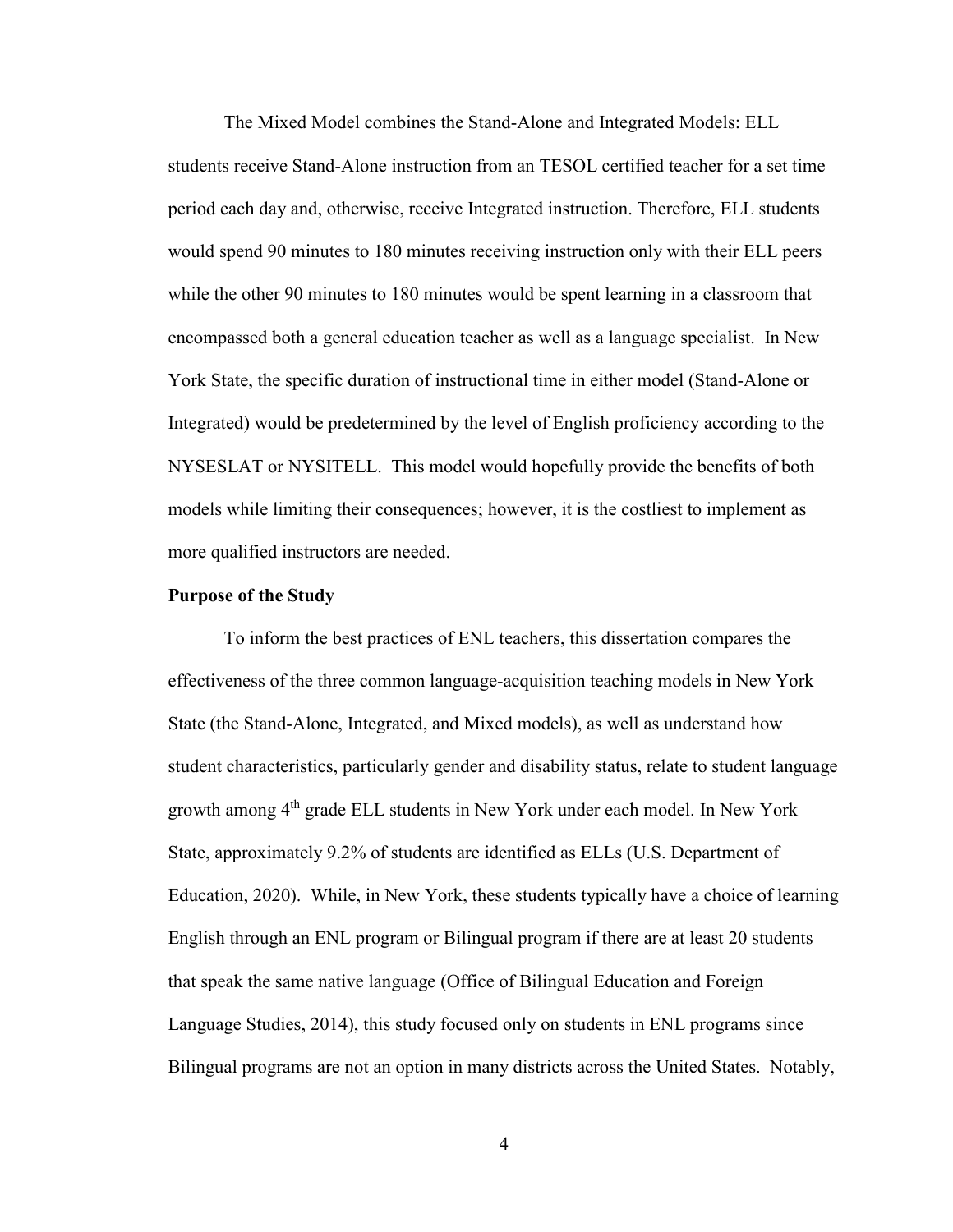The Mixed Model combines the Stand-Alone and Integrated Models: ELL students receive Stand-Alone instruction from an TESOL certified teacher for a set time period each day and, otherwise, receive Integrated instruction. Therefore, ELL students would spend 90 minutes to 180 minutes receiving instruction only with their ELL peers while the other 90 minutes to 180 minutes would be spent learning in a classroom that encompassed both a general education teacher as well as a language specialist. In New York State, the specific duration of instructional time in either model (Stand-Alone or Integrated) would be predetermined by the level of English proficiency according to the NYSESLAT or NYSITELL. This model would hopefully provide the benefits of both models while limiting their consequences; however, it is the costliest to implement as more qualified instructors are needed.

**Purpose of the Study**

To inform the best practices of ENL teachers, this dissertation compares the effectiveness of the three common language-acquisition teaching models in New York State (the Stand-Alone, Integrated, and Mixed models), as well as understand how student characteristics, particularly gender and disability status, relate to student language growth among 4th grade ELL students in New York under each model. In New York State, approximately 9.2% of students are identified as ELLs (U.S. Department of Education, 2020). While, in New York, these students typically have a choice of learning English through an ENL program or Bilingual program if there are at least 20 students that speak the same native language (Office of Bilingual Education and Foreign Language Studies, 2014), this study focused only on students in ENL programs since Bilingual programs are not an option in many districts across the United States. Notably,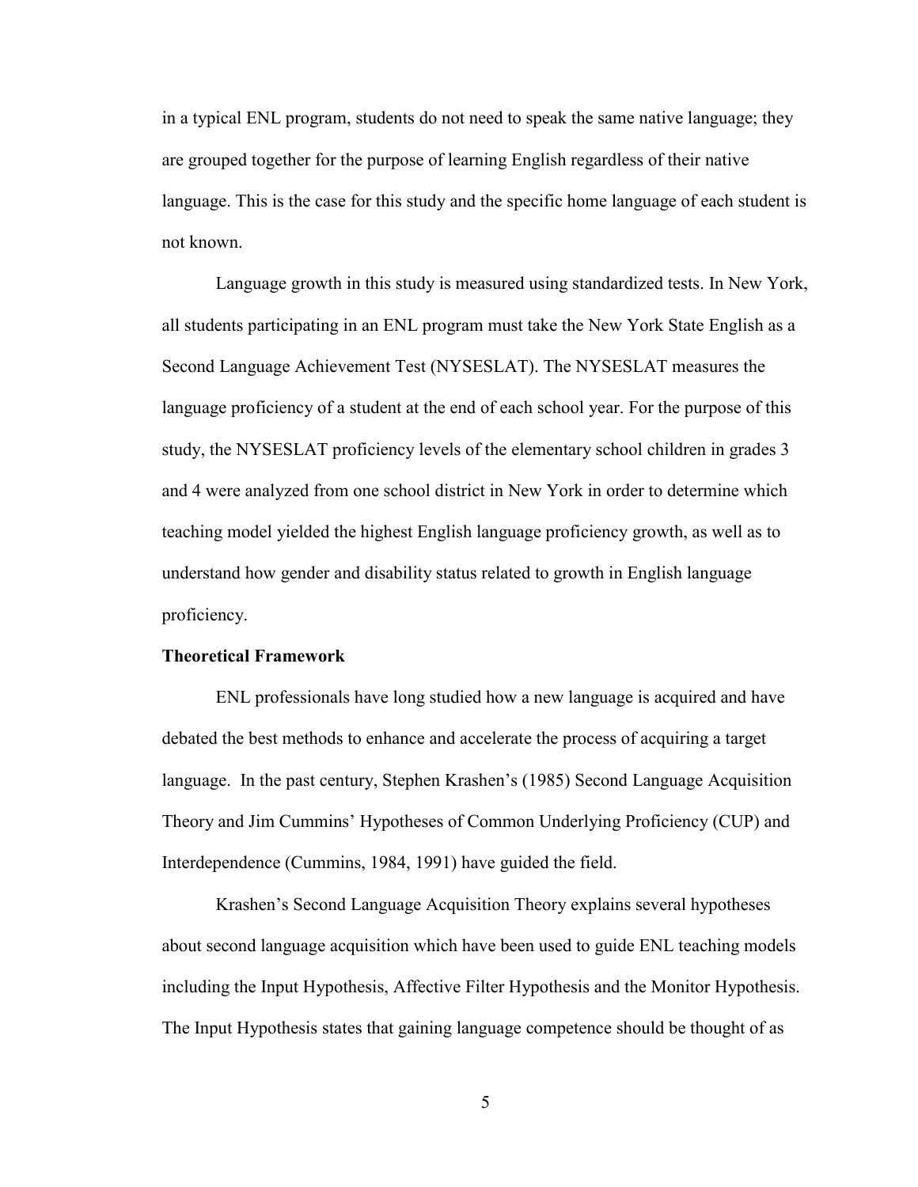in a typical ENL program, students do not need to speak the same native language; they are grouped together for the purpose of learning English regardless of their native language. This is the case for this study and the specific home language of each student is not known.

Language growth in this study is measured using standardized tests. In New York, all students participating in an ENL program must take the New York State English as a Second Language Achievement Test (NYSESLAT). The NYSESLAT measures the language proficiency of a student at the end of each school year. For the purpose of this study, the NYSESLAT proficiency levels of the elementary school children in grades 3 and 4 were analyzed from one school district in New York in order to determine which teaching model yielded the highest English language proficiency growth, as well as to understand how gender and disability status related to growth in English language proficiency.

**Theoretical Framework**

ENL professionals have long studied how a new language is acquired and have debated the best methods to enhance and accelerate the process of acquiring a target language. In the past century, Stephen Krashen's (1985) Second Language Acquisition Theory and Jim Cummins' Hypotheses of Common Underlying Proficiency (CUP) and Interdependence (Cummins, 1984, 1991) have guided the field.

Krashen's Second Language Acquisition Theory explains several hypotheses about second language acquisition which have been used to guide ENL teaching models including the Input Hypothesis, Affective Filter Hypothesis and the Monitor Hypothesis. The Input Hypothesis states that gaining language competence should be thought of as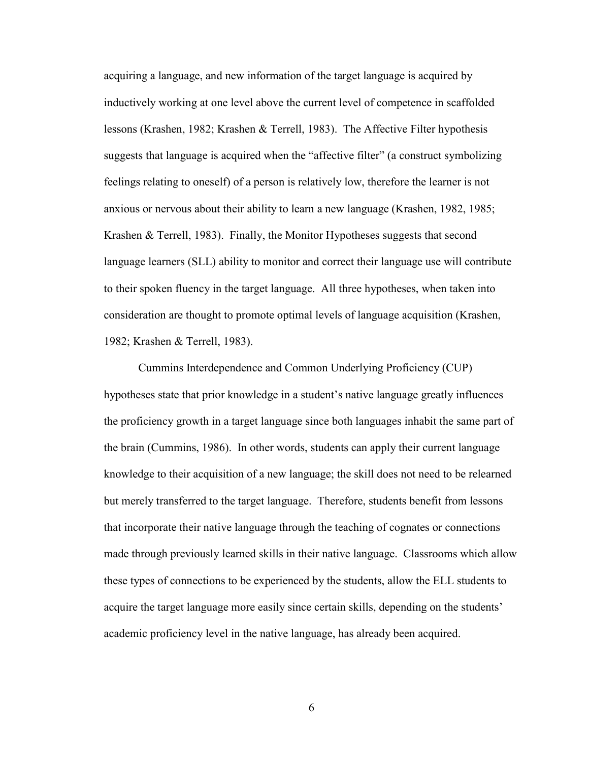acquiring a language, and new information of the target language is acquired by inductively working at one level above the current level of competence in scaffolded lessons (Krashen, 1982; Krashen & Terrell, 1983). The Affective Filter hypothesis suggests that language is acquired when the "affective filter" (a construct symbolizing feelings relating to oneself) of a person is relatively low, therefore the learner is not anxious or nervous about their ability to learn a new language (Krashen, 1982, 1985; Krashen & Terrell, 1983). Finally, the Monitor Hypotheses suggests that second language learners (SLL) ability to monitor and correct their language use will contribute to their spoken fluency in the target language. All three hypotheses, when taken into consideration are thought to promote optimal levels of language acquisition (Krashen, 1982; Krashen & Terrell, 1983).

Cummins Interdependence and Common Underlying Proficiency (CUP) hypotheses state that prior knowledge in a student's native language greatly influences the proficiency growth in a target language since both languages inhabit the same part of the brain (Cummins, 1986). In other words, students can apply their current language knowledge to their acquisition of a new language; the skill does not need to be relearned but merely transferred to the target language. Therefore, students benefit from lessons that incorporate their native language through the teaching of cognates or connections made through previously learned skills in their native language. Classrooms which allow these types of connections to be experienced by the students, allow the ELL students to acquire the target language more easily since certain skills, depending on the students' academic proficiency level in the native language, has already been acquired.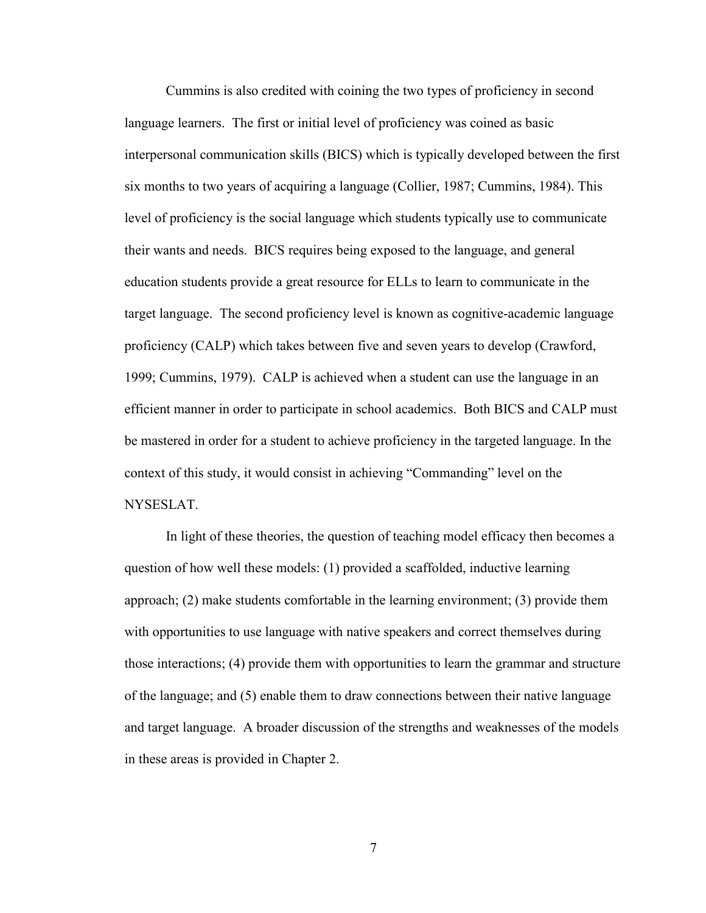Cummins is also credited with coining the two types of proficiency in second language learners. The first or initial level of proficiency was coined as basic interpersonal communication skills (BICS) which is typically developed between the first six months to two years of acquiring a language (Collier, 1987; Cummins, 1984). This level of proficiency is the social language which students typically use to communicate their wants and needs. BICS requires being exposed to the language, and general education students provide a great resource for ELLs to learn to communicate in the target language. The second proficiency level is known as cognitive-academic language proficiency (CALP) which takes between five and seven years to develop (Crawford, 1999; Cummins, 1979). CALP is achieved when a student can use the language in an efficient manner in order to participate in school academics. Both BICS and CALP must be mastered in order for a student to achieve proficiency in the targeted language. In the context of this study, it would consist in achieving "Commanding" level on the NYSESLAT.

In light of these theories, the question of teaching model efficacy then becomes a question of how well these models: (1) provided a scaffolded, inductive learning approach; (2) make students comfortable in the learning environment; (3) provide them with opportunities to use language with native speakers and correct themselves during those interactions; (4) provide them with opportunities to learn the grammar and structure of the language; and (5) enable them to draw connections between their native language and target language. A broader discussion of the strengths and weaknesses of the models in these areas is provided in Chapter 2.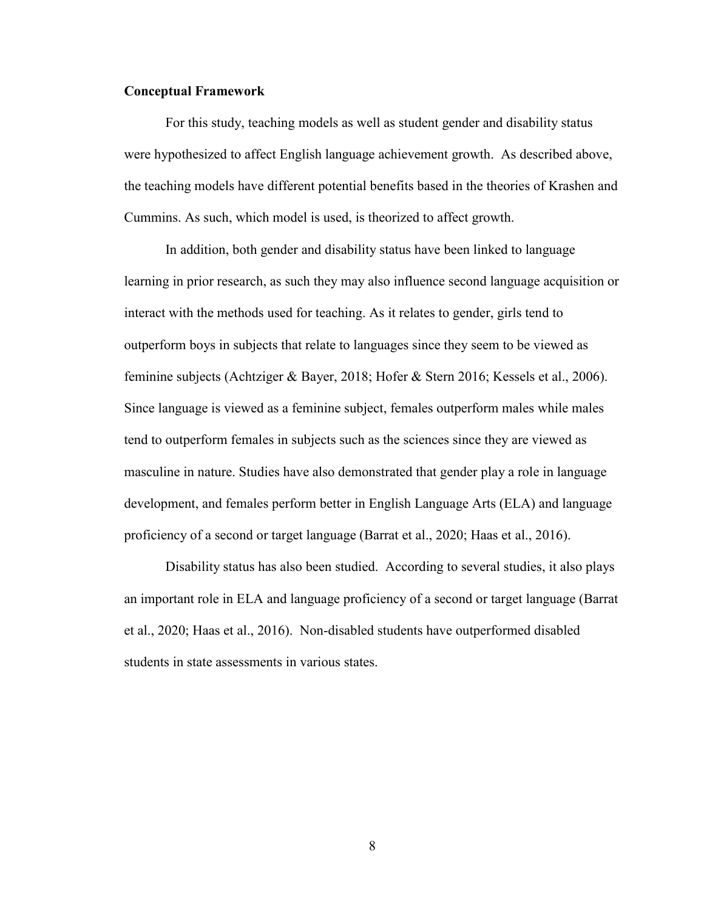**Conceptual Framework**

For this study, teaching models as well as student gender and disability status were hypothesized to affect English language achievement growth. As described above, the teaching models have different potential benefits based in the theories of Krashen and Cummins. As such, which model is used, is theorized to affect growth.

In addition, both gender and disability status have been linked to language learning in prior research, as such they may also influence second language acquisition or interact with the methods used for teaching. As it relates to gender, girls tend to outperform boys in subjects that relate to languages since they seem to be viewed as feminine subjects (Achtziger & Bayer, 2018; Hofer & Stern 2016; Kessels et al., 2006). Since language is viewed as a feminine subject, females outperform males while males tend to outperform females in subjects such as the sciences since they are viewed as masculine in nature. Studies have also demonstrated that gender play a role in language development, and females perform better in English Language Arts (ELA) and language proficiency of a second or target language (Barrat et al., 2020; Haas et al., 2016).

Disability status has also been studied. According to several studies, it also plays an important role in ELA and language proficiency of a second or target language (Barrat et al., 2020; Haas et al., 2016). Non-disabled students have outperformed disabled students in state assessments in various states.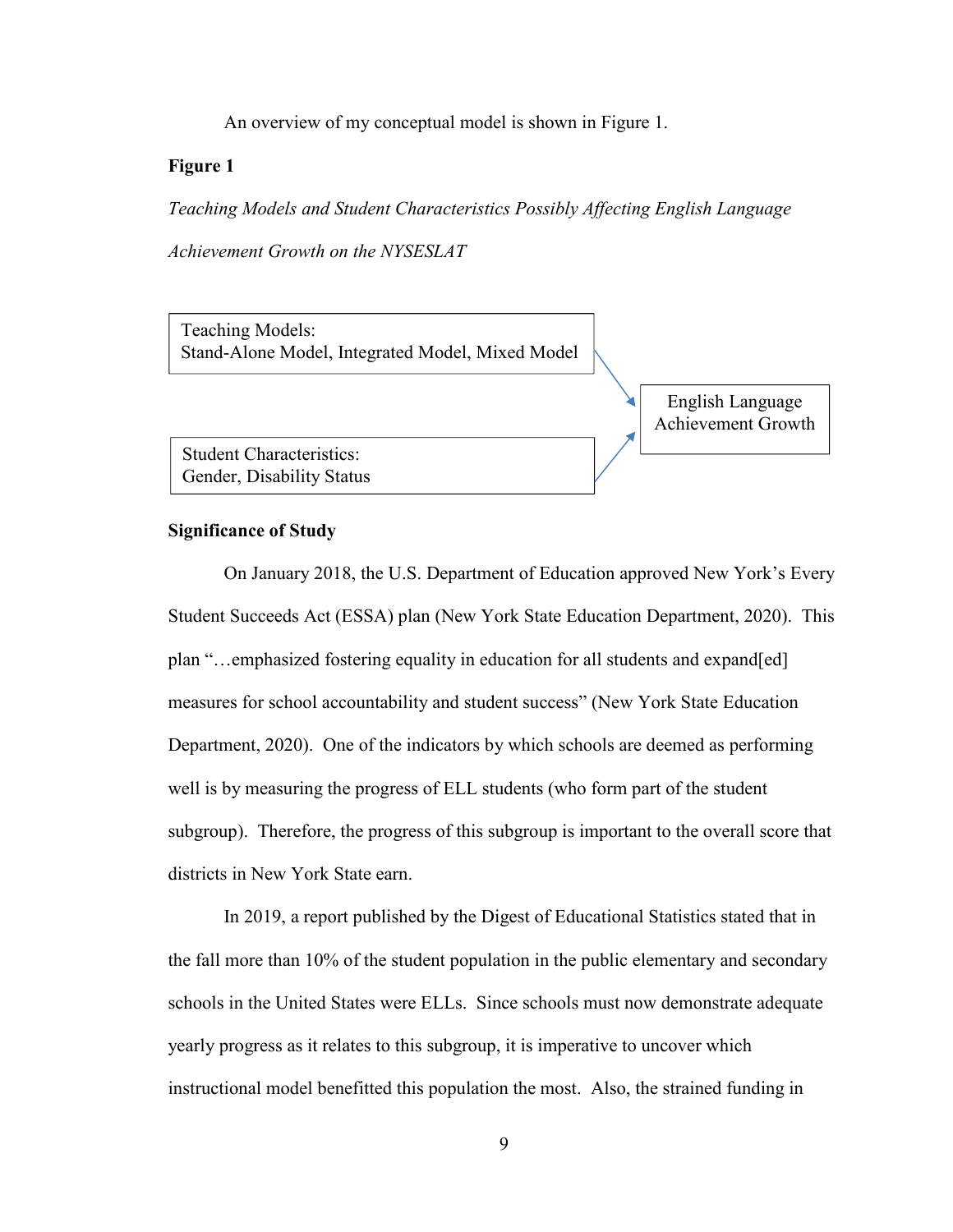An overview of my conceptual model is shown in Figure 1.

**Figure 1**

*Teaching Models and Student Characteristics Possibly Affecting English Language Achievement Growth on the NYSESLAT*

Teaching Models:
Stand-Alone Model, Integrated Model, Mixed Model

Student Characteristics:
Gender, Disability Status

English Language Achievement Growth

**Significance of Study**

On January 2018, the U.S. Department of Education approved New York's Every Student Succeeds Act (ESSA) plan (New York State Education Department, 2020). This plan "…emphasized fostering equality in education for all students and expand[ed] measures for school accountability and student success" (New York State Education Department, 2020). One of the indicators by which schools are deemed as performing well is by measuring the progress of ELL students (who form part of the student subgroup). Therefore, the progress of this subgroup is important to the overall score that districts in New York State earn.

In 2019, a report published by the Digest of Educational Statistics stated that in the fall more than 10% of the student population in the public elementary and secondary schools in the United States were ELLs. Since schools must now demonstrate adequate yearly progress as it relates to this subgroup, it is imperative to uncover which instructional model benefitted this population the most. Also, the strained funding in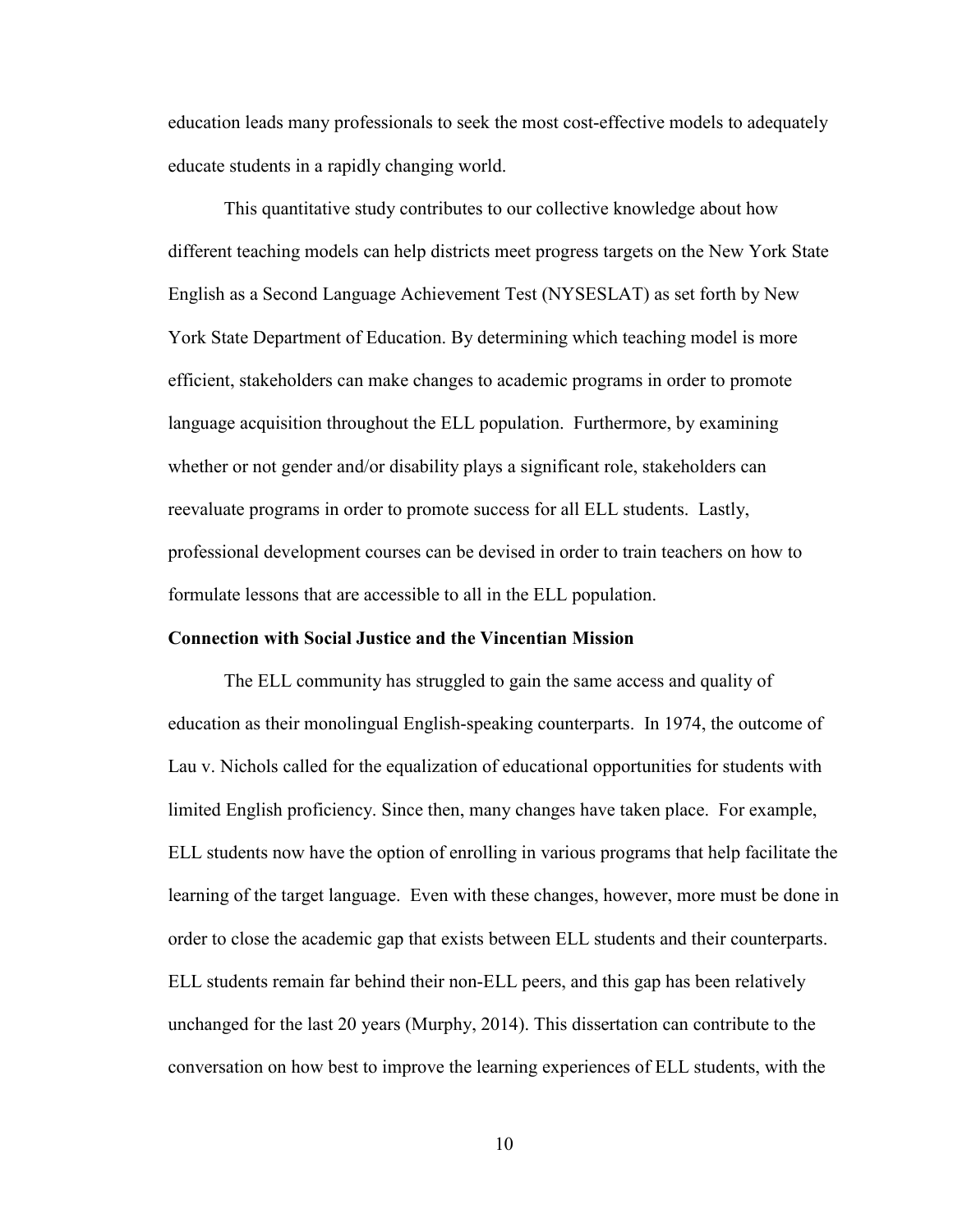education leads many professionals to seek the most cost-effective models to adequately educate students in a rapidly changing world.

This quantitative study contributes to our collective knowledge about how different teaching models can help districts meet progress targets on the New York State English as a Second Language Achievement Test (NYSESLAT) as set forth by New York State Department of Education. By determining which teaching model is more efficient, stakeholders can make changes to academic programs in order to promote language acquisition throughout the ELL population. Furthermore, by examining whether or not gender and/or disability plays a significant role, stakeholders can reevaluate programs in order to promote success for all ELL students. Lastly, professional development courses can be devised in order to train teachers on how to formulate lessons that are accessible to all in the ELL population.

**Connection with Social Justice and the Vincentian Mission**

The ELL community has struggled to gain the same access and quality of education as their monolingual English-speaking counterparts. In 1974, the outcome of Lau v. Nichols called for the equalization of educational opportunities for students with limited English proficiency. Since then, many changes have taken place. For example, ELL students now have the option of enrolling in various programs that help facilitate the learning of the target language. Even with these changes, however, more must be done in order to close the academic gap that exists between ELL students and their counterparts. ELL students remain far behind their non-ELL peers, and this gap has been relatively unchanged for the last 20 years (Murphy, 2014). This dissertation can contribute to the conversation on how best to improve the learning experiences of ELL students, with the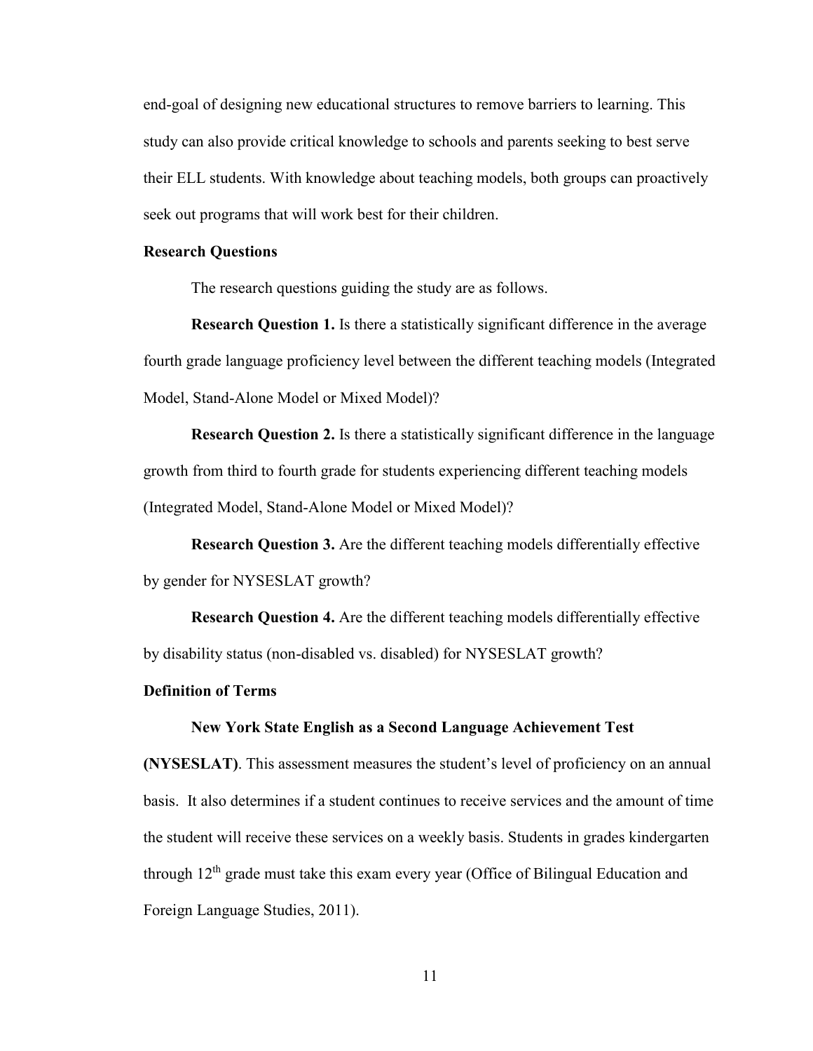end-goal of designing new educational structures to remove barriers to learning. This study can also provide critical knowledge to schools and parents seeking to best serve their ELL students. With knowledge about teaching models, both groups can proactively seek out programs that will work best for their children.

## Research Questions

The research questions guiding the study are as follows.

**Research Question 1.** Is there a statistically significant difference in the average fourth grade language proficiency level between the different teaching models (Integrated Model, Stand-Alone Model or Mixed Model)?

**Research Question 2.** Is there a statistically significant difference in the language growth from third to fourth grade for students experiencing different teaching models (Integrated Model, Stand-Alone Model or Mixed Model)?

**Research Question 3.** Are the different teaching models differentially effective by gender for NYSESLAT growth?

**Research Question 4.** Are the different teaching models differentially effective by disability status (non-disabled vs. disabled) for NYSESLAT growth?

## Definition of Terms

**New York State English as a Second Language Achievement Test (NYSESLAT)**. This assessment measures the student's level of proficiency on an annual basis. It also determines if a student continues to receive services and the amount of time the student will receive these services on a weekly basis. Students in grades kindergarten through 12th grade must take this exam every year (Office of Bilingual Education and Foreign Language Studies, 2011).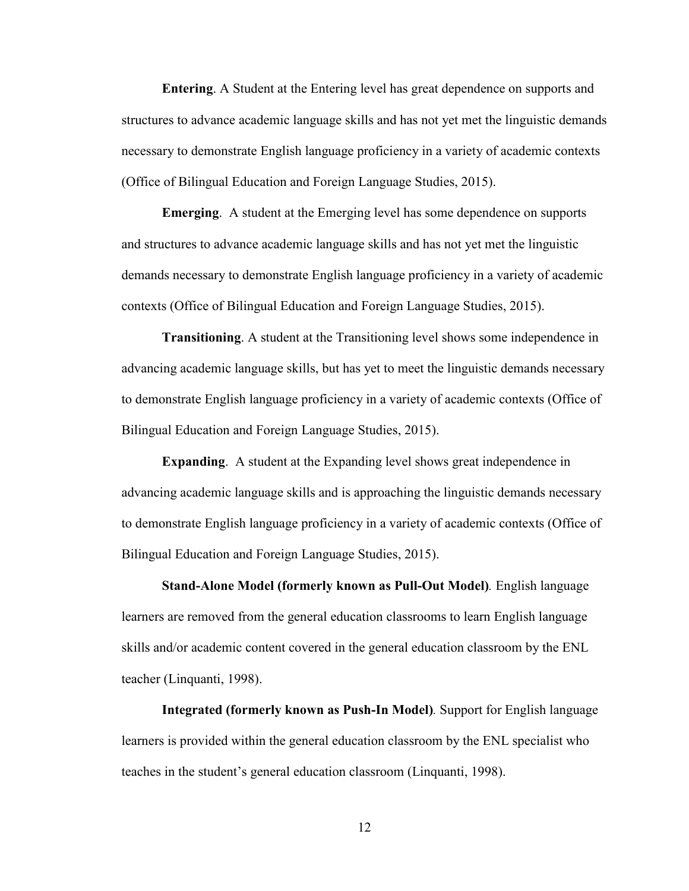**Entering**. A Student at the Entering level has great dependence on supports and structures to advance academic language skills and has not yet met the linguistic demands necessary to demonstrate English language proficiency in a variety of academic contexts (Office of Bilingual Education and Foreign Language Studies, 2015).

**Emerging**. A student at the Emerging level has some dependence on supports and structures to advance academic language skills and has not yet met the linguistic demands necessary to demonstrate English language proficiency in a variety of academic contexts (Office of Bilingual Education and Foreign Language Studies, 2015).

**Transitioning**. A student at the Transitioning level shows some independence in advancing academic language skills, but has yet to meet the linguistic demands necessary to demonstrate English language proficiency in a variety of academic contexts (Office of Bilingual Education and Foreign Language Studies, 2015).

**Expanding**. A student at the Expanding level shows great independence in advancing academic language skills and is approaching the linguistic demands necessary to demonstrate English language proficiency in a variety of academic contexts (Office of Bilingual Education and Foreign Language Studies, 2015).

**Stand-Alone Model (formerly known as Pull-Out Model)**. English language learners are removed from the general education classrooms to learn English language skills and/or academic content covered in the general education classroom by the ENL teacher (Linquanti, 1998).

**Integrated (formerly known as Push-In Model)**. Support for English language learners is provided within the general education classroom by the ENL specialist who teaches in the student's general education classroom (Linquanti, 1998).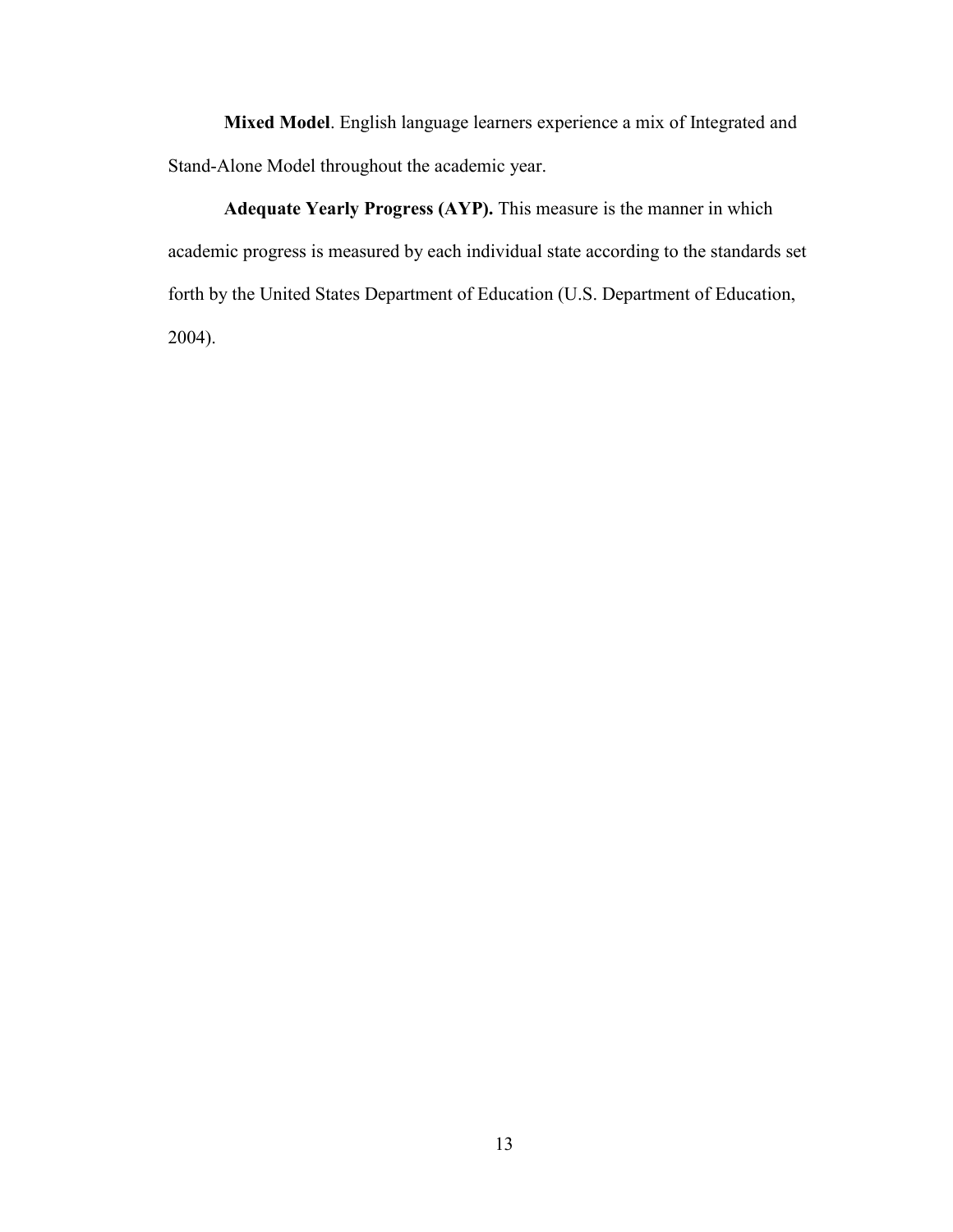**Mixed Model**. English language learners experience a mix of Integrated and Stand-Alone Model throughout the academic year.

**Adequate Yearly Progress (AYP).** This measure is the manner in which academic progress is measured by each individual state according to the standards set forth by the United States Department of Education (U.S. Department of Education, 2004).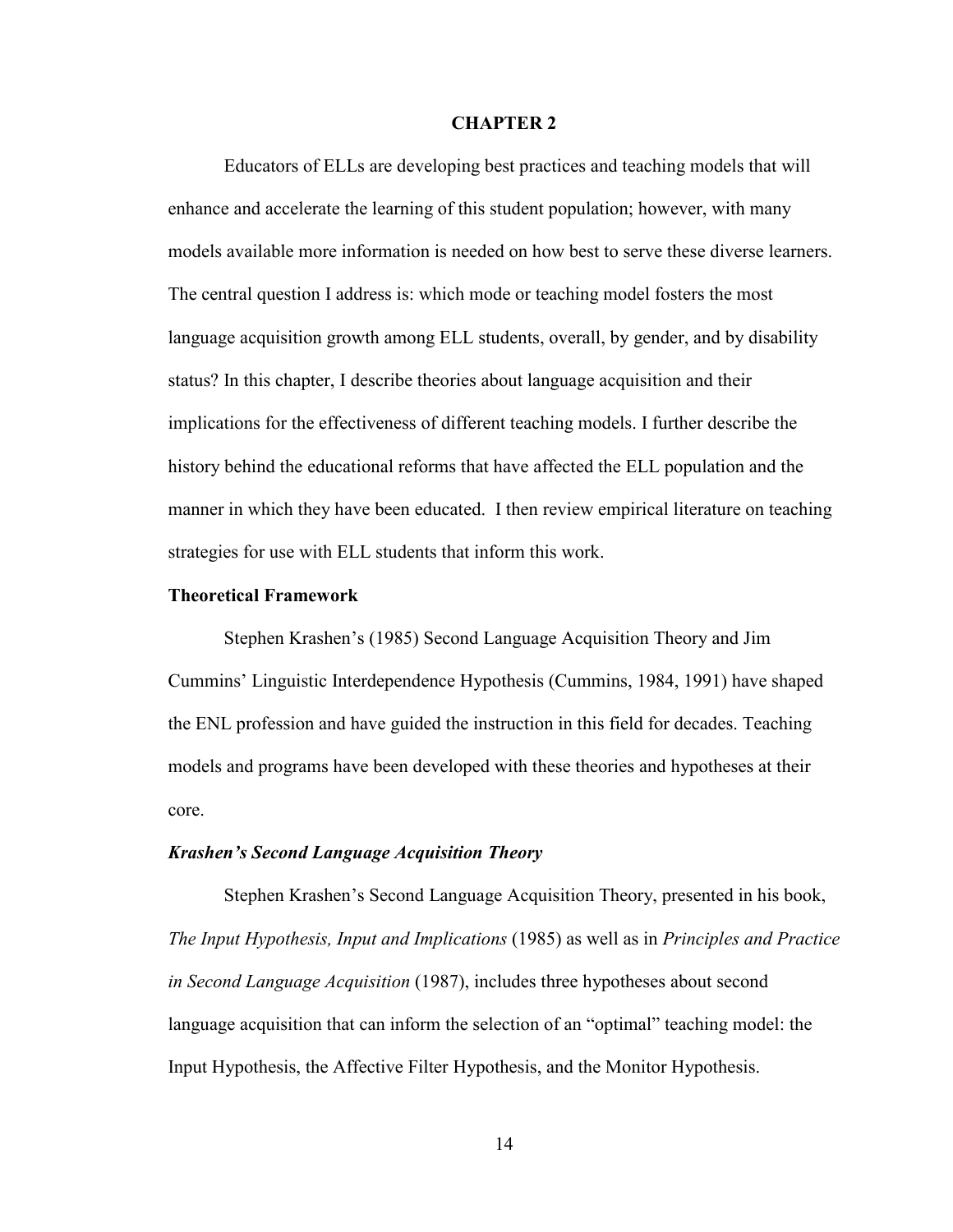# CHAPTER 2

Educators of ELLs are developing best practices and teaching models that will enhance and accelerate the learning of this student population; however, with many models available more information is needed on how best to serve these diverse learners. The central question I address is: which mode or teaching model fosters the most language acquisition growth among ELL students, overall, by gender, and by disability status? In this chapter, I describe theories about language acquisition and their implications for the effectiveness of different teaching models. I further describe the history behind the educational reforms that have affected the ELL population and the manner in which they have been educated. I then review empirical literature on teaching strategies for use with ELL students that inform this work.

## Theoretical Framework

Stephen Krashen's (1985) Second Language Acquisition Theory and Jim Cummins' Linguistic Interdependence Hypothesis (Cummins, 1984, 1991) have shaped the ENL profession and have guided the instruction in this field for decades. Teaching models and programs have been developed with these theories and hypotheses at their core.

### *Krashen's Second Language Acquisition Theory*

Stephen Krashen's Second Language Acquisition Theory, presented in his book, *The Input Hypothesis, Input and Implications* (1985) as well as in *Principles and Practice in Second Language Acquisition* (1987), includes three hypotheses about second language acquisition that can inform the selection of an "optimal" teaching model: the Input Hypothesis, the Affective Filter Hypothesis, and the Monitor Hypothesis.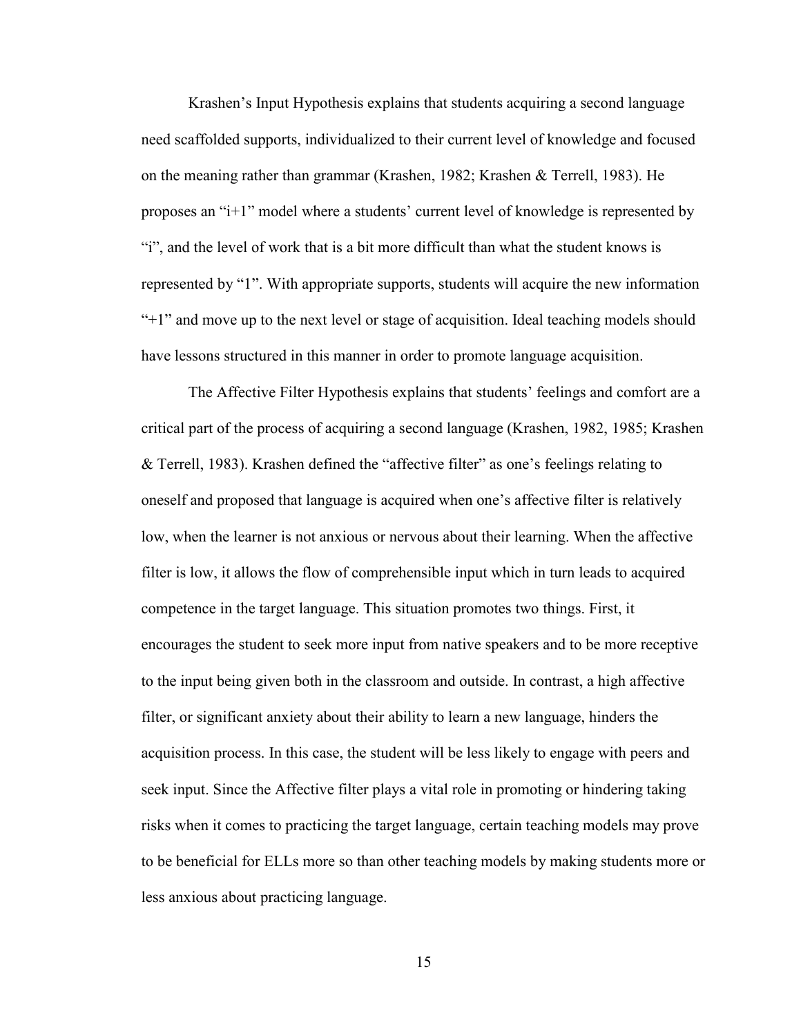Krashen's Input Hypothesis explains that students acquiring a second language need scaffolded supports, individualized to their current level of knowledge and focused on the meaning rather than grammar (Krashen, 1982; Krashen & Terrell, 1983). He proposes an "i+1" model where a students' current level of knowledge is represented by "i", and the level of work that is a bit more difficult than what the student knows is represented by "1". With appropriate supports, students will acquire the new information "+1" and move up to the next level or stage of acquisition. Ideal teaching models should have lessons structured in this manner in order to promote language acquisition.

The Affective Filter Hypothesis explains that students' feelings and comfort are a critical part of the process of acquiring a second language (Krashen, 1982, 1985; Krashen & Terrell, 1983). Krashen defined the "affective filter" as one's feelings relating to oneself and proposed that language is acquired when one's affective filter is relatively low, when the learner is not anxious or nervous about their learning. When the affective filter is low, it allows the flow of comprehensible input which in turn leads to acquired competence in the target language. This situation promotes two things. First, it encourages the student to seek more input from native speakers and to be more receptive to the input being given both in the classroom and outside. In contrast, a high affective filter, or significant anxiety about their ability to learn a new language, hinders the acquisition process. In this case, the student will be less likely to engage with peers and seek input. Since the Affective filter plays a vital role in promoting or hindering taking risks when it comes to practicing the target language, certain teaching models may prove to be beneficial for ELLs more so than other teaching models by making students more or less anxious about practicing language.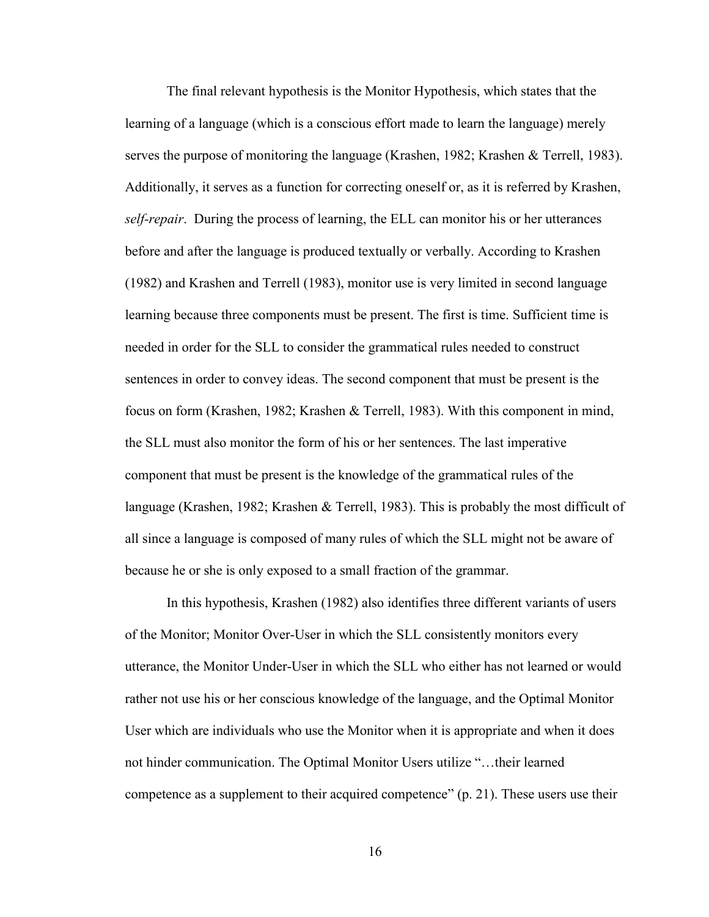The final relevant hypothesis is the Monitor Hypothesis, which states that the learning of a language (which is a conscious effort made to learn the language) merely serves the purpose of monitoring the language (Krashen, 1982; Krashen & Terrell, 1983). Additionally, it serves as a function for correcting oneself or, as it is referred by Krashen, *self-repair*. During the process of learning, the ELL can monitor his or her utterances before and after the language is produced textually or verbally. According to Krashen (1982) and Krashen and Terrell (1983), monitor use is very limited in second language learning because three components must be present. The first is time. Sufficient time is needed in order for the SLL to consider the grammatical rules needed to construct sentences in order to convey ideas. The second component that must be present is the focus on form (Krashen, 1982; Krashen & Terrell, 1983). With this component in mind, the SLL must also monitor the form of his or her sentences. The last imperative component that must be present is the knowledge of the grammatical rules of the language (Krashen, 1982; Krashen & Terrell, 1983). This is probably the most difficult of all since a language is composed of many rules of which the SLL might not be aware of because he or she is only exposed to a small fraction of the grammar.

In this hypothesis, Krashen (1982) also identifies three different variants of users of the Monitor; Monitor Over-User in which the SLL consistently monitors every utterance, the Monitor Under-User in which the SLL who either has not learned or would rather not use his or her conscious knowledge of the language, and the Optimal Monitor User which are individuals who use the Monitor when it is appropriate and when it does not hinder communication. The Optimal Monitor Users utilize "…their learned competence as a supplement to their acquired competence" (p. 21). These users use their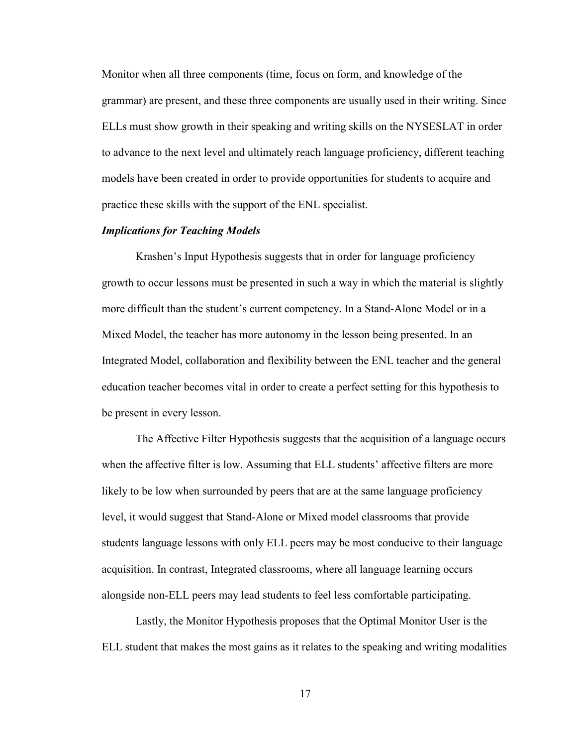Monitor when all three components (time, focus on form, and knowledge of the grammar) are present, and these three components are usually used in their writing. Since ELLs must show growth in their speaking and writing skills on the NYSESLAT in order to advance to the next level and ultimately reach language proficiency, different teaching models have been created in order to provide opportunities for students to acquire and practice these skills with the support of the ENL specialist.

### *Implications for Teaching Models*

Krashen's Input Hypothesis suggests that in order for language proficiency growth to occur lessons must be presented in such a way in which the material is slightly more difficult than the student's current competency. In a Stand-Alone Model or in a Mixed Model, the teacher has more autonomy in the lesson being presented. In an Integrated Model, collaboration and flexibility between the ENL teacher and the general education teacher becomes vital in order to create a perfect setting for this hypothesis to be present in every lesson.

The Affective Filter Hypothesis suggests that the acquisition of a language occurs when the affective filter is low. Assuming that ELL students' affective filters are more likely to be low when surrounded by peers that are at the same language proficiency level, it would suggest that Stand-Alone or Mixed model classrooms that provide students language lessons with only ELL peers may be most conducive to their language acquisition. In contrast, Integrated classrooms, where all language learning occurs alongside non-ELL peers may lead students to feel less comfortable participating.

Lastly, the Monitor Hypothesis proposes that the Optimal Monitor User is the ELL student that makes the most gains as it relates to the speaking and writing modalities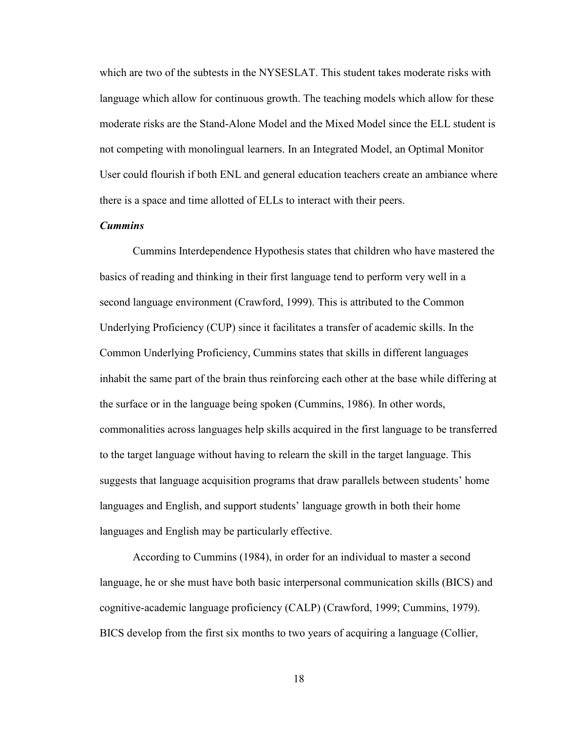which are two of the subtests in the NYSESLAT. This student takes moderate risks with language which allow for continuous growth. The teaching models which allow for these moderate risks are the Stand-Alone Model and the Mixed Model since the ELL student is not competing with monolingual learners. In an Integrated Model, an Optimal Monitor User could flourish if both ENL and general education teachers create an ambiance where there is a space and time allotted of ELLs to interact with their peers.

### *Cummins*

Cummins Interdependence Hypothesis states that children who have mastered the basics of reading and thinking in their first language tend to perform very well in a second language environment (Crawford, 1999). This is attributed to the Common Underlying Proficiency (CUP) since it facilitates a transfer of academic skills. In the Common Underlying Proficiency, Cummins states that skills in different languages inhabit the same part of the brain thus reinforcing each other at the base while differing at the surface or in the language being spoken (Cummins, 1986). In other words, commonalities across languages help skills acquired in the first language to be transferred to the target language without having to relearn the skill in the target language. This suggests that language acquisition programs that draw parallels between students' home languages and English, and support students' language growth in both their home languages and English may be particularly effective.

According to Cummins (1984), in order for an individual to master a second language, he or she must have both basic interpersonal communication skills (BICS) and cognitive-academic language proficiency (CALP) (Crawford, 1999; Cummins, 1979). BICS develop from the first six months to two years of acquiring a language (Collier,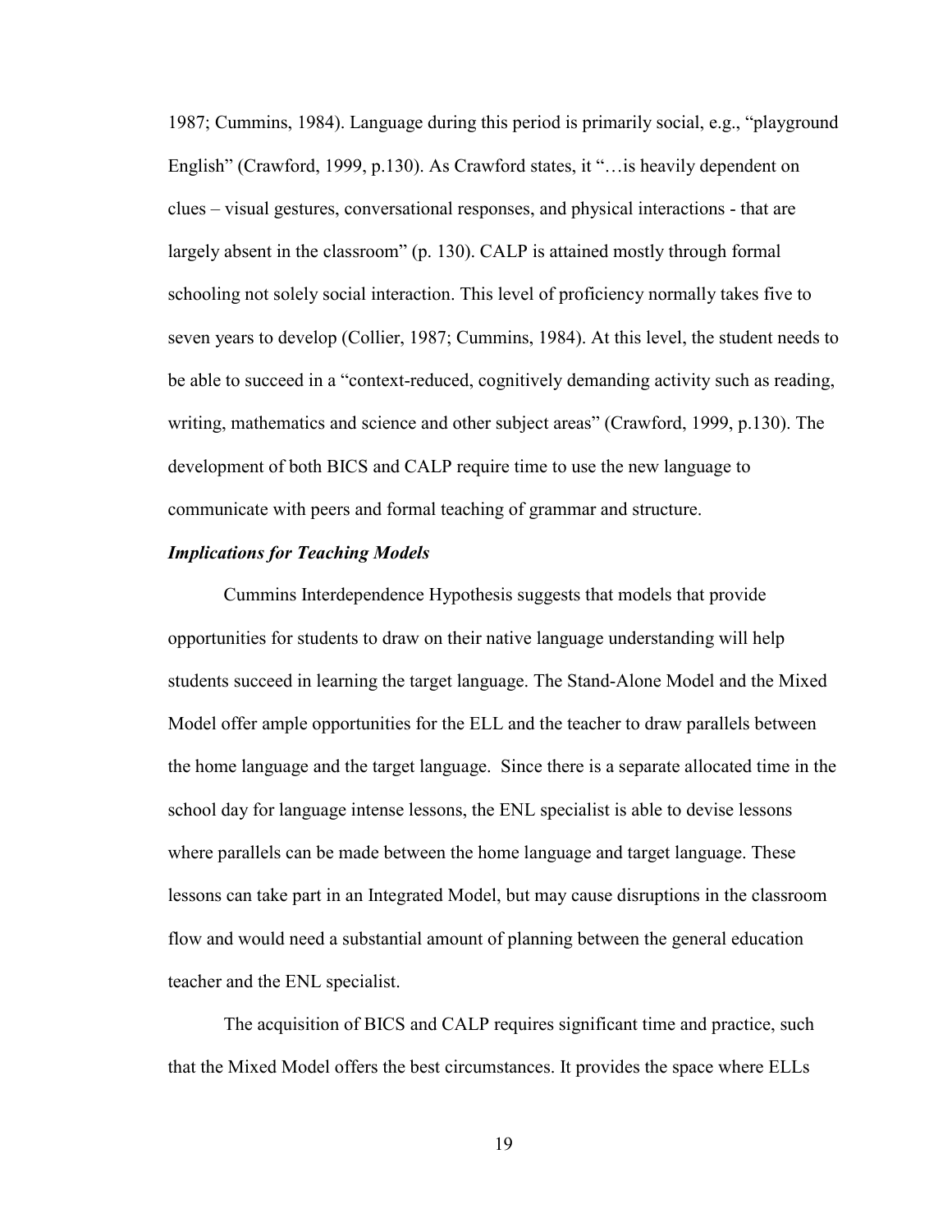1987; Cummins, 1984). Language during this period is primarily social, e.g., "playground English" (Crawford, 1999, p.130). As Crawford states, it "…is heavily dependent on clues – visual gestures, conversational responses, and physical interactions - that are largely absent in the classroom" (p. 130). CALP is attained mostly through formal schooling not solely social interaction. This level of proficiency normally takes five to seven years to develop (Collier, 1987; Cummins, 1984). At this level, the student needs to be able to succeed in a "context-reduced, cognitively demanding activity such as reading, writing, mathematics and science and other subject areas" (Crawford, 1999, p.130). The development of both BICS and CALP require time to use the new language to communicate with peers and formal teaching of grammar and structure.

***Implications for Teaching Models***

Cummins Interdependence Hypothesis suggests that models that provide opportunities for students to draw on their native language understanding will help students succeed in learning the target language. The Stand-Alone Model and the Mixed Model offer ample opportunities for the ELL and the teacher to draw parallels between the home language and the target language. Since there is a separate allocated time in the school day for language intense lessons, the ENL specialist is able to devise lessons where parallels can be made between the home language and target language. These lessons can take part in an Integrated Model, but may cause disruptions in the classroom flow and would need a substantial amount of planning between the general education teacher and the ENL specialist.

The acquisition of BICS and CALP requires significant time and practice, such that the Mixed Model offers the best circumstances. It provides the space where ELLs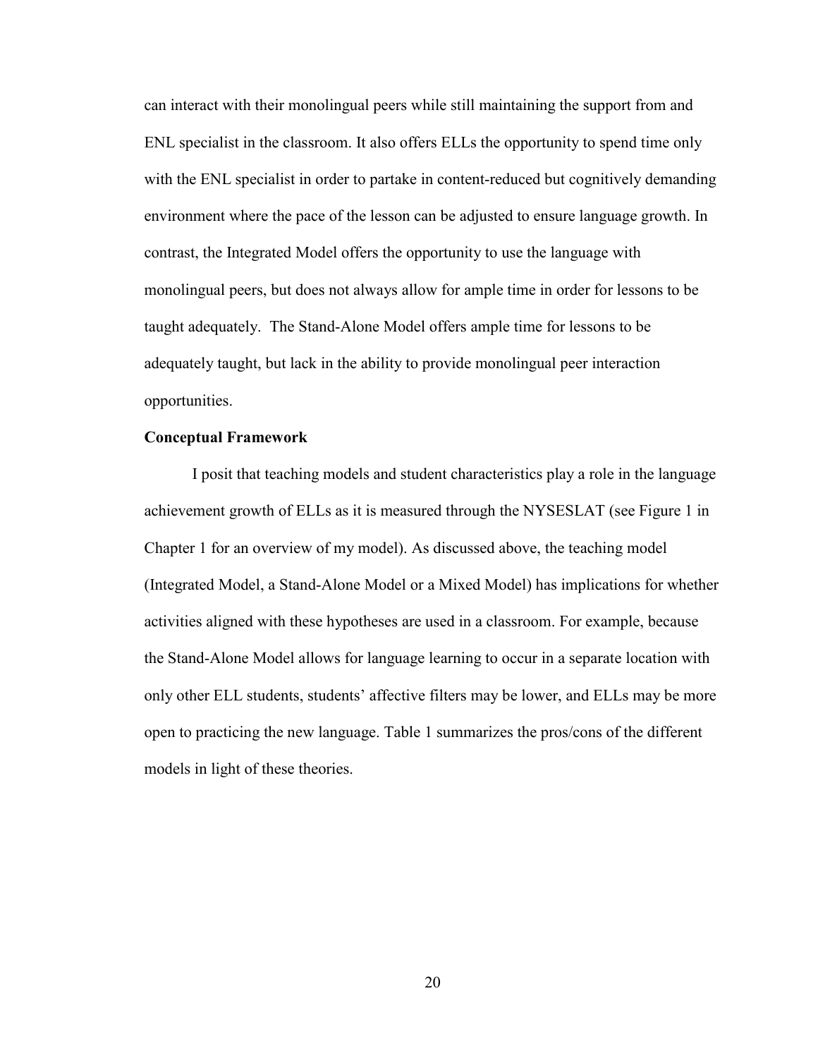can interact with their monolingual peers while still maintaining the support from and ENL specialist in the classroom. It also offers ELLs the opportunity to spend time only with the ENL specialist in order to partake in content-reduced but cognitively demanding environment where the pace of the lesson can be adjusted to ensure language growth. In contrast, the Integrated Model offers the opportunity to use the language with monolingual peers, but does not always allow for ample time in order for lessons to be taught adequately. The Stand-Alone Model offers ample time for lessons to be adequately taught, but lack in the ability to provide monolingual peer interaction opportunities.

**Conceptual Framework**

I posit that teaching models and student characteristics play a role in the language achievement growth of ELLs as it is measured through the NYSESLAT (see Figure 1 in Chapter 1 for an overview of my model). As discussed above, the teaching model (Integrated Model, a Stand-Alone Model or a Mixed Model) has implications for whether activities aligned with these hypotheses are used in a classroom. For example, because the Stand-Alone Model allows for language learning to occur in a separate location with only other ELL students, students' affective filters may be lower, and ELLs may be more open to practicing the new language. Table 1 summarizes the pros/cons of the different models in light of these theories.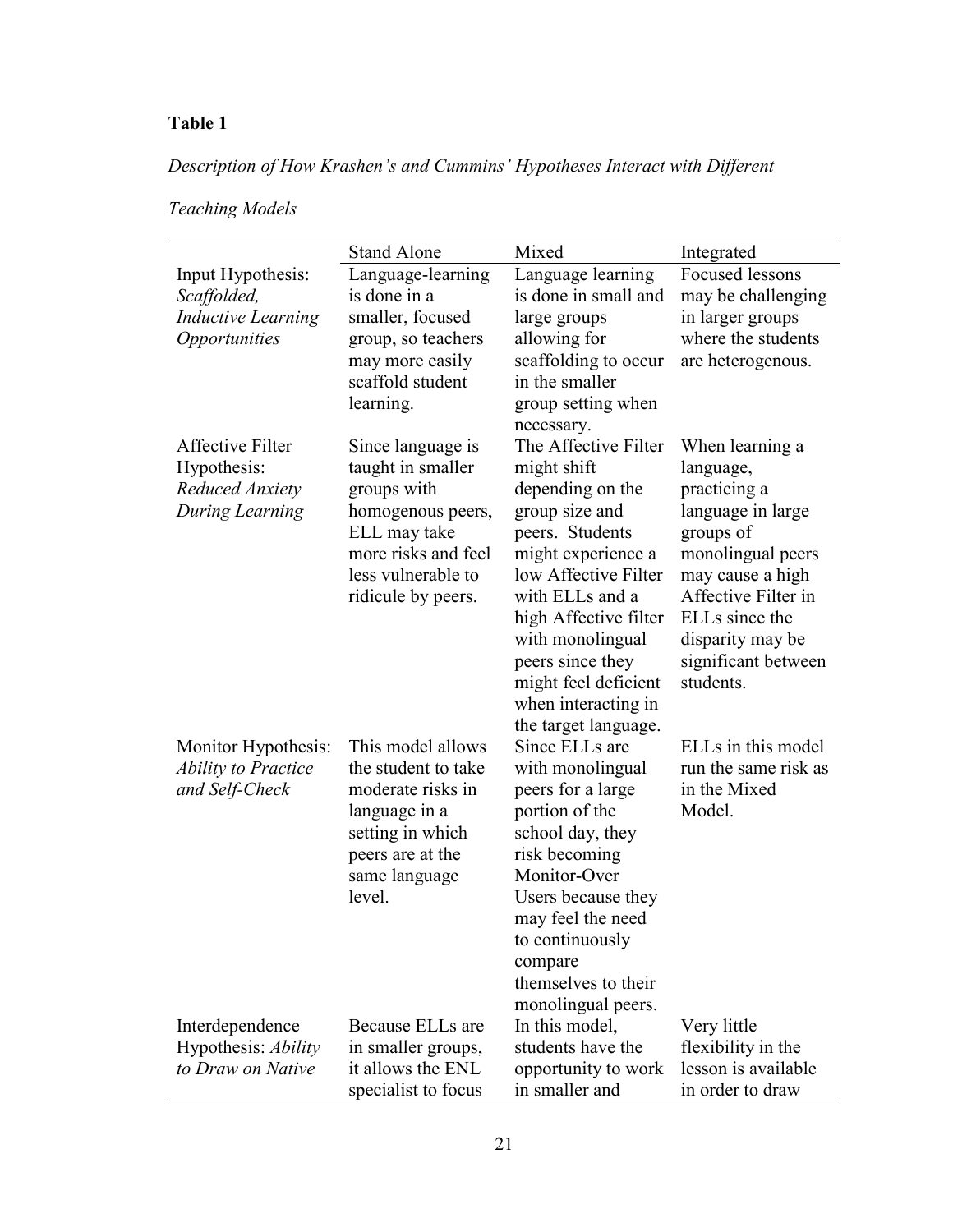**Table 1**

*Description of How Krashen's and Cummins' Hypotheses Interact with Different Teaching Models*

| | Stand Alone | Mixed | Integrated |
|---|---|---|---|
| Input Hypothesis: *Scaffolded, Inductive Learning Opportunities* | Language-learning is done in a smaller, focused group, so teachers may more easily scaffold student learning. | Language learning is done in small and large groups allowing for scaffolding to occur in the smaller group setting when necessary. | Focused lessons may be challenging in larger groups where the students are heterogenous. |
| Affective Filter Hypothesis: *Reduced Anxiety During Learning* | Since language is taught in smaller groups with homogenous peers, ELL may take more risks and feel less vulnerable to ridicule by peers. | The Affective Filter might shift depending on the group size and peers. Students might experience a low Affective Filter with ELLs and a high Affective filter with monolingual peers since they might feel deficient when interacting in the target language. | When learning a language, practicing a language in large groups of monolingual peers may cause a high Affective Filter in ELLs since the disparity may be significant between students. |
| Monitor Hypothesis: *Ability to Practice and Self-Check* | This model allows the student to take moderate risks in language in a setting in which peers are at the same language level. | Since ELLs are with monolingual peers for a large portion of the school day, they risk becoming Monitor-Over Users because they may feel the need to continuously compare themselves to their monolingual peers. | ELLs in this model run the same risk as in the Mixed Model. |
| Interdependence Hypothesis: *Ability to Draw on Native* | Because ELLs are in smaller groups, it allows the ENL specialist to focus | In this model, students have the opportunity to work in smaller and | Very little flexibility in the lesson is available in order to draw |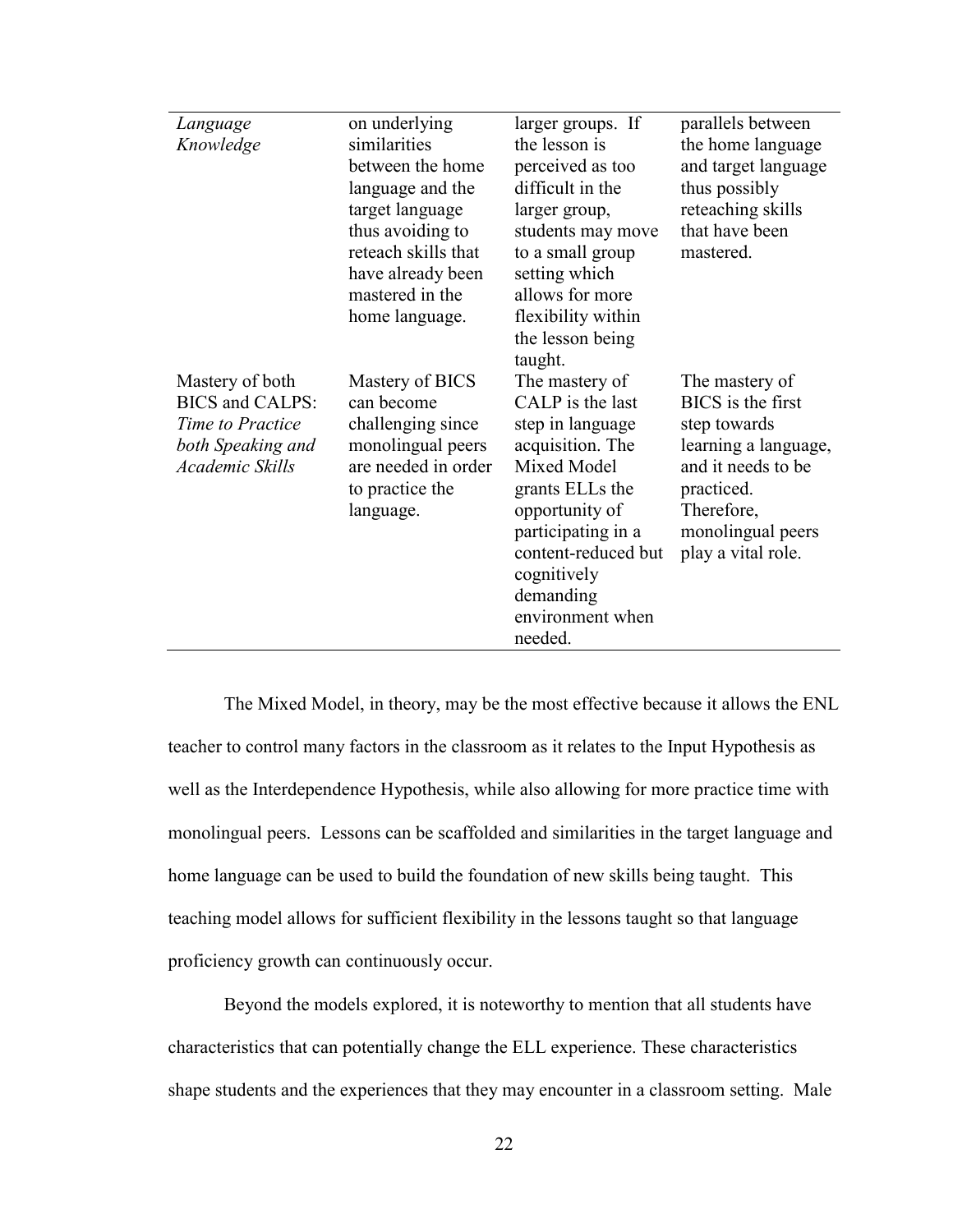| | | | |
|---|---|---|---|
| *Language Knowledge* | on underlying similarities between the home language and the target language thus avoiding to reteach skills that have already been mastered in the home language. | larger groups. If the lesson is perceived as too difficult in the larger group, students may move to a small group setting which allows for more flexibility within the lesson being taught. | parallels between the home language and target language thus possibly reteaching skills that have been mastered. |
| Mastery of both BICS and CALPS: *Time to Practice both Speaking and Academic Skills* | Mastery of BICS can become challenging since monolingual peers are needed in order to practice the language. | The mastery of CALP is the last step in language acquisition. The Mixed Model grants ELLs the opportunity of participating in a content-reduced but cognitively demanding environment when needed. | The mastery of BICS is the first step towards learning a language, and it needs to be practiced. Therefore, monolingual peers play a vital role. |

The Mixed Model, in theory, may be the most effective because it allows the ENL teacher to control many factors in the classroom as it relates to the Input Hypothesis as well as the Interdependence Hypothesis, while also allowing for more practice time with monolingual peers. Lessons can be scaffolded and similarities in the target language and home language can be used to build the foundation of new skills being taught. This teaching model allows for sufficient flexibility in the lessons taught so that language proficiency growth can continuously occur.

Beyond the models explored, it is noteworthy to mention that all students have characteristics that can potentially change the ELL experience. These characteristics shape students and the experiences that they may encounter in a classroom setting. Male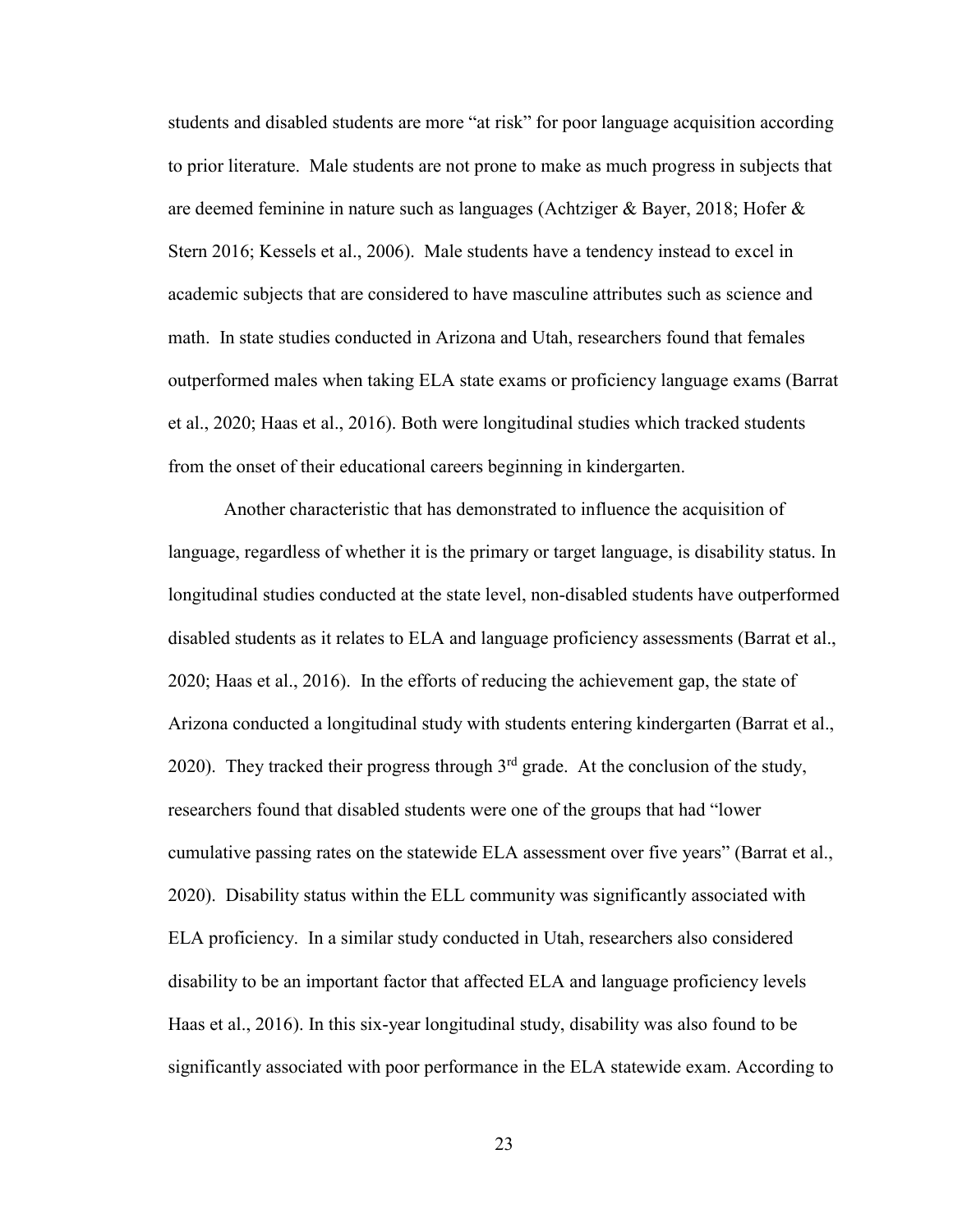students and disabled students are more "at risk" for poor language acquisition according to prior literature. Male students are not prone to make as much progress in subjects that are deemed feminine in nature such as languages (Achtziger & Bayer, 2018; Hofer & Stern 2016; Kessels et al., 2006). Male students have a tendency instead to excel in academic subjects that are considered to have masculine attributes such as science and math. In state studies conducted in Arizona and Utah, researchers found that females outperformed males when taking ELA state exams or proficiency language exams (Barrat et al., 2020; Haas et al., 2016). Both were longitudinal studies which tracked students from the onset of their educational careers beginning in kindergarten.

Another characteristic that has demonstrated to influence the acquisition of language, regardless of whether it is the primary or target language, is disability status. In longitudinal studies conducted at the state level, non-disabled students have outperformed disabled students as it relates to ELA and language proficiency assessments (Barrat et al., 2020; Haas et al., 2016). In the efforts of reducing the achievement gap, the state of Arizona conducted a longitudinal study with students entering kindergarten (Barrat et al., 2020). They tracked their progress through 3rd grade. At the conclusion of the study, researchers found that disabled students were one of the groups that had "lower cumulative passing rates on the statewide ELA assessment over five years" (Barrat et al., 2020). Disability status within the ELL community was significantly associated with ELA proficiency. In a similar study conducted in Utah, researchers also considered disability to be an important factor that affected ELA and language proficiency levels Haas et al., 2016). In this six-year longitudinal study, disability was also found to be significantly associated with poor performance in the ELA statewide exam. According to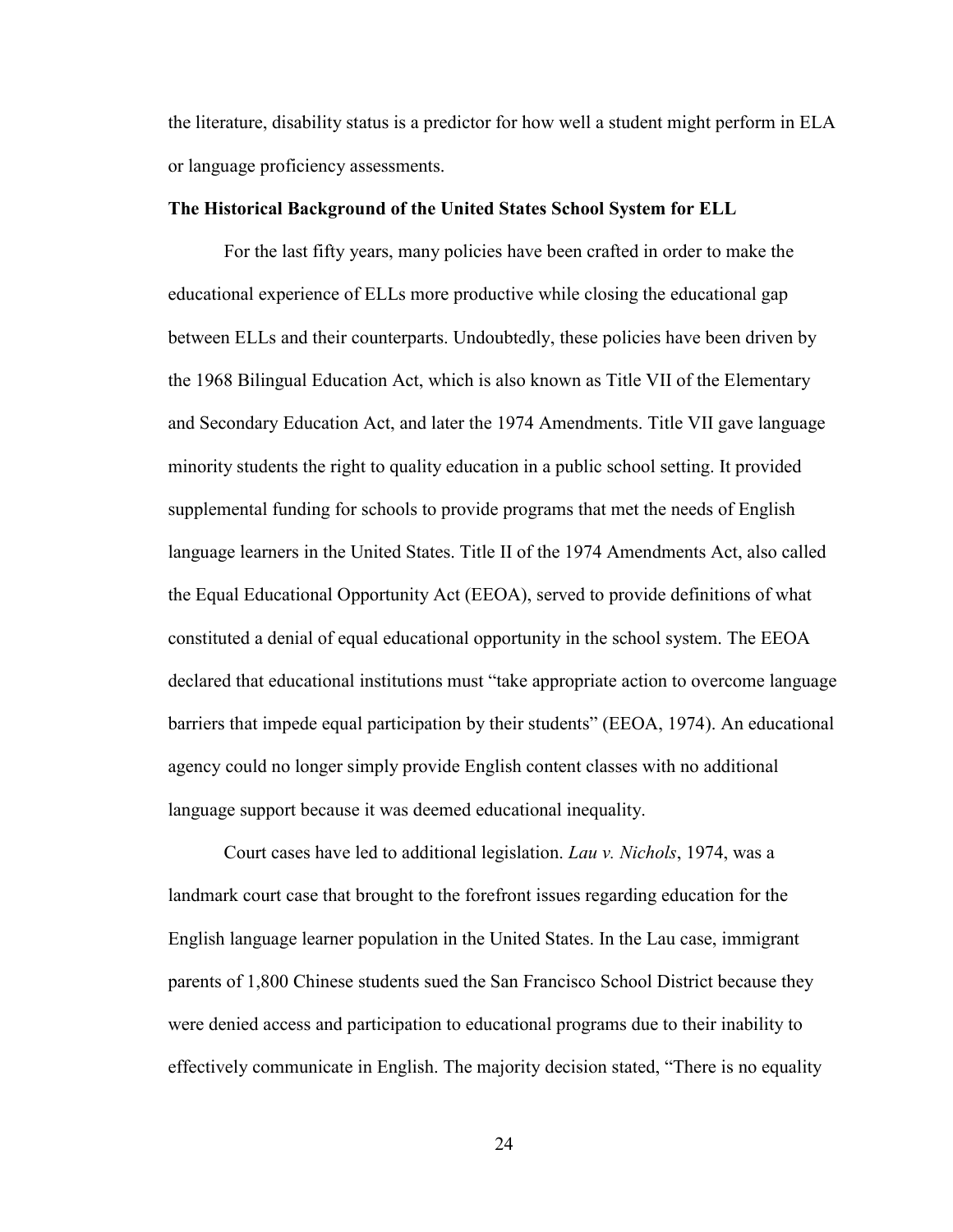the literature, disability status is a predictor for how well a student might perform in ELA or language proficiency assessments.

**The Historical Background of the United States School System for ELL**

For the last fifty years, many policies have been crafted in order to make the educational experience of ELLs more productive while closing the educational gap between ELLs and their counterparts. Undoubtedly, these policies have been driven by the 1968 Bilingual Education Act, which is also known as Title VII of the Elementary and Secondary Education Act, and later the 1974 Amendments. Title VII gave language minority students the right to quality education in a public school setting. It provided supplemental funding for schools to provide programs that met the needs of English language learners in the United States. Title II of the 1974 Amendments Act, also called the Equal Educational Opportunity Act (EEOA), served to provide definitions of what constituted a denial of equal educational opportunity in the school system. The EEOA declared that educational institutions must "take appropriate action to overcome language barriers that impede equal participation by their students" (EEOA, 1974). An educational agency could no longer simply provide English content classes with no additional language support because it was deemed educational inequality.

Court cases have led to additional legislation. *Lau v. Nichols*, 1974, was a landmark court case that brought to the forefront issues regarding education for the English language learner population in the United States. In the Lau case, immigrant parents of 1,800 Chinese students sued the San Francisco School District because they were denied access and participation to educational programs due to their inability to effectively communicate in English. The majority decision stated, "There is no equality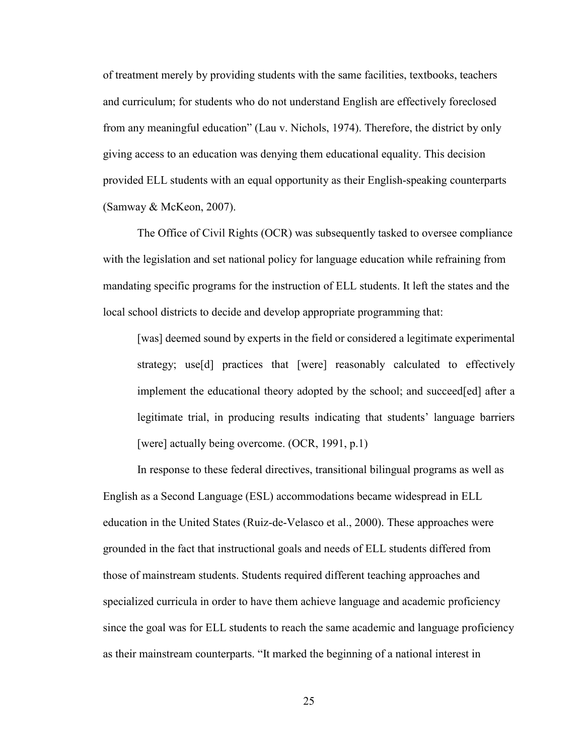of treatment merely by providing students with the same facilities, textbooks, teachers and curriculum; for students who do not understand English are effectively foreclosed from any meaningful education" (Lau v. Nichols, 1974). Therefore, the district by only giving access to an education was denying them educational equality. This decision provided ELL students with an equal opportunity as their English-speaking counterparts (Samway & McKeon, 2007).

The Office of Civil Rights (OCR) was subsequently tasked to oversee compliance with the legislation and set national policy for language education while refraining from mandating specific programs for the instruction of ELL students. It left the states and the local school districts to decide and develop appropriate programming that:

> [was] deemed sound by experts in the field or considered a legitimate experimental strategy; use[d] practices that [were] reasonably calculated to effectively implement the educational theory adopted by the school; and succeed[ed] after a legitimate trial, in producing results indicating that students' language barriers [were] actually being overcome. (OCR, 1991, p.1)

In response to these federal directives, transitional bilingual programs as well as English as a Second Language (ESL) accommodations became widespread in ELL education in the United States (Ruiz-de-Velasco et al., 2000). These approaches were grounded in the fact that instructional goals and needs of ELL students differed from those of mainstream students. Students required different teaching approaches and specialized curricula in order to have them achieve language and academic proficiency since the goal was for ELL students to reach the same academic and language proficiency as their mainstream counterparts. "It marked the beginning of a national interest in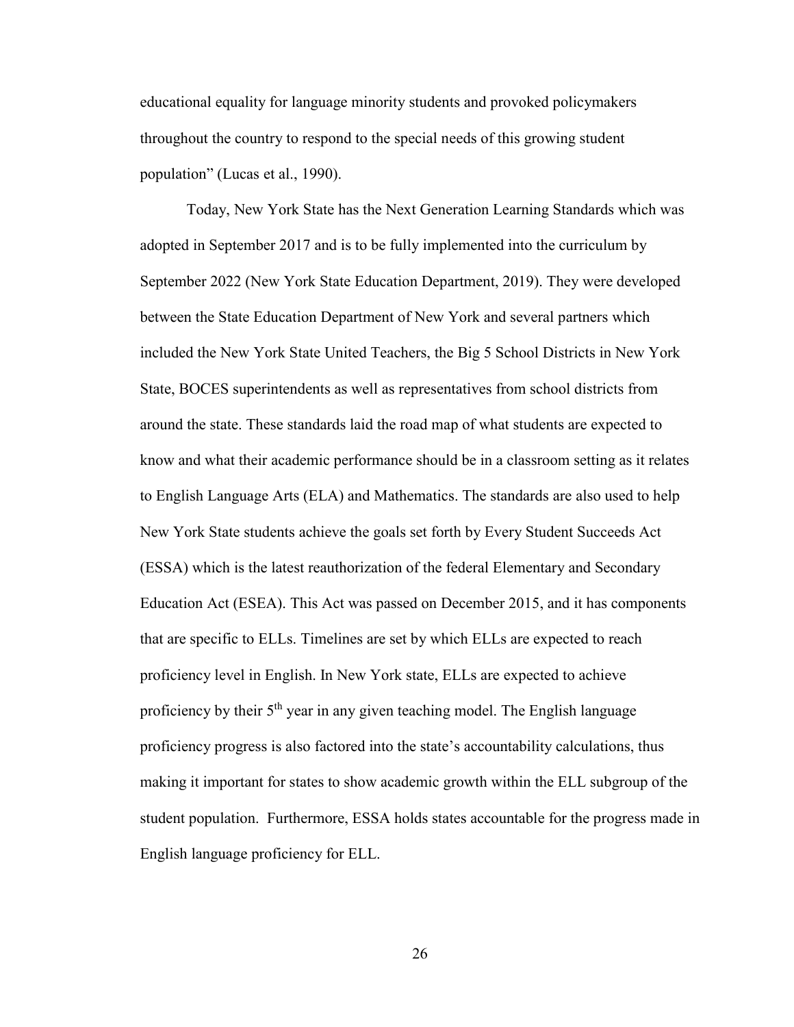educational equality for language minority students and provoked policymakers throughout the country to respond to the special needs of this growing student population" (Lucas et al., 1990).

Today, New York State has the Next Generation Learning Standards which was adopted in September 2017 and is to be fully implemented into the curriculum by September 2022 (New York State Education Department, 2019). They were developed between the State Education Department of New York and several partners which included the New York State United Teachers, the Big 5 School Districts in New York State, BOCES superintendents as well as representatives from school districts from around the state. These standards laid the road map of what students are expected to know and what their academic performance should be in a classroom setting as it relates to English Language Arts (ELA) and Mathematics. The standards are also used to help New York State students achieve the goals set forth by Every Student Succeeds Act (ESSA) which is the latest reauthorization of the federal Elementary and Secondary Education Act (ESEA). This Act was passed on December 2015, and it has components that are specific to ELLs. Timelines are set by which ELLs are expected to reach proficiency level in English. In New York state, ELLs are expected to achieve proficiency by their 5th year in any given teaching model. The English language proficiency progress is also factored into the state's accountability calculations, thus making it important for states to show academic growth within the ELL subgroup of the student population. Furthermore, ESSA holds states accountable for the progress made in English language proficiency for ELL.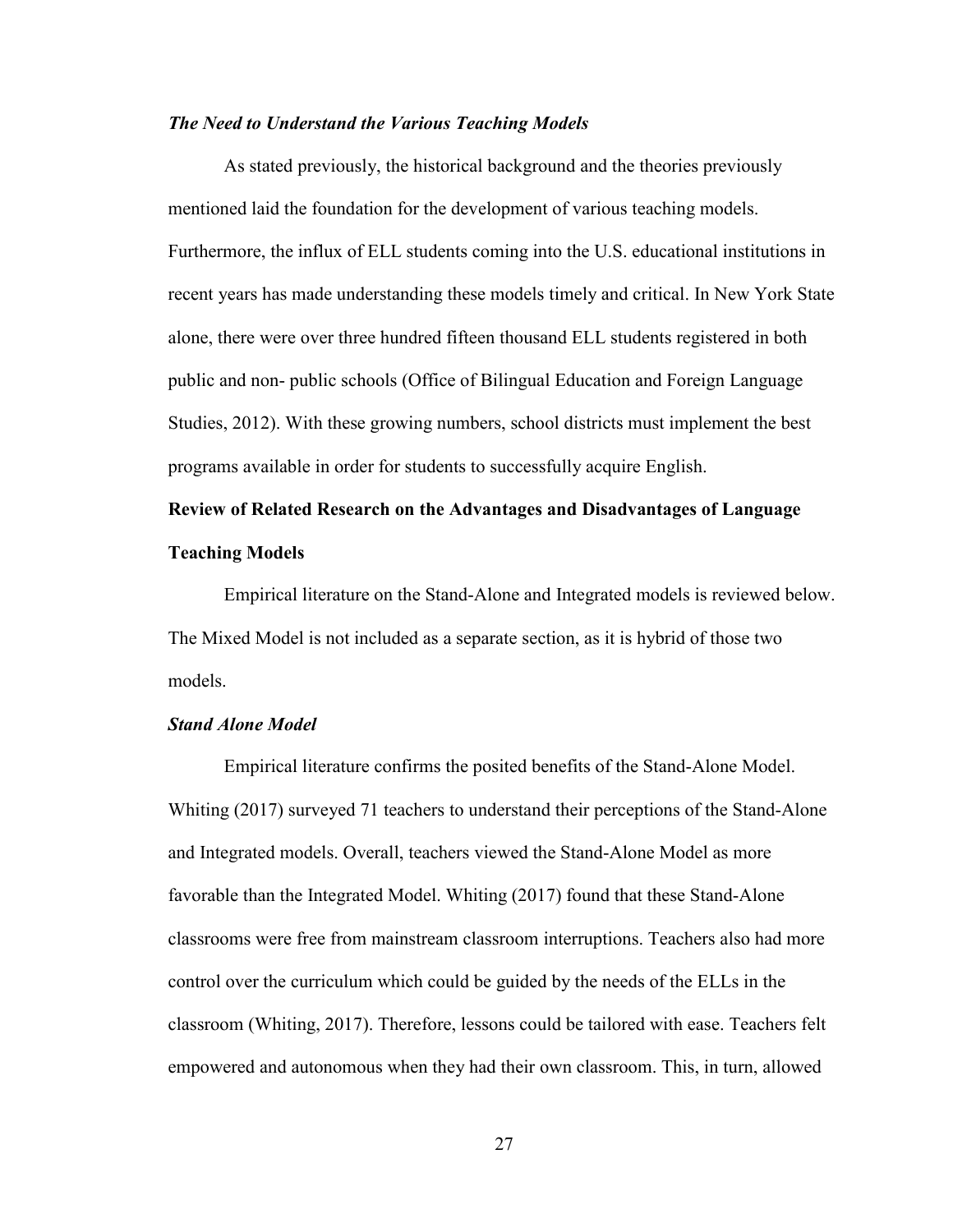### *The Need to Understand the Various Teaching Models*

As stated previously, the historical background and the theories previously mentioned laid the foundation for the development of various teaching models. Furthermore, the influx of ELL students coming into the U.S. educational institutions in recent years has made understanding these models timely and critical. In New York State alone, there were over three hundred fifteen thousand ELL students registered in both public and non- public schools (Office of Bilingual Education and Foreign Language Studies, 2012). With these growing numbers, school districts must implement the best programs available in order for students to successfully acquire English.

## **Review of Related Research on the Advantages and Disadvantages of Language Teaching Models**

Empirical literature on the Stand-Alone and Integrated models is reviewed below. The Mixed Model is not included as a separate section, as it is hybrid of those two models.

### *Stand Alone Model*

Empirical literature confirms the posited benefits of the Stand-Alone Model. Whiting (2017) surveyed 71 teachers to understand their perceptions of the Stand-Alone and Integrated models. Overall, teachers viewed the Stand-Alone Model as more favorable than the Integrated Model. Whiting (2017) found that these Stand-Alone classrooms were free from mainstream classroom interruptions. Teachers also had more control over the curriculum which could be guided by the needs of the ELLs in the classroom (Whiting, 2017). Therefore, lessons could be tailored with ease. Teachers felt empowered and autonomous when they had their own classroom. This, in turn, allowed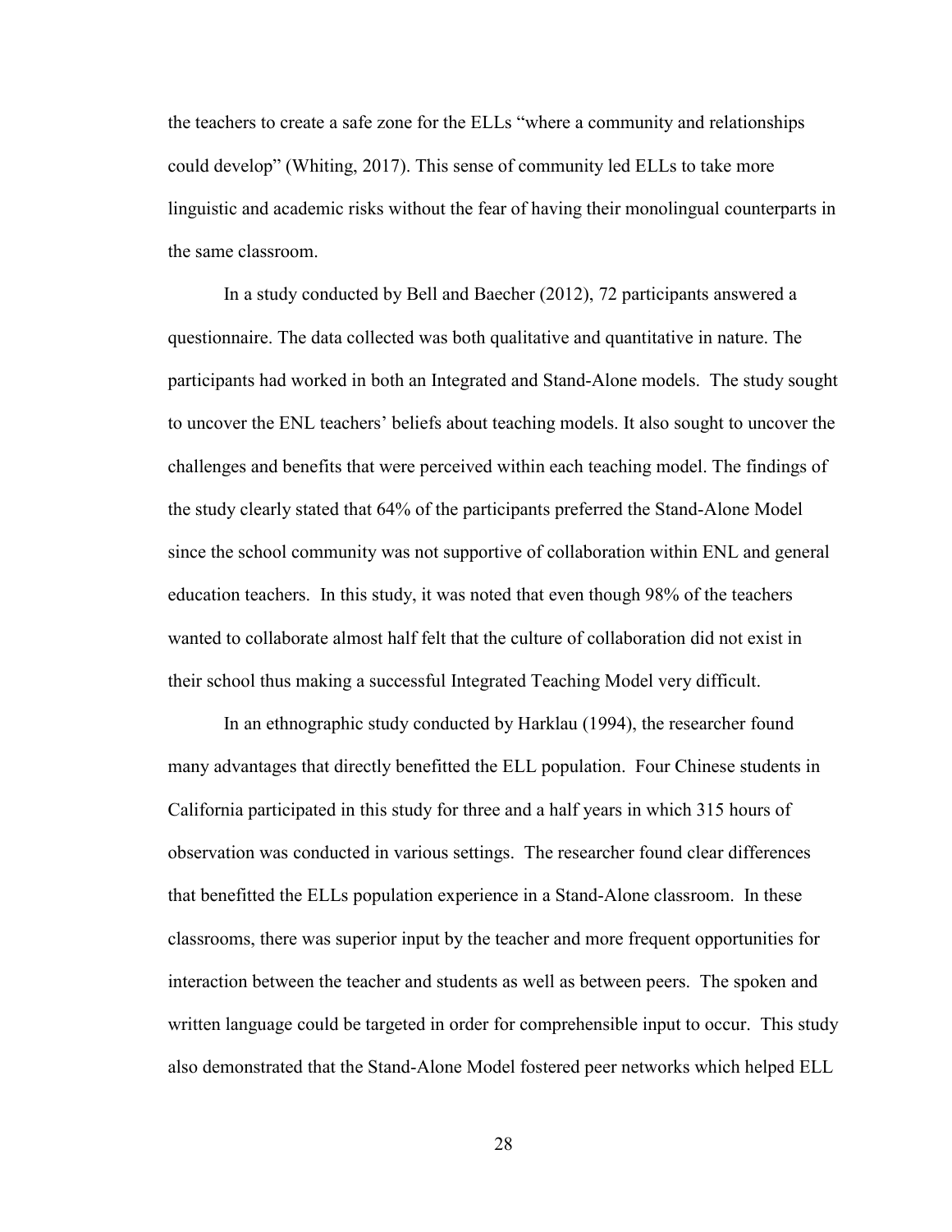the teachers to create a safe zone for the ELLs "where a community and relationships could develop" (Whiting, 2017). This sense of community led ELLs to take more linguistic and academic risks without the fear of having their monolingual counterparts in the same classroom.

In a study conducted by Bell and Baecher (2012), 72 participants answered a questionnaire. The data collected was both qualitative and quantitative in nature. The participants had worked in both an Integrated and Stand-Alone models. The study sought to uncover the ENL teachers' beliefs about teaching models. It also sought to uncover the challenges and benefits that were perceived within each teaching model. The findings of the study clearly stated that 64% of the participants preferred the Stand-Alone Model since the school community was not supportive of collaboration within ENL and general education teachers. In this study, it was noted that even though 98% of the teachers wanted to collaborate almost half felt that the culture of collaboration did not exist in their school thus making a successful Integrated Teaching Model very difficult.

In an ethnographic study conducted by Harklau (1994), the researcher found many advantages that directly benefitted the ELL population. Four Chinese students in California participated in this study for three and a half years in which 315 hours of observation was conducted in various settings. The researcher found clear differences that benefitted the ELLs population experience in a Stand-Alone classroom. In these classrooms, there was superior input by the teacher and more frequent opportunities for interaction between the teacher and students as well as between peers. The spoken and written language could be targeted in order for comprehensible input to occur. This study also demonstrated that the Stand-Alone Model fostered peer networks which helped ELL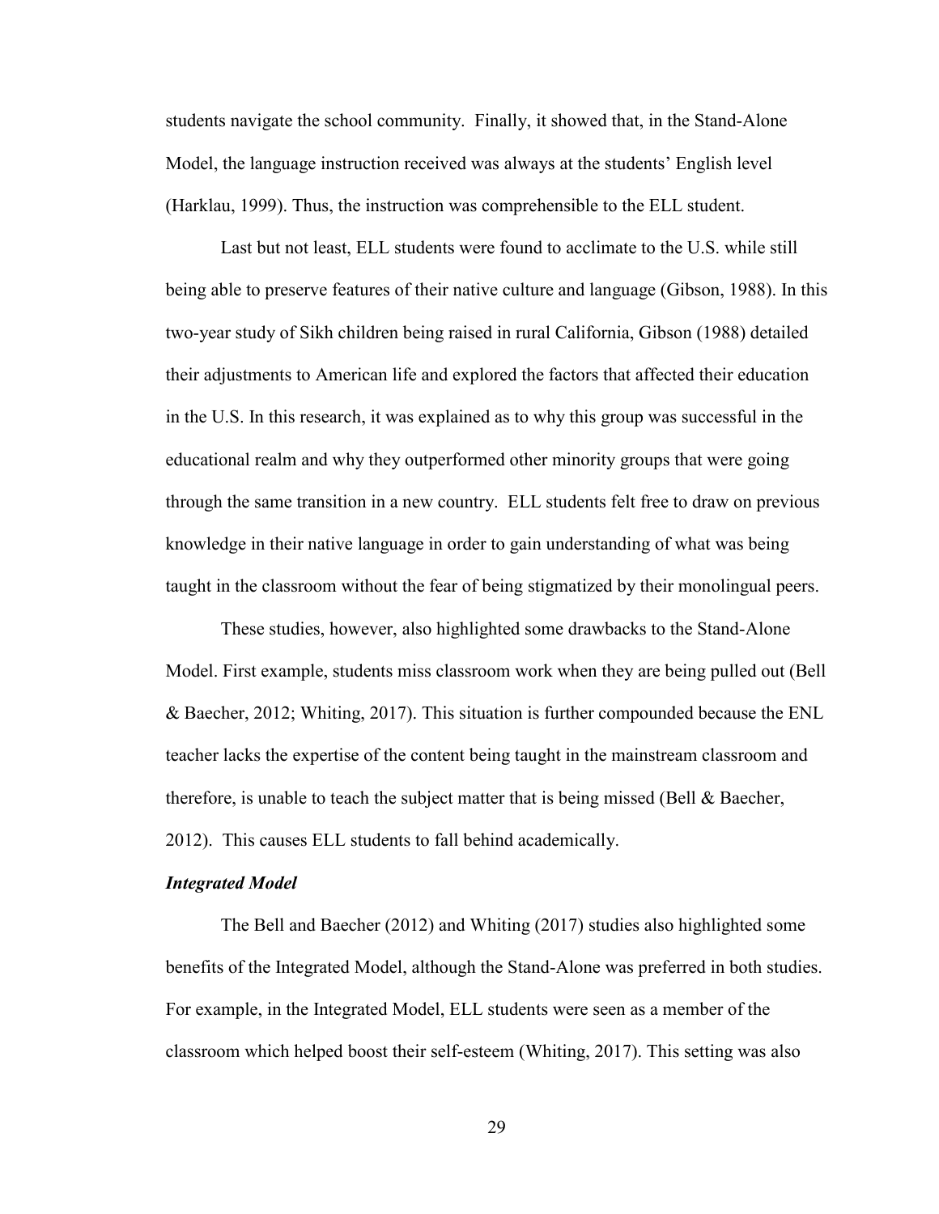students navigate the school community. Finally, it showed that, in the Stand-Alone Model, the language instruction received was always at the students' English level (Harklau, 1999). Thus, the instruction was comprehensible to the ELL student.

Last but not least, ELL students were found to acclimate to the U.S. while still being able to preserve features of their native culture and language (Gibson, 1988). In this two-year study of Sikh children being raised in rural California, Gibson (1988) detailed their adjustments to American life and explored the factors that affected their education in the U.S. In this research, it was explained as to why this group was successful in the educational realm and why they outperformed other minority groups that were going through the same transition in a new country. ELL students felt free to draw on previous knowledge in their native language in order to gain understanding of what was being taught in the classroom without the fear of being stigmatized by their monolingual peers.

These studies, however, also highlighted some drawbacks to the Stand-Alone Model. First example, students miss classroom work when they are being pulled out (Bell & Baecher, 2012; Whiting, 2017). This situation is further compounded because the ENL teacher lacks the expertise of the content being taught in the mainstream classroom and therefore, is unable to teach the subject matter that is being missed (Bell & Baecher, 2012). This causes ELL students to fall behind academically.

***Integrated Model***

The Bell and Baecher (2012) and Whiting (2017) studies also highlighted some benefits of the Integrated Model, although the Stand-Alone was preferred in both studies. For example, in the Integrated Model, ELL students were seen as a member of the classroom which helped boost their self-esteem (Whiting, 2017). This setting was also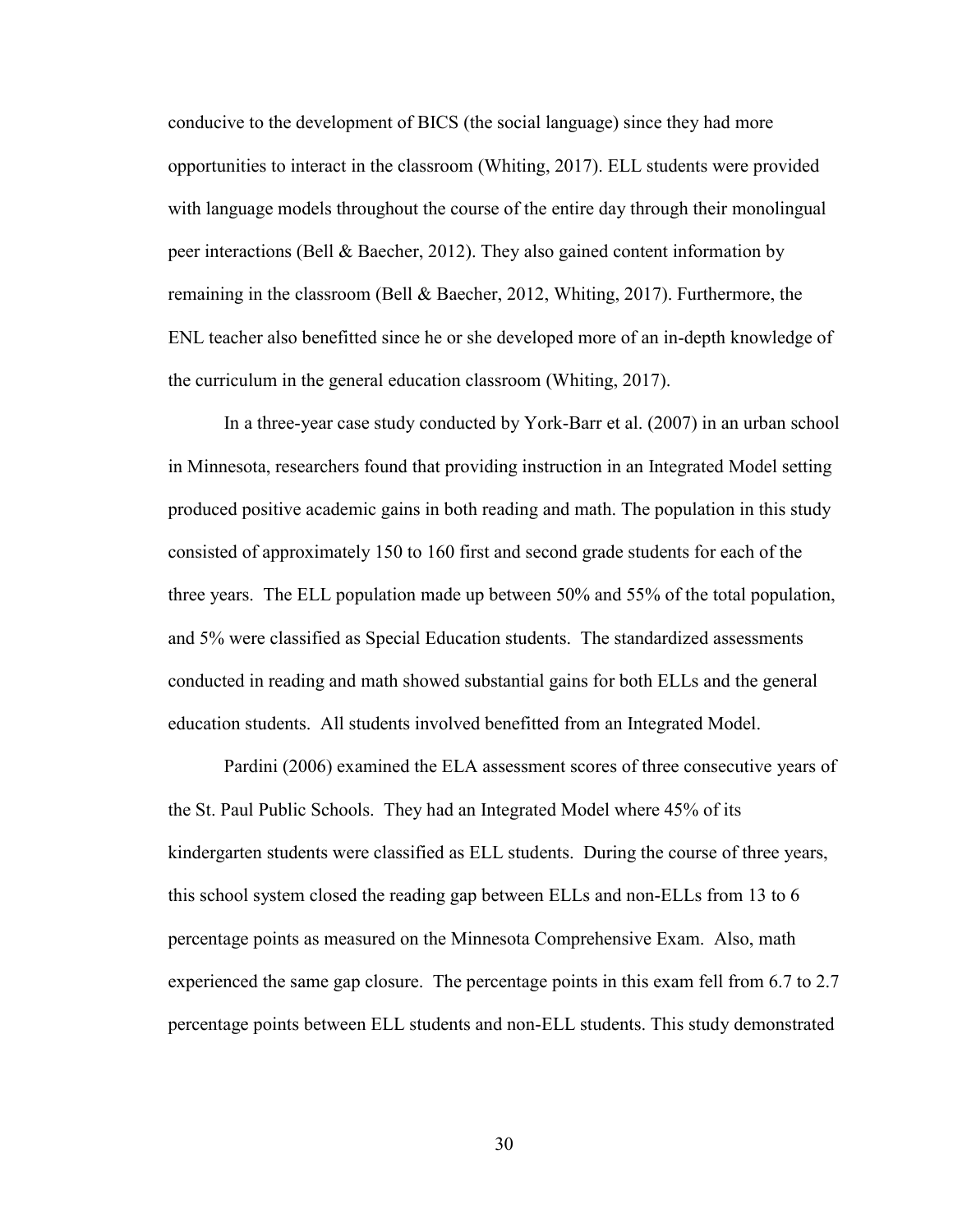conducive to the development of BICS (the social language) since they had more opportunities to interact in the classroom (Whiting, 2017). ELL students were provided with language models throughout the course of the entire day through their monolingual peer interactions (Bell & Baecher, 2012). They also gained content information by remaining in the classroom (Bell & Baecher, 2012, Whiting, 2017). Furthermore, the ENL teacher also benefitted since he or she developed more of an in-depth knowledge of the curriculum in the general education classroom (Whiting, 2017).

In a three-year case study conducted by York-Barr et al. (2007) in an urban school in Minnesota, researchers found that providing instruction in an Integrated Model setting produced positive academic gains in both reading and math. The population in this study consisted of approximately 150 to 160 first and second grade students for each of the three years. The ELL population made up between 50% and 55% of the total population, and 5% were classified as Special Education students. The standardized assessments conducted in reading and math showed substantial gains for both ELLs and the general education students. All students involved benefitted from an Integrated Model.

Pardini (2006) examined the ELA assessment scores of three consecutive years of the St. Paul Public Schools. They had an Integrated Model where 45% of its kindergarten students were classified as ELL students. During the course of three years, this school system closed the reading gap between ELLs and non-ELLs from 13 to 6 percentage points as measured on the Minnesota Comprehensive Exam. Also, math experienced the same gap closure. The percentage points in this exam fell from 6.7 to 2.7 percentage points between ELL students and non-ELL students. This study demonstrated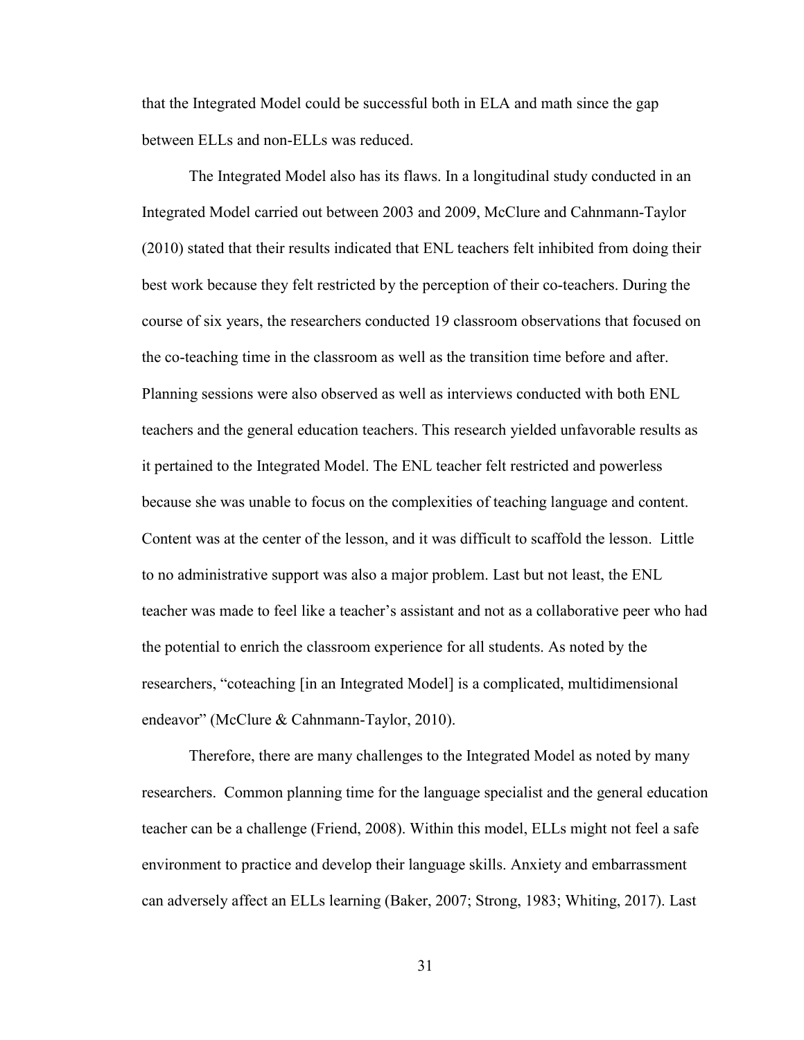that the Integrated Model could be successful both in ELA and math since the gap between ELLs and non-ELLs was reduced.

The Integrated Model also has its flaws. In a longitudinal study conducted in an Integrated Model carried out between 2003 and 2009, McClure and Cahnmann-Taylor (2010) stated that their results indicated that ENL teachers felt inhibited from doing their best work because they felt restricted by the perception of their co-teachers. During the course of six years, the researchers conducted 19 classroom observations that focused on the co-teaching time in the classroom as well as the transition time before and after. Planning sessions were also observed as well as interviews conducted with both ENL teachers and the general education teachers. This research yielded unfavorable results as it pertained to the Integrated Model. The ENL teacher felt restricted and powerless because she was unable to focus on the complexities of teaching language and content. Content was at the center of the lesson, and it was difficult to scaffold the lesson. Little to no administrative support was also a major problem. Last but not least, the ENL teacher was made to feel like a teacher's assistant and not as a collaborative peer who had the potential to enrich the classroom experience for all students. As noted by the researchers, "coteaching [in an Integrated Model] is a complicated, multidimensional endeavor" (McClure & Cahnmann-Taylor, 2010).

Therefore, there are many challenges to the Integrated Model as noted by many researchers. Common planning time for the language specialist and the general education teacher can be a challenge (Friend, 2008). Within this model, ELLs might not feel a safe environment to practice and develop their language skills. Anxiety and embarrassment can adversely affect an ELLs learning (Baker, 2007; Strong, 1983; Whiting, 2017). Last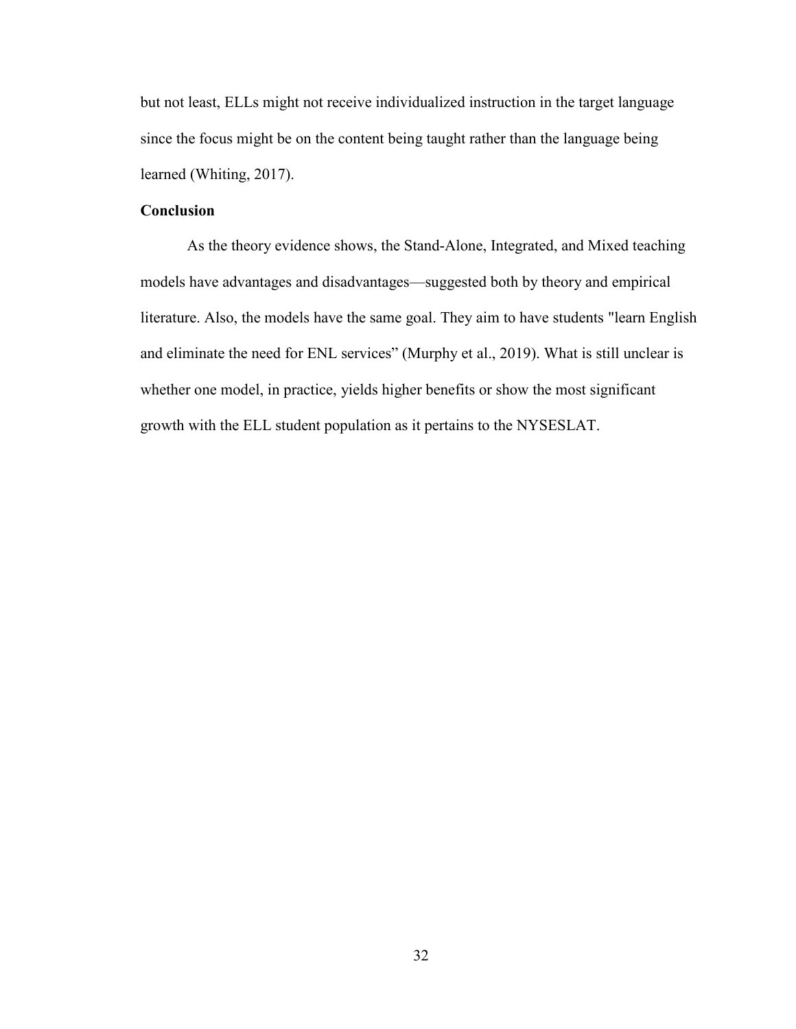but not least, ELLs might not receive individualized instruction in the target language since the focus might be on the content being taught rather than the language being learned (Whiting, 2017).

**Conclusion**

As the theory evidence shows, the Stand-Alone, Integrated, and Mixed teaching models have advantages and disadvantages—suggested both by theory and empirical literature. Also, the models have the same goal. They aim to have students "learn English and eliminate the need for ENL services" (Murphy et al., 2019). What is still unclear is whether one model, in practice, yields higher benefits or show the most significant growth with the ELL student population as it pertains to the NYSESLAT.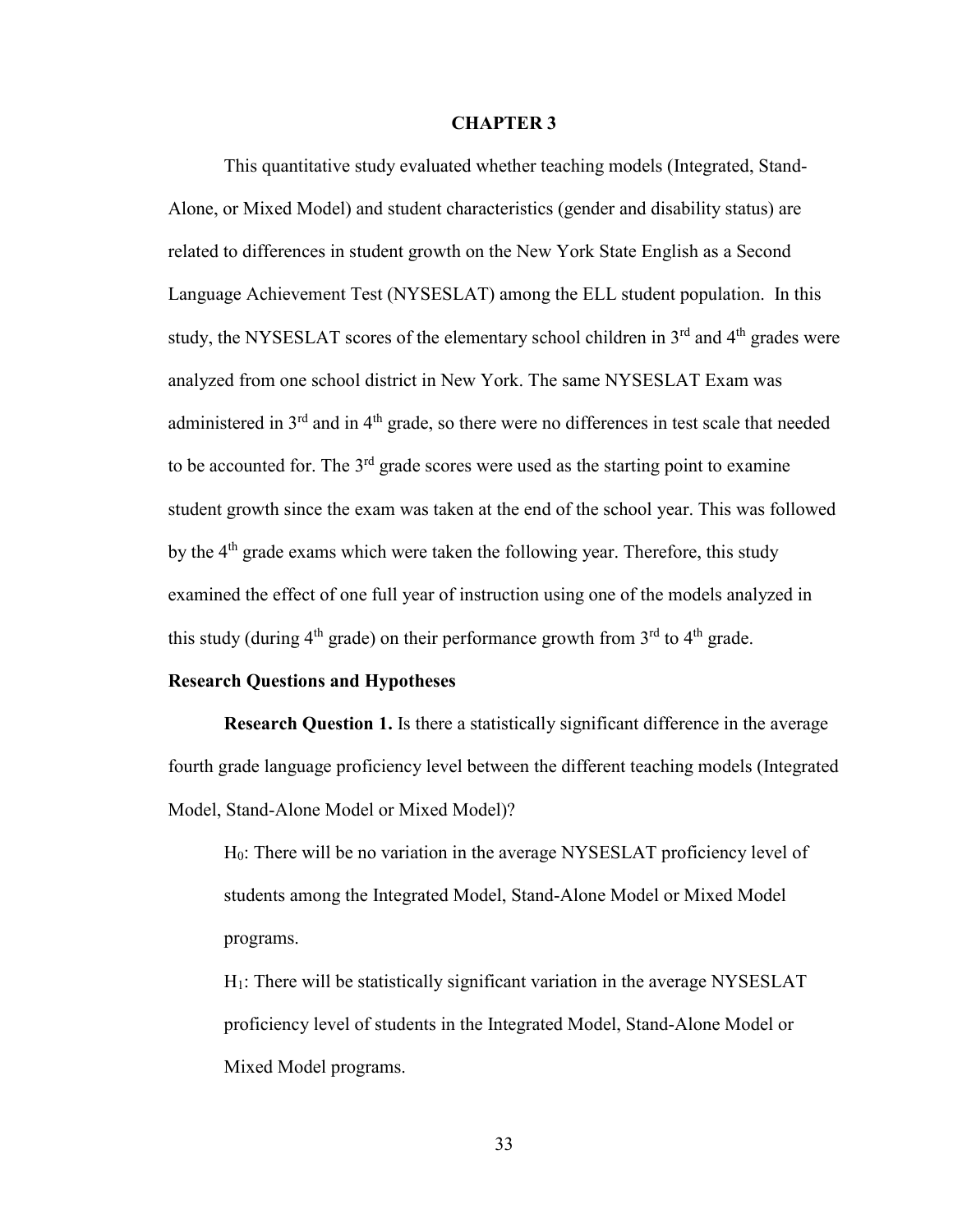# CHAPTER 3

This quantitative study evaluated whether teaching models (Integrated, Stand-Alone, or Mixed Model) and student characteristics (gender and disability status) are related to differences in student growth on the New York State English as a Second Language Achievement Test (NYSESLAT) among the ELL student population. In this study, the NYSESLAT scores of the elementary school children in 3rd and 4th grades were analyzed from one school district in New York. The same NYSESLAT Exam was administered in 3rd and in 4th grade, so there were no differences in test scale that needed to be accounted for. The 3rd grade scores were used as the starting point to examine student growth since the exam was taken at the end of the school year. This was followed by the 4th grade exams which were taken the following year. Therefore, this study examined the effect of one full year of instruction using one of the models analyzed in this study (during 4th grade) on their performance growth from 3rd to 4th grade.

## Research Questions and Hypotheses

**Research Question 1.** Is there a statistically significant difference in the average fourth grade language proficiency level between the different teaching models (Integrated Model, Stand-Alone Model or Mixed Model)?

> $H_0$: There will be no variation in the average NYSESLAT proficiency level of students among the Integrated Model, Stand-Alone Model or Mixed Model programs.
>
> $H_1$: There will be statistically significant variation in the average NYSESLAT proficiency level of students in the Integrated Model, Stand-Alone Model or Mixed Model programs.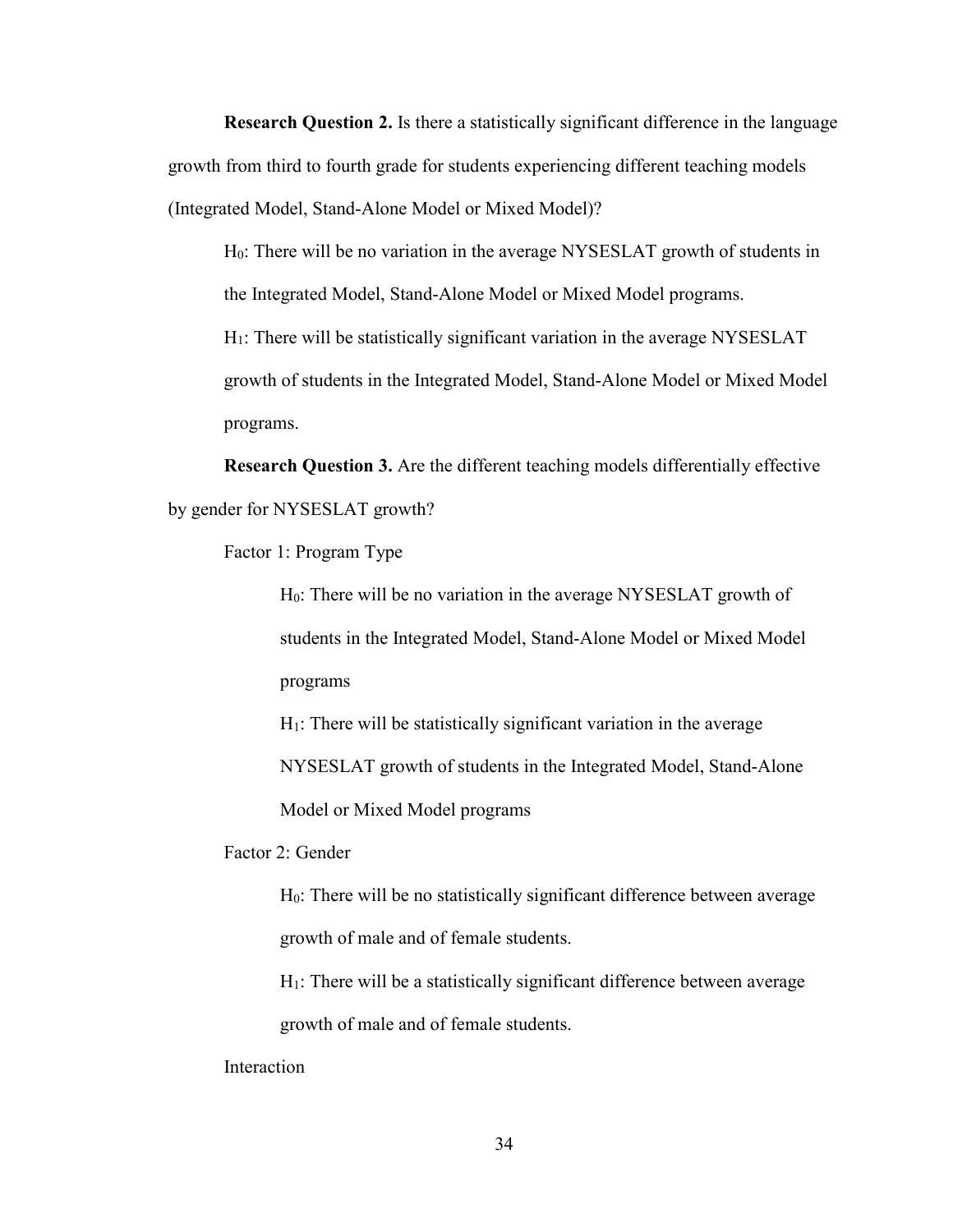**Research Question 2.** Is there a statistically significant difference in the language growth from third to fourth grade for students experiencing different teaching models (Integrated Model, Stand-Alone Model or Mixed Model)?

$H_0$: There will be no variation in the average NYSESLAT growth of students in the Integrated Model, Stand-Alone Model or Mixed Model programs.

$H_1$: There will be statistically significant variation in the average NYSESLAT growth of students in the Integrated Model, Stand-Alone Model or Mixed Model programs.

**Research Question 3.** Are the different teaching models differentially effective by gender for NYSESLAT growth?

Factor 1: Program Type

$H_0$: There will be no variation in the average NYSESLAT growth of students in the Integrated Model, Stand-Alone Model or Mixed Model programs

$H_1$: There will be statistically significant variation in the average NYSESLAT growth of students in the Integrated Model, Stand-Alone Model or Mixed Model programs

Factor 2: Gender

$H_0$: There will be no statistically significant difference between average growth of male and of female students.

$H_1$: There will be a statistically significant difference between average growth of male and of female students.

Interaction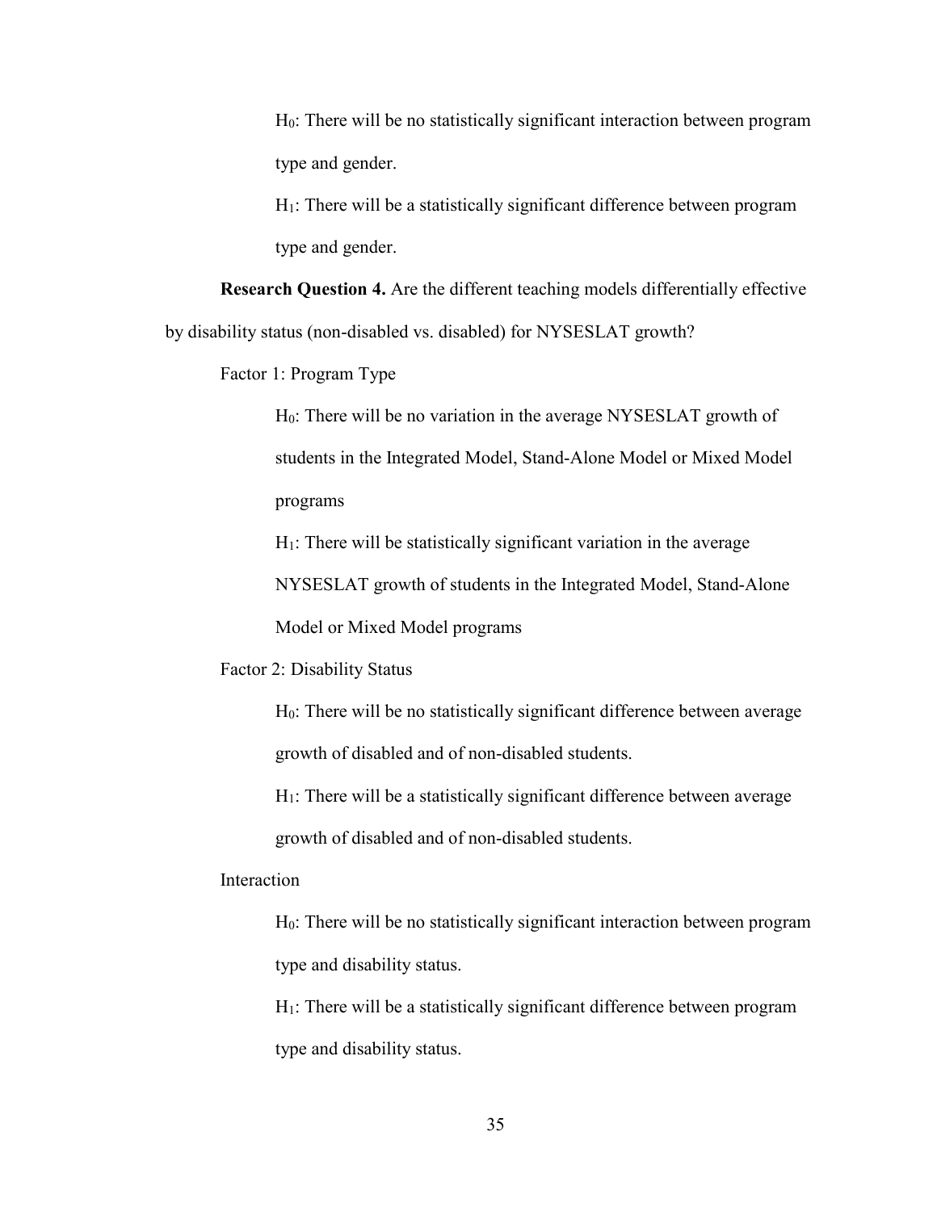$H_0$: There will be no statistically significant interaction between program type and gender.

$H_1$: There will be a statistically significant difference between program type and gender.

**Research Question 4.** Are the different teaching models differentially effective by disability status (non-disabled vs. disabled) for NYSESLAT growth?

Factor 1: Program Type

$H_0$: There will be no variation in the average NYSESLAT growth of students in the Integrated Model, Stand-Alone Model or Mixed Model programs

$H_1$: There will be statistically significant variation in the average NYSESLAT growth of students in the Integrated Model, Stand-Alone Model or Mixed Model programs

Factor 2: Disability Status

$H_0$: There will be no statistically significant difference between average growth of disabled and of non-disabled students.

$H_1$: There will be a statistically significant difference between average growth of disabled and of non-disabled students.

Interaction

$H_0$: There will be no statistically significant interaction between program type and disability status.

$H_1$: There will be a statistically significant difference between program type and disability status.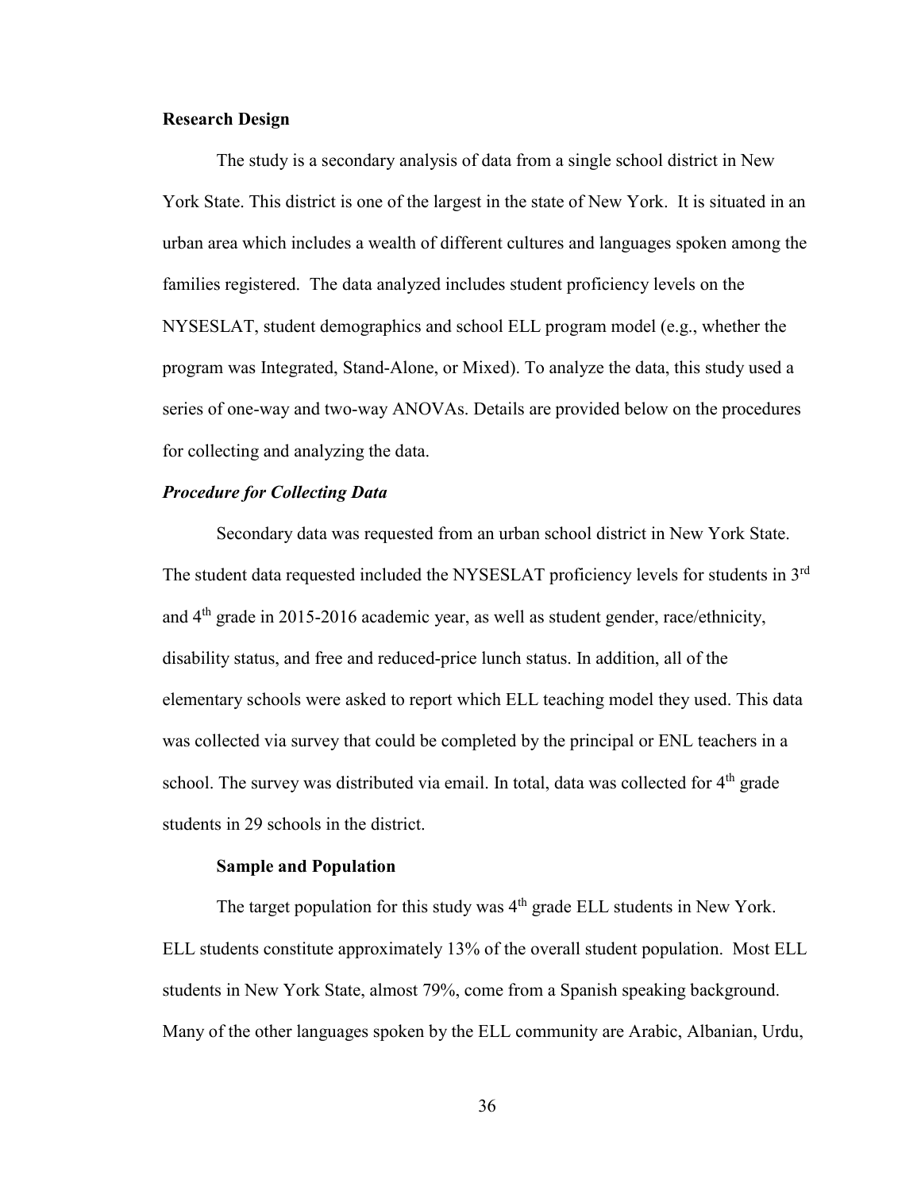**Research Design**

The study is a secondary analysis of data from a single school district in New York State. This district is one of the largest in the state of New York. It is situated in an urban area which includes a wealth of different cultures and languages spoken among the families registered. The data analyzed includes student proficiency levels on the NYSESLAT, student demographics and school ELL program model (e.g., whether the program was Integrated, Stand-Alone, or Mixed). To analyze the data, this study used a series of one-way and two-way ANOVAs. Details are provided below on the procedures for collecting and analyzing the data.

***Procedure for Collecting Data***

Secondary data was requested from an urban school district in New York State. The student data requested included the NYSESLAT proficiency levels for students in 3rd and 4th grade in 2015-2016 academic year, as well as student gender, race/ethnicity, disability status, and free and reduced-price lunch status. In addition, all of the elementary schools were asked to report which ELL teaching model they used. This data was collected via survey that could be completed by the principal or ENL teachers in a school. The survey was distributed via email. In total, data was collected for 4th grade students in 29 schools in the district.

**Sample and Population**

The target population for this study was 4th grade ELL students in New York. ELL students constitute approximately 13% of the overall student population. Most ELL students in New York State, almost 79%, come from a Spanish speaking background. Many of the other languages spoken by the ELL community are Arabic, Albanian, Urdu,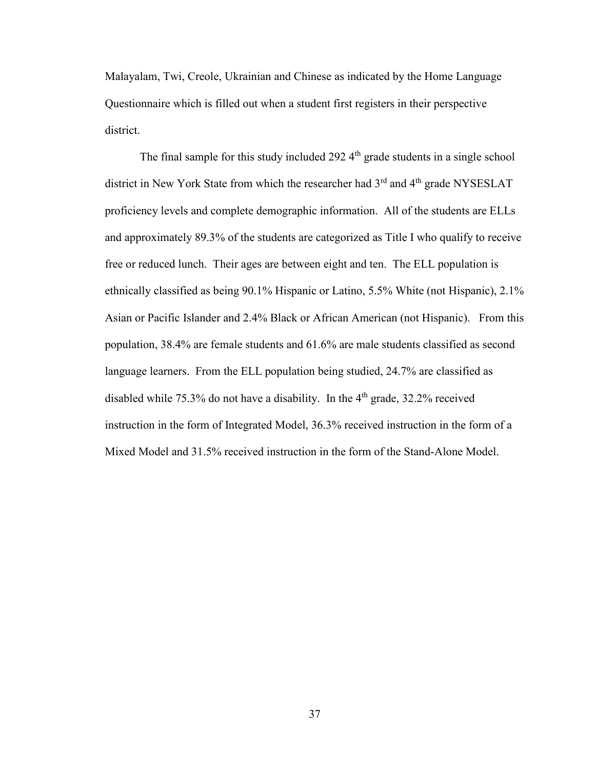Malayalam, Twi, Creole, Ukrainian and Chinese as indicated by the Home Language Questionnaire which is filled out when a student first registers in their perspective district.

The final sample for this study included 292 4th grade students in a single school district in New York State from which the researcher had 3rd and 4th grade NYSESLAT proficiency levels and complete demographic information. All of the students are ELLs and approximately 89.3% of the students are categorized as Title I who qualify to receive free or reduced lunch. Their ages are between eight and ten. The ELL population is ethnically classified as being 90.1% Hispanic or Latino, 5.5% White (not Hispanic), 2.1% Asian or Pacific Islander and 2.4% Black or African American (not Hispanic). From this population, 38.4% are female students and 61.6% are male students classified as second language learners. From the ELL population being studied, 24.7% are classified as disabled while 75.3% do not have a disability. In the 4th grade, 32.2% received instruction in the form of Integrated Model, 36.3% received instruction in the form of a Mixed Model and 31.5% received instruction in the form of the Stand-Alone Model.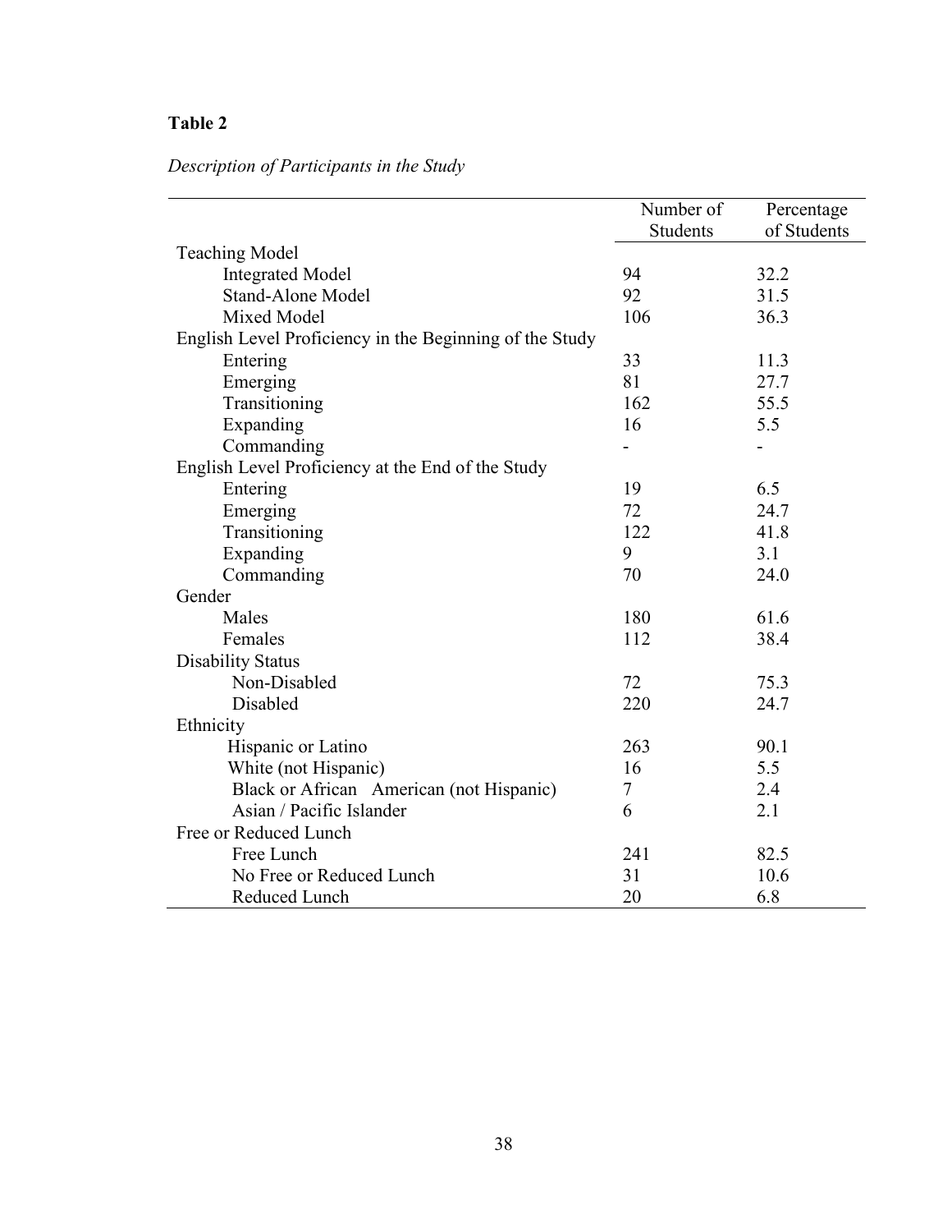**Table 2**

*Description of Participants in the Study*

| | Number of Students | Percentage of Students |
|---|---|---|
| Teaching Model | | |
| Integrated Model | 94 | 32.2 |
| Stand-Alone Model | 92 | 31.5 |
| Mixed Model | 106 | 36.3 |
| English Level Proficiency in the Beginning of the Study | | |
| Entering | 33 | 11.3 |
| Emerging | 81 | 27.7 |
| Transitioning | 162 | 55.5 |
| Expanding | 16 | 5.5 |
| Commanding | - | - |
| English Level Proficiency at the End of the Study | | |
| Entering | 19 | 6.5 |
| Emerging | 72 | 24.7 |
| Transitioning | 122 | 41.8 |
| Expanding | 9 | 3.1 |
| Commanding | 70 | 24.0 |
| Gender | | |
| Males | 180 | 61.6 |
| Females | 112 | 38.4 |
| Disability Status | | |
| Non-Disabled | 72 | 75.3 |
| Disabled | 220 | 24.7 |
| Ethnicity | | |
| Hispanic or Latino | 263 | 90.1 |
| White (not Hispanic) | 16 | 5.5 |
| Black or African American (not Hispanic) | 7 | 2.4 |
| Asian / Pacific Islander | 6 | 2.1 |
| Free or Reduced Lunch | | |
| Free Lunch | 241 | 82.5 |
| No Free or Reduced Lunch | 31 | 10.6 |
| Reduced Lunch | 20 | 6.8 |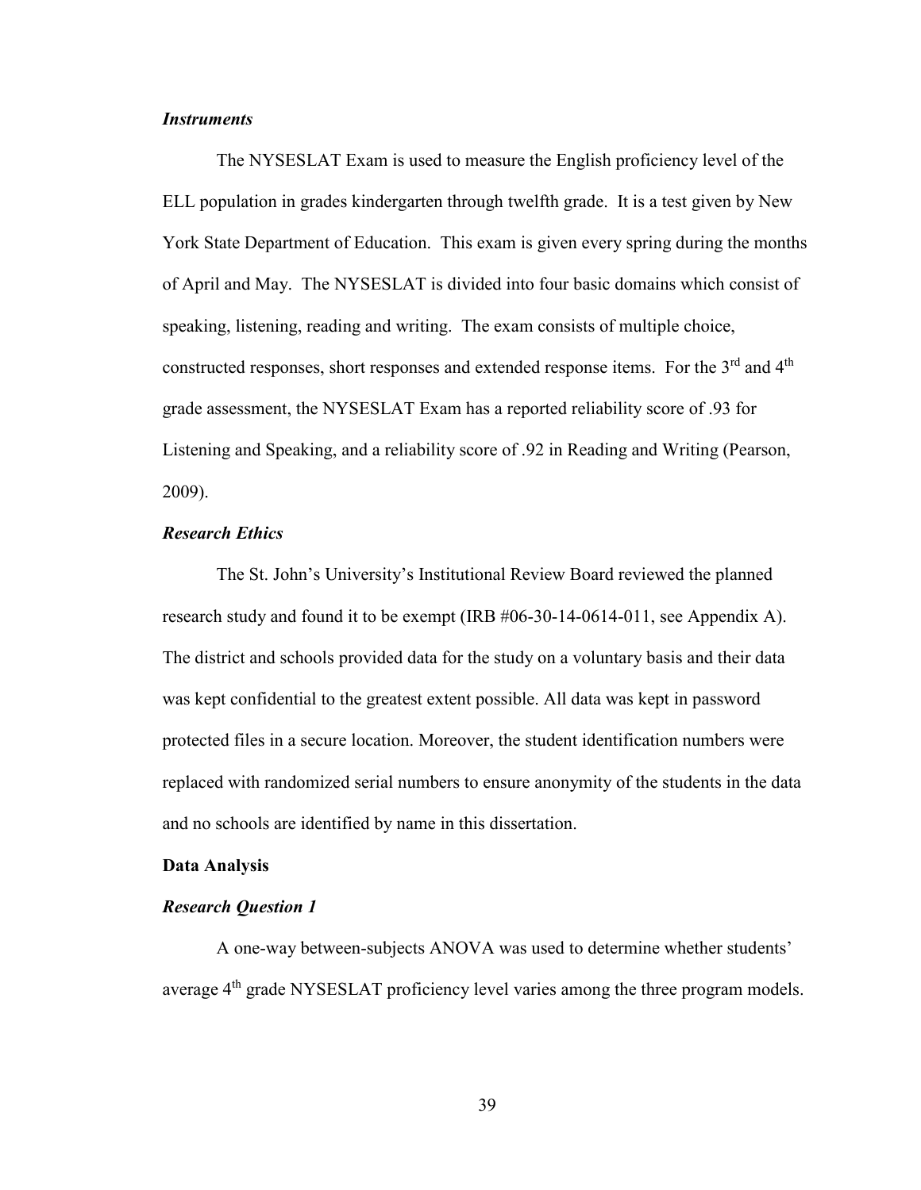### *Instruments*

The NYSESLAT Exam is used to measure the English proficiency level of the ELL population in grades kindergarten through twelfth grade. It is a test given by New York State Department of Education. This exam is given every spring during the months of April and May. The NYSESLAT is divided into four basic domains which consist of speaking, listening, reading and writing. The exam consists of multiple choice, constructed responses, short responses and extended response items. For the 3rd and 4th grade assessment, the NYSESLAT Exam has a reported reliability score of .93 for Listening and Speaking, and a reliability score of .92 in Reading and Writing (Pearson, 2009).

### *Research Ethics*

The St. John's University's Institutional Review Board reviewed the planned research study and found it to be exempt (IRB #06-30-14-0614-011, see Appendix A). The district and schools provided data for the study on a voluntary basis and their data was kept confidential to the greatest extent possible. All data was kept in password protected files in a secure location. Moreover, the student identification numbers were replaced with randomized serial numbers to ensure anonymity of the students in the data and no schools are identified by name in this dissertation.

## **Data Analysis**

### *Research Question 1*

A one-way between-subjects ANOVA was used to determine whether students' average 4th grade NYSESLAT proficiency level varies among the three program models.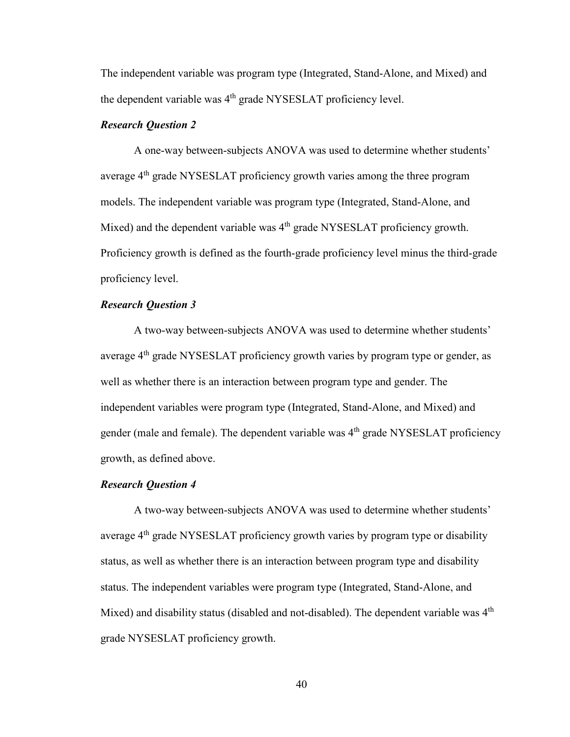The independent variable was program type (Integrated, Stand-Alone, and Mixed) and the dependent variable was 4th grade NYSESLAT proficiency level.

### *Research Question 2*

A one-way between-subjects ANOVA was used to determine whether students' average 4th grade NYSESLAT proficiency growth varies among the three program models. The independent variable was program type (Integrated, Stand-Alone, and Mixed) and the dependent variable was 4th grade NYSESLAT proficiency growth. Proficiency growth is defined as the fourth-grade proficiency level minus the third-grade proficiency level.

### *Research Question 3*

A two-way between-subjects ANOVA was used to determine whether students' average 4th grade NYSESLAT proficiency growth varies by program type or gender, as well as whether there is an interaction between program type and gender. The independent variables were program type (Integrated, Stand-Alone, and Mixed) and gender (male and female). The dependent variable was 4th grade NYSESLAT proficiency growth, as defined above.

### *Research Question 4*

A two-way between-subjects ANOVA was used to determine whether students' average 4th grade NYSESLAT proficiency growth varies by program type or disability status, as well as whether there is an interaction between program type and disability status. The independent variables were program type (Integrated, Stand-Alone, and Mixed) and disability status (disabled and not-disabled). The dependent variable was 4th grade NYSESLAT proficiency growth.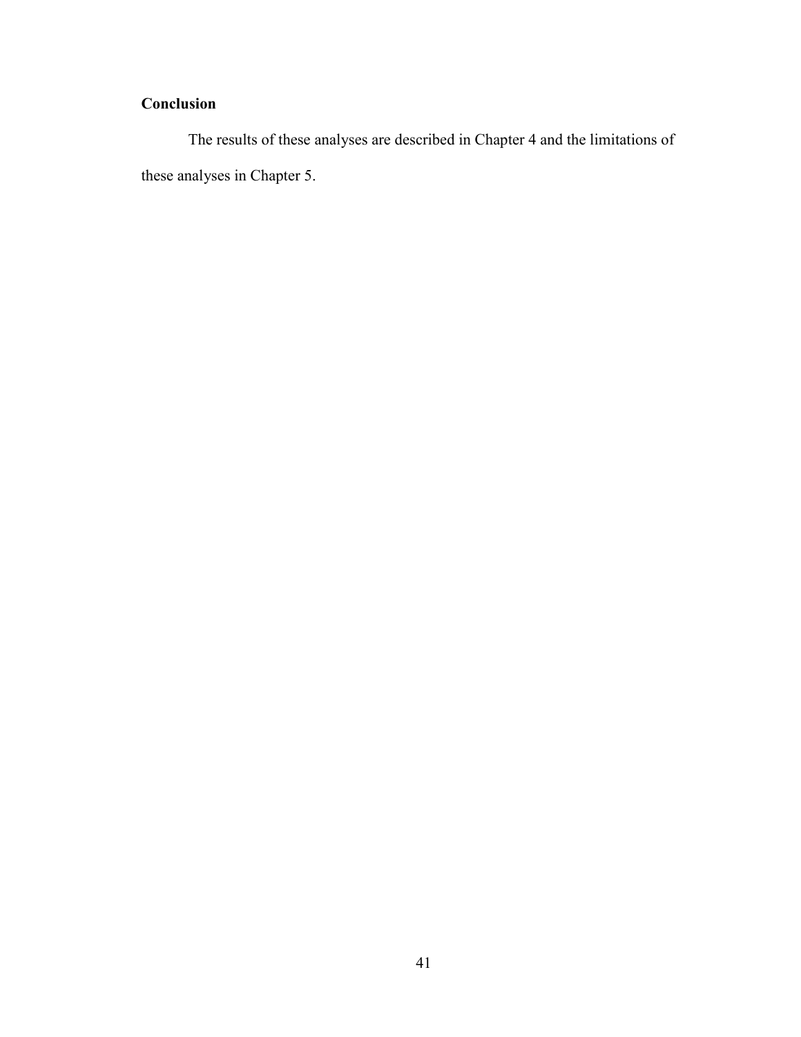### Conclusion

The results of these analyses are described in Chapter 4 and the limitations of these analyses in Chapter 5.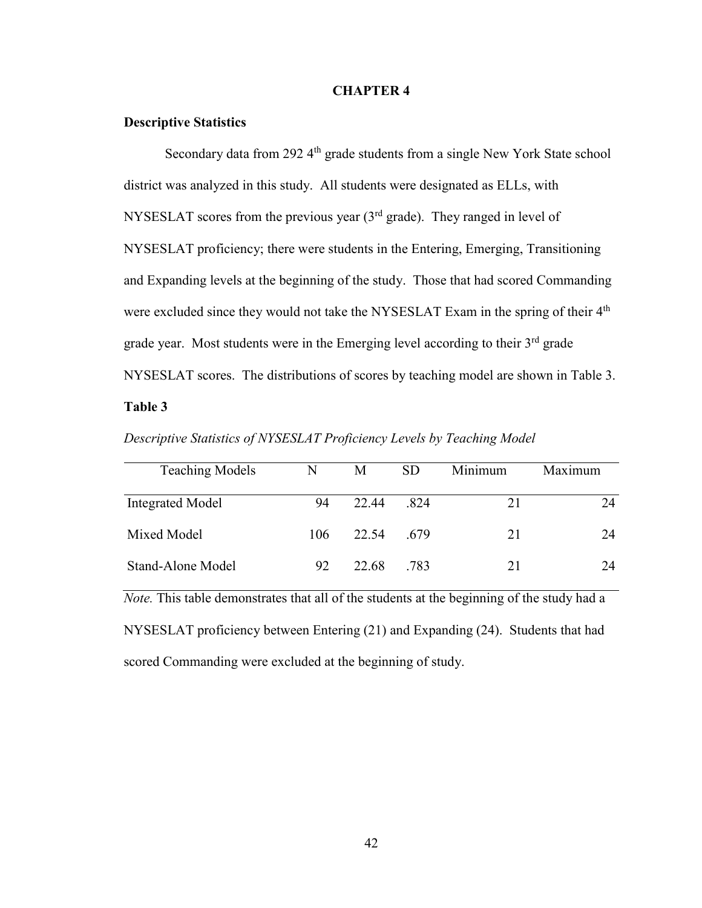# CHAPTER 4

## Descriptive Statistics

Secondary data from 292 4th grade students from a single New York State school district was analyzed in this study. All students were designated as ELLs, with NYSESLAT scores from the previous year (3rd grade). They ranged in level of NYSESLAT proficiency; there were students in the Entering, Emerging, Transitioning and Expanding levels at the beginning of the study. Those that had scored Commanding were excluded since they would not take the NYSESLAT Exam in the spring of their 4th grade year. Most students were in the Emerging level according to their 3rd grade NYSESLAT scores. The distributions of scores by teaching model are shown in Table 3.

**Table 3**

*Descriptive Statistics of NYSESLAT Proficiency Levels by Teaching Model*

| Teaching Models | N | M | SD | Minimum | Maximum |
|---|---|---|---|---|---|
| Integrated Model | 94 | 22.44 | .824 | 21 | 24 |
| Mixed Model | 106 | 22.54 | .679 | 21 | 24 |
| Stand-Alone Model | 92 | 22.68 | .783 | 21 | 24 |

*Note.* This table demonstrates that all of the students at the beginning of the study had a NYSESLAT proficiency between Entering (21) and Expanding (24). Students that had scored Commanding were excluded at the beginning of study.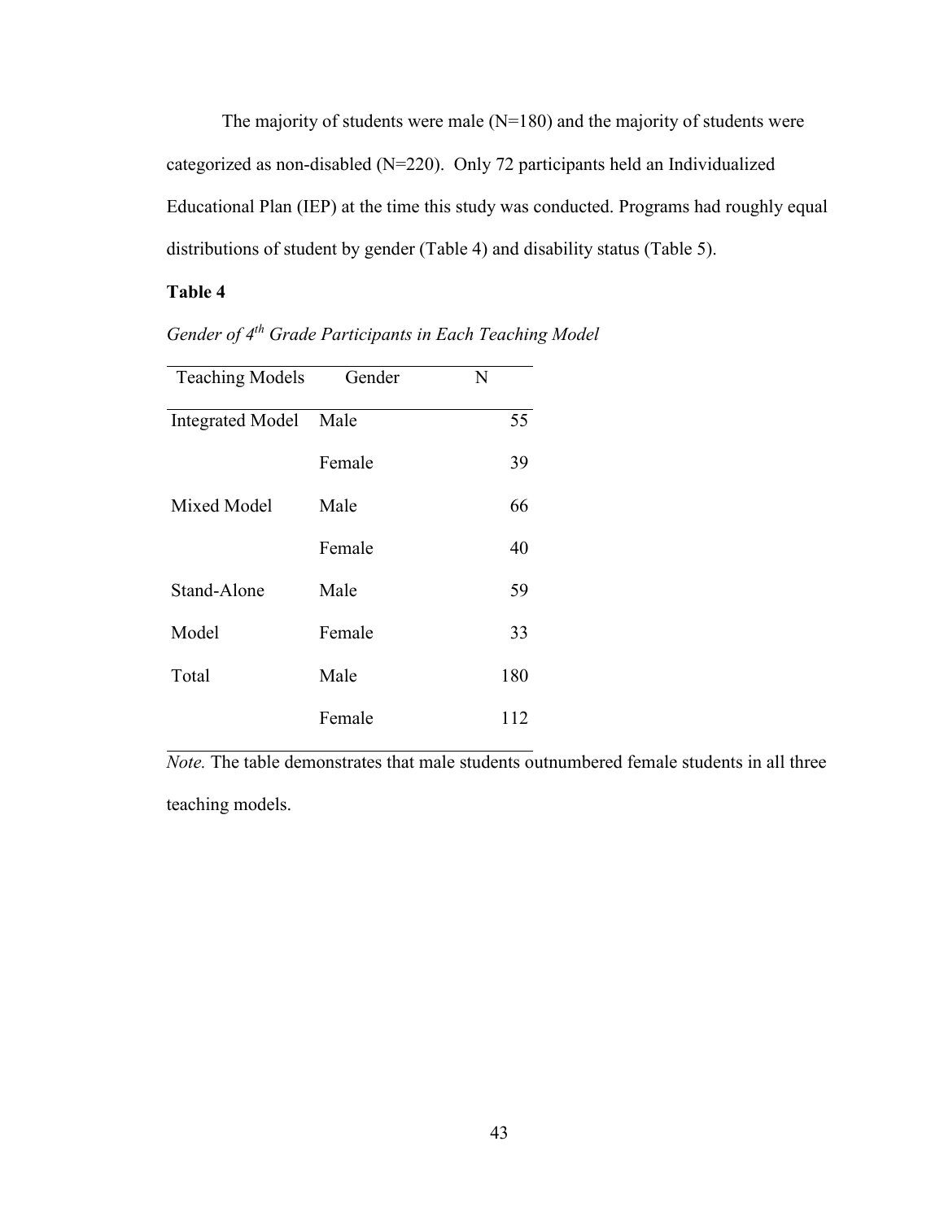The majority of students were male (N=180) and the majority of students were categorized as non-disabled (N=220). Only 72 participants held an Individualized Educational Plan (IEP) at the time this study was conducted. Programs had roughly equal distributions of student by gender (Table 4) and disability status (Table 5).

**Table 4**

*Gender of 4th Grade Participants in Each Teaching Model*

| Teaching Models | Gender | N |
|---|---|---|
| Integrated Model | Male | 55 |
| | Female | 39 |
| Mixed Model | Male | 66 |
| | Female | 40 |
| Stand-Alone | Male | 59 |
| Model | Female | 33 |
| Total | Male | 180 |
| | Female | 112 |

*Note.* The table demonstrates that male students outnumbered female students in all three teaching models.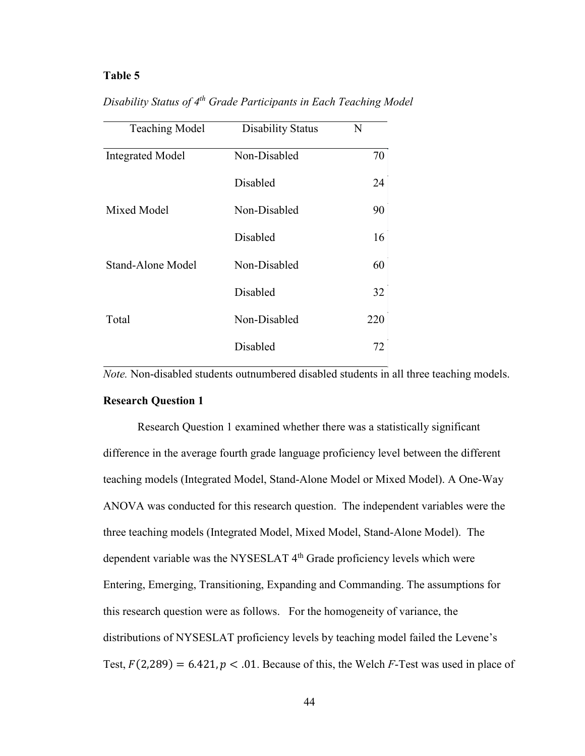**Table 5**

*Disability Status of 4th Grade Participants in Each Teaching Model*

| Teaching Model | Disability Status | N |
|---|---|---|
| Integrated Model | Non-Disabled | 70 |
| | Disabled | 24 |
| Mixed Model | Non-Disabled | 90 |
| | Disabled | 16 |
| Stand-Alone Model | Non-Disabled | 60 |
| | Disabled | 32 |
| Total | Non-Disabled | 220 |
| | Disabled | 72 |

*Note.* Non-disabled students outnumbered disabled students in all three teaching models.

**Research Question 1**

Research Question 1 examined whether there was a statistically significant difference in the average fourth grade language proficiency level between the different teaching models (Integrated Model, Stand-Alone Model or Mixed Model). A One-Way ANOVA was conducted for this research question. The independent variables were the three teaching models (Integrated Model, Mixed Model, Stand-Alone Model). The dependent variable was the NYSESLAT 4th Grade proficiency levels which were Entering, Emerging, Transitioning, Expanding and Commanding. The assumptions for this research question were as follows. For the homogeneity of variance, the distributions of NYSESLAT proficiency levels by teaching model failed the Levene's Test, $F(2,289) = 6.421, p < .01$. Because of this, the Welch *F*-Test was used in place of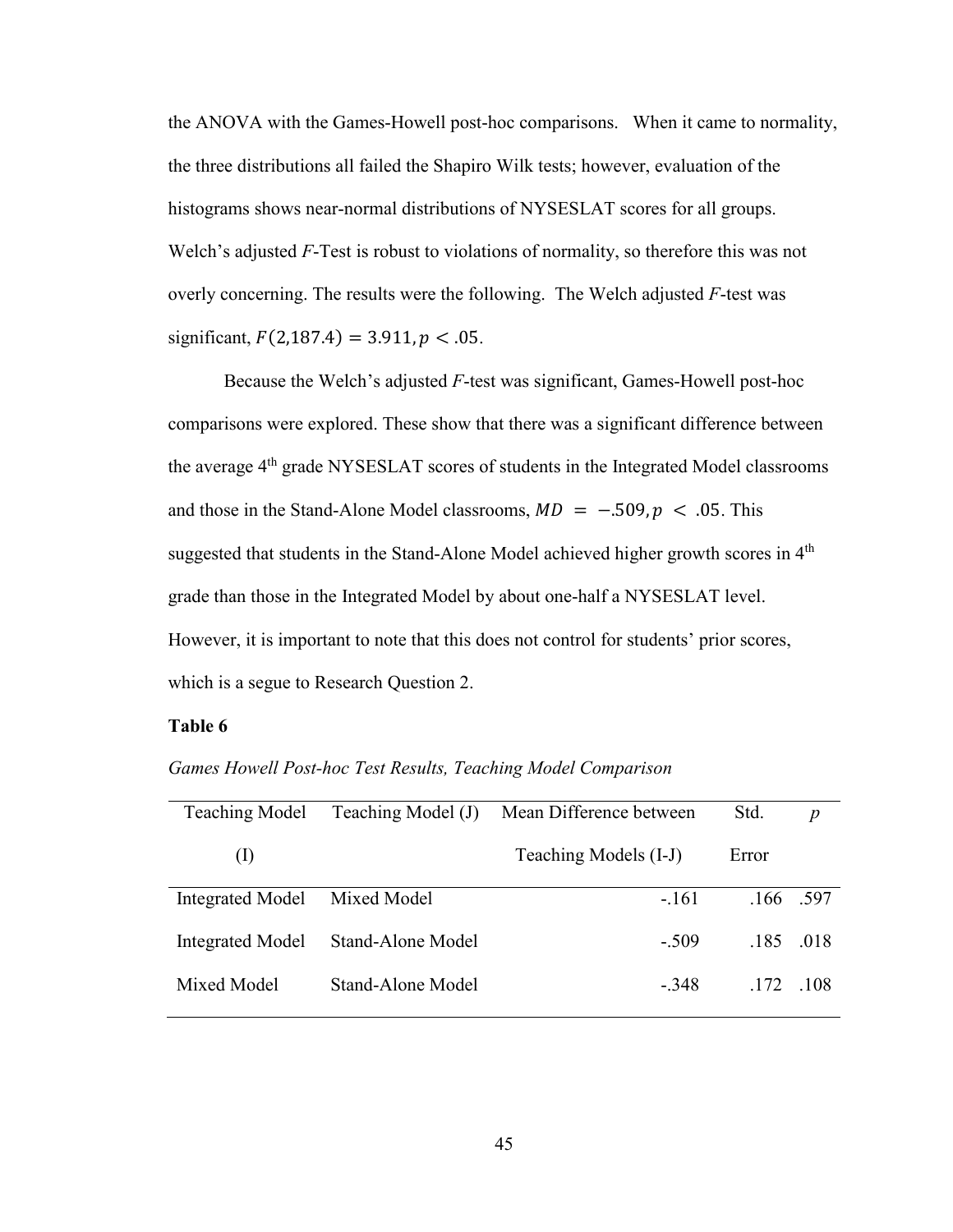the ANOVA with the Games-Howell post-hoc comparisons. When it came to normality, the three distributions all failed the Shapiro Wilk tests; however, evaluation of the histograms shows near-normal distributions of NYSESLAT scores for all groups. Welch's adjusted *F*-Test is robust to violations of normality, so therefore this was not overly concerning. The results were the following. The Welch adjusted *F*-test was significant, $F(2{,}187.4) = 3.911, p < .05$.

Because the Welch's adjusted *F*-test was significant, Games-Howell post-hoc comparisons were explored. These show that there was a significant difference between the average 4th grade NYSESLAT scores of students in the Integrated Model classrooms and those in the Stand-Alone Model classrooms, $MD = -.509, p < .05$. This suggested that students in the Stand-Alone Model achieved higher growth scores in 4th grade than those in the Integrated Model by about one-half a NYSESLAT level. However, it is important to note that this does not control for students' prior scores, which is a segue to Research Question 2.

**Table 6**

*Games Howell Post-hoc Test Results, Teaching Model Comparison*

| Teaching Model (I) | Teaching Model (J) | Mean Difference between Teaching Models (I-J) | Std. Error | *p* |
|---|---|---|---|---|
| Integrated Model | Mixed Model | -.161 | .166 | .597 |
| Integrated Model | Stand-Alone Model | -.509 | .185 | .018 |
| Mixed Model | Stand-Alone Model | -.348 | .172 | .108 |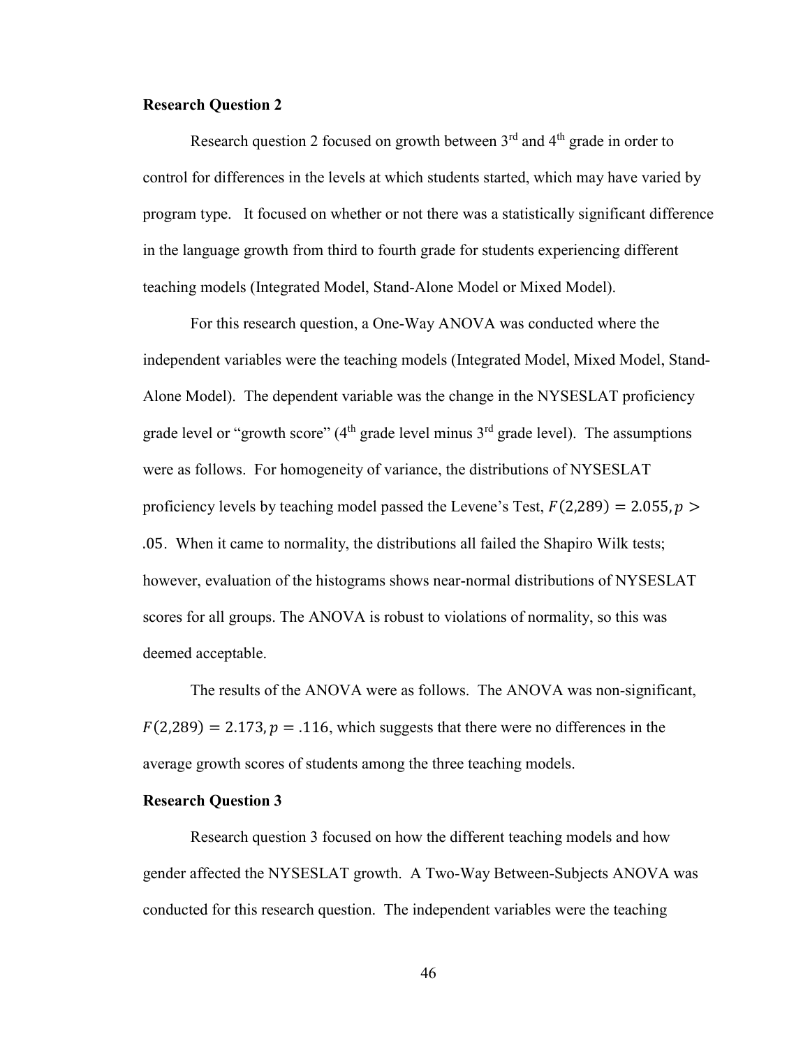**Research Question 2**

Research question 2 focused on growth between 3rd and 4th grade in order to control for differences in the levels at which students started, which may have varied by program type. It focused on whether or not there was a statistically significant difference in the language growth from third to fourth grade for students experiencing different teaching models (Integrated Model, Stand-Alone Model or Mixed Model).

For this research question, a One-Way ANOVA was conducted where the independent variables were the teaching models (Integrated Model, Mixed Model, Stand-Alone Model). The dependent variable was the change in the NYSESLAT proficiency grade level or "growth score" (4th grade level minus 3rd grade level). The assumptions were as follows. For homogeneity of variance, the distributions of NYSESLAT proficiency levels by teaching model passed the Levene's Test, $F(2{,}289) = 2.055, p > .05$. When it came to normality, the distributions all failed the Shapiro Wilk tests; however, evaluation of the histograms shows near-normal distributions of NYSESLAT scores for all groups. The ANOVA is robust to violations of normality, so this was deemed acceptable.

The results of the ANOVA were as follows. The ANOVA was non-significant, $F(2{,}289) = 2.173, p = .116$, which suggests that there were no differences in the average growth scores of students among the three teaching models.

**Research Question 3**

Research question 3 focused on how the different teaching models and how gender affected the NYSESLAT growth. A Two-Way Between-Subjects ANOVA was conducted for this research question. The independent variables were the teaching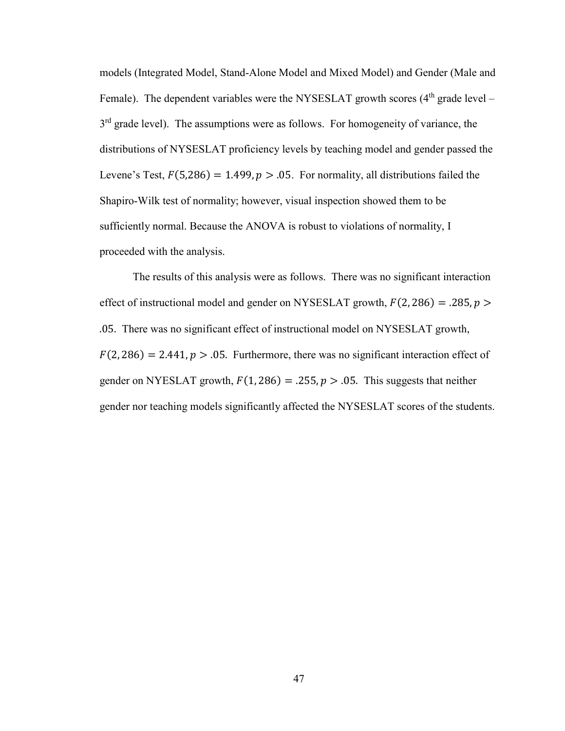models (Integrated Model, Stand-Alone Model and Mixed Model) and Gender (Male and Female). The dependent variables were the NYSESLAT growth scores ($4^{th}$ grade level – $3^{rd}$ grade level). The assumptions were as follows. For homogeneity of variance, the distributions of NYSESLAT proficiency levels by teaching model and gender passed the Levene's Test, $F(5,286) = 1.499, p > .05$. For normality, all distributions failed the Shapiro-Wilk test of normality; however, visual inspection showed them to be sufficiently normal. Because the ANOVA is robust to violations of normality, I proceeded with the analysis.

The results of this analysis were as follows. There was no significant interaction effect of instructional model and gender on NYSESLAT growth, $F(2, 286) = .285, p > .05$. There was no significant effect of instructional model on NYSESLAT growth, $F(2, 286) = 2.441, p > .05$. Furthermore, there was no significant interaction effect of gender on NYESLAT growth, $F(1, 286) = .255, p > .05$. This suggests that neither gender nor teaching models significantly affected the NYSESLAT scores of the students.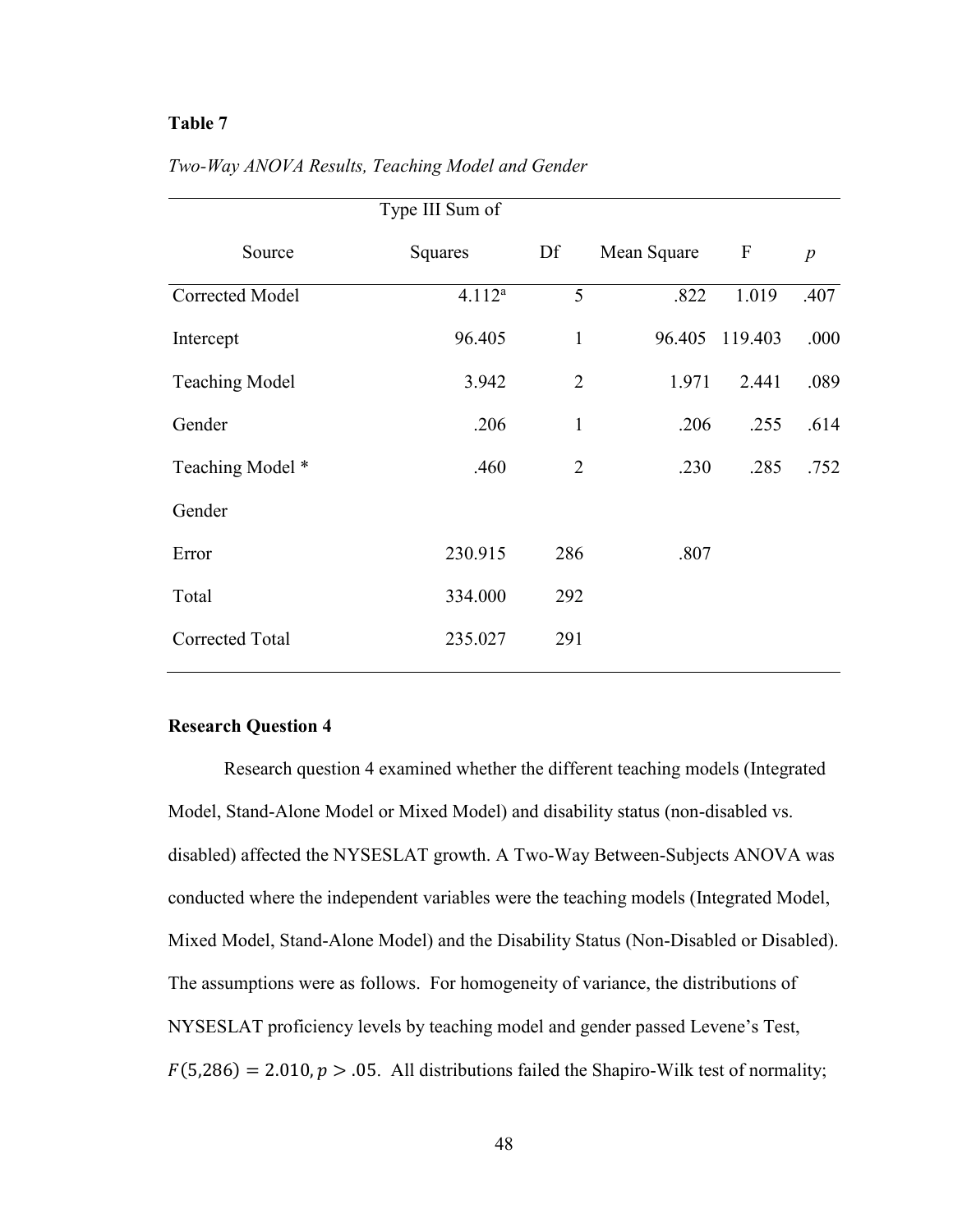**Table 7**

*Two-Way ANOVA Results, Teaching Model and Gender*

| Source | Type III Sum of Squares | Df | Mean Square | F | *p* |
|---|---|---|---|---|---|
| Corrected Model | 4.112[a] | 5 | .822 | 1.019 | .407 |
| Intercept | 96.405 | 1 | 96.405 | 119.403 | .000 |
| Teaching Model | 3.942 | 2 | 1.971 | 2.441 | .089 |
| Gender | .206 | 1 | .206 | .255 | .614 |
| Teaching Model * Gender | .460 | 2 | .230 | .285 | .752 |
| Error | 230.915 | 286 | .807 | | |
| Total | 334.000 | 292 | | | |
| Corrected Total | 235.027 | 291 | | | |

### Research Question 4

Research question 4 examined whether the different teaching models (Integrated Model, Stand-Alone Model or Mixed Model) and disability status (non-disabled vs. disabled) affected the NYSESLAT growth. A Two-Way Between-Subjects ANOVA was conducted where the independent variables were the teaching models (Integrated Model, Mixed Model, Stand-Alone Model) and the Disability Status (Non-Disabled or Disabled). The assumptions were as follows. For homogeneity of variance, the distributions of NYSESLAT proficiency levels by teaching model and gender passed Levene's Test, $F(5,286) = 2.010, p > .05$. All distributions failed the Shapiro-Wilk test of normality;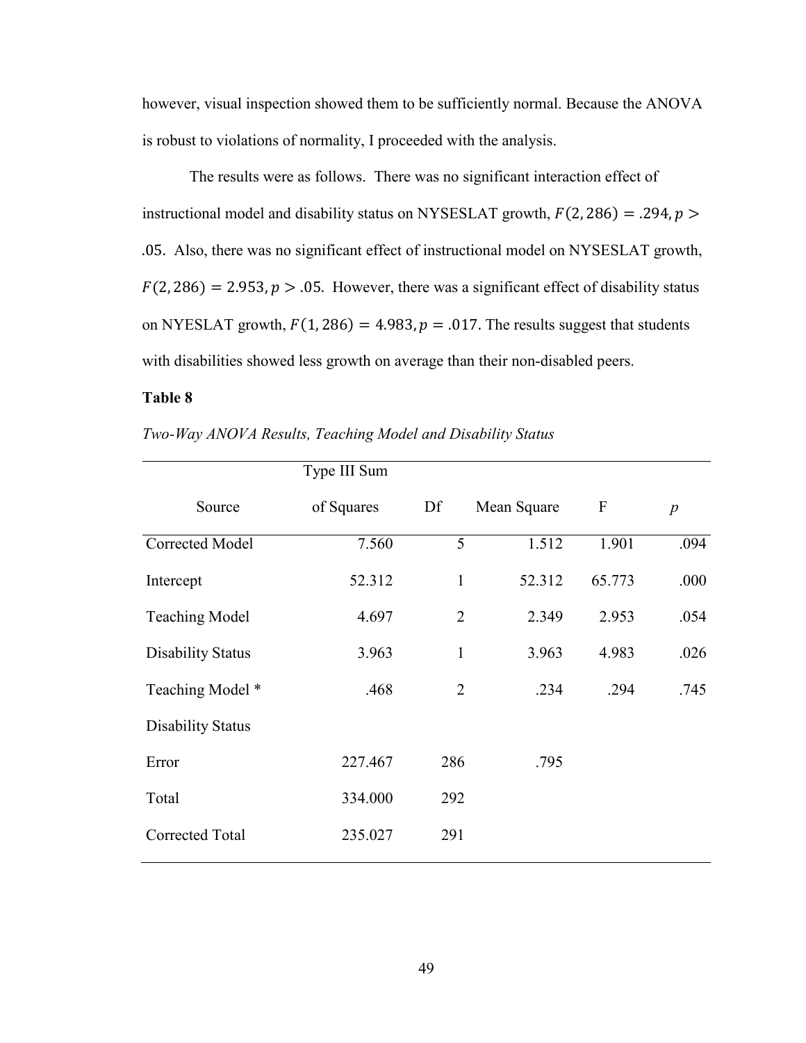however, visual inspection showed them to be sufficiently normal. Because the ANOVA is robust to violations of normality, I proceeded with the analysis.

The results were as follows. There was no significant interaction effect of instructional model and disability status on NYSESLAT growth, $F(2, 286) = .294, p > .05$. Also, there was no significant effect of instructional model on NYSESLAT growth, $F(2, 286) = 2.953, p > .05$. However, there was a significant effect of disability status on NYESLAT growth, $F(1, 286) = 4.983, p = .017$. The results suggest that students with disabilities showed less growth on average than their non-disabled peers.

**Table 8**

*Two-Way ANOVA Results, Teaching Model and Disability Status*

| Source | Type III Sum of Squares | Df | Mean Square | F | *p* |
|---|---|---|---|---|---|
| Corrected Model | 7.560 | 5 | 1.512 | 1.901 | .094 |
| Intercept | 52.312 | 1 | 52.312 | 65.773 | .000 |
| Teaching Model | 4.697 | 2 | 2.349 | 2.953 | .054 |
| Disability Status | 3.963 | 1 | 3.963 | 4.983 | .026 |
| Teaching Model * Disability Status | .468 | 2 | .234 | .294 | .745 |
| Error | 227.467 | 286 | .795 | | |
| Total | 334.000 | 292 | | | |
| Corrected Total | 235.027 | 291 | | | |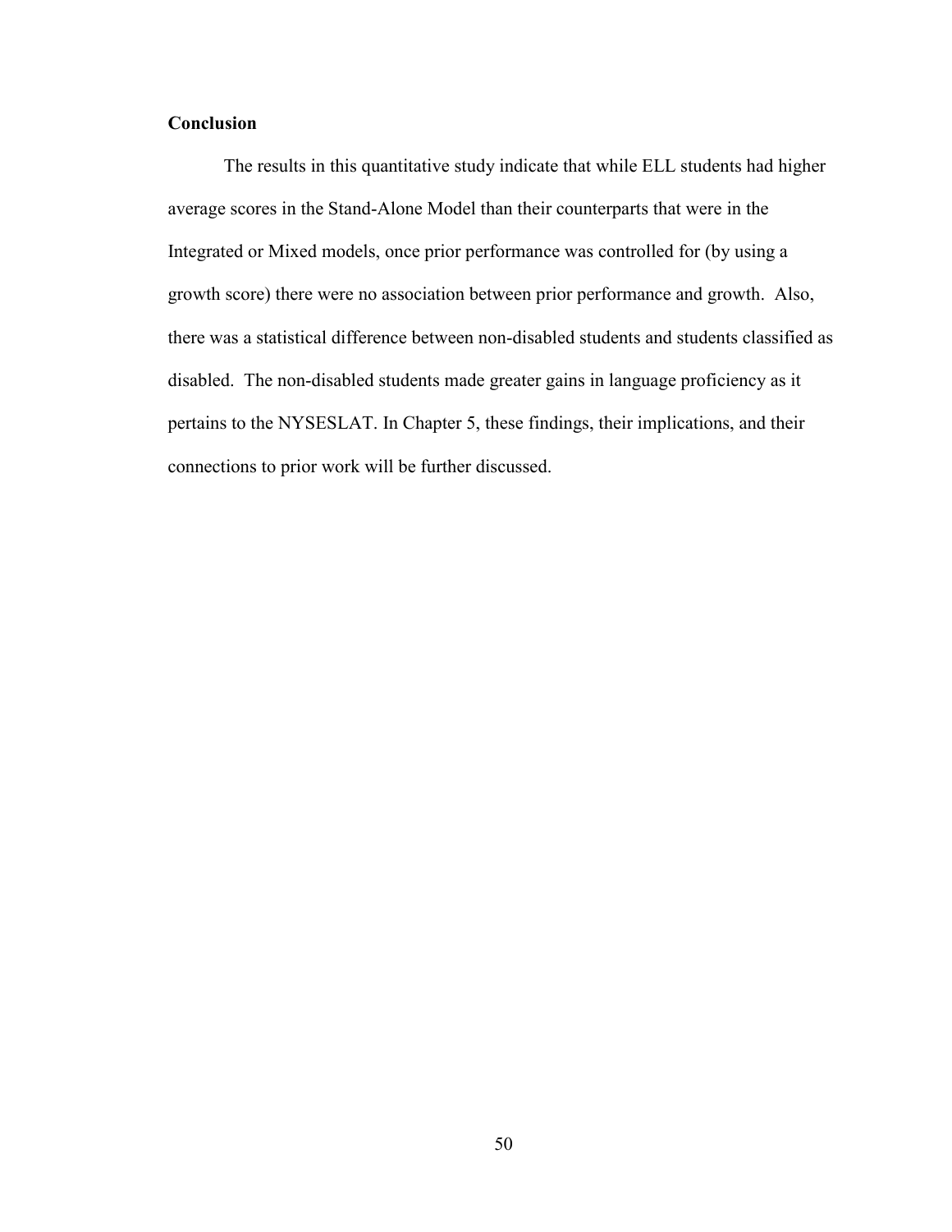**Conclusion**

The results in this quantitative study indicate that while ELL students had higher average scores in the Stand-Alone Model than their counterparts that were in the Integrated or Mixed models, once prior performance was controlled for (by using a growth score) there were no association between prior performance and growth. Also, there was a statistical difference between non-disabled students and students classified as disabled. The non-disabled students made greater gains in language proficiency as it pertains to the NYSESLAT. In Chapter 5, these findings, their implications, and their connections to prior work will be further discussed.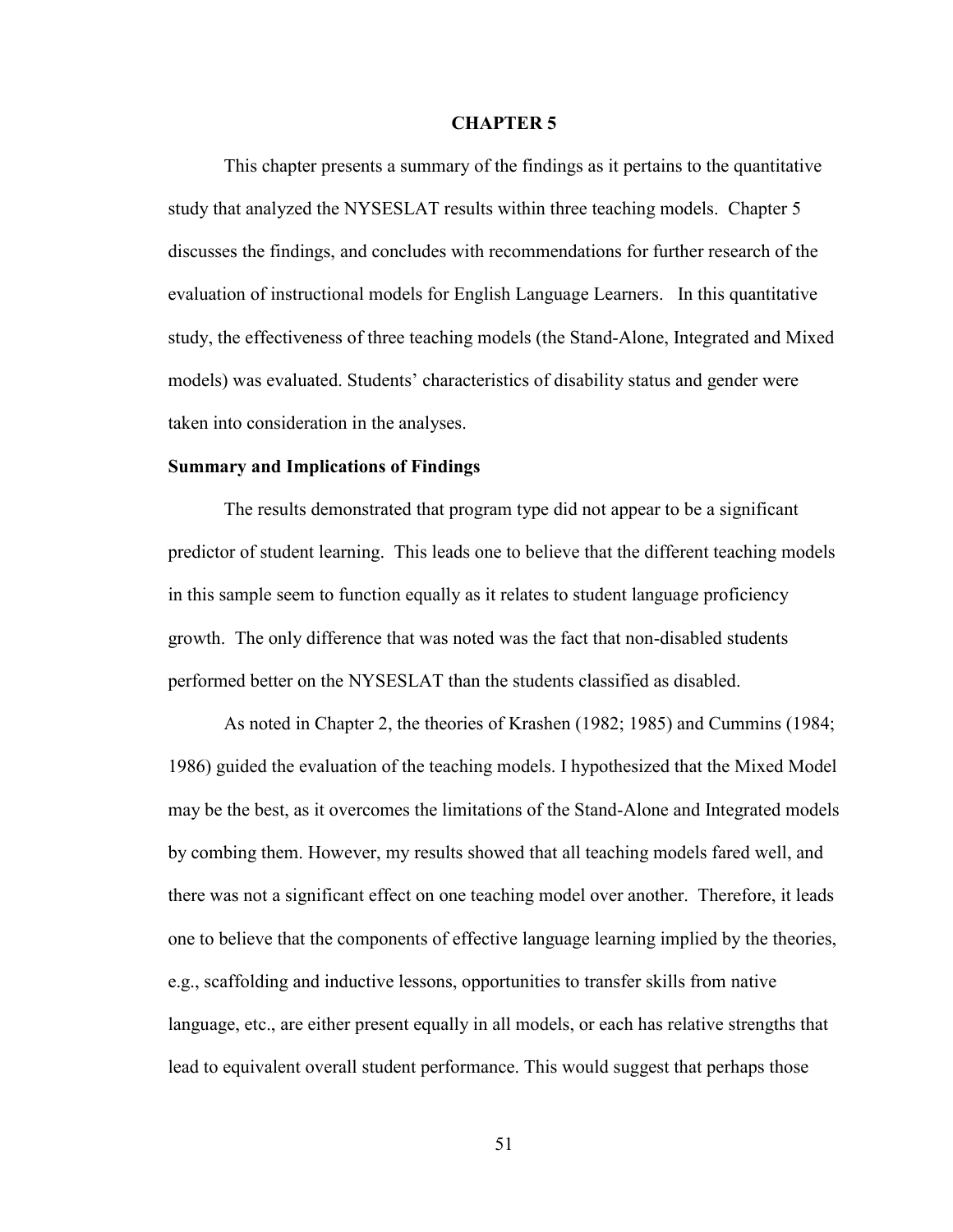# CHAPTER 5

This chapter presents a summary of the findings as it pertains to the quantitative study that analyzed the NYSESLAT results within three teaching models. Chapter 5 discusses the findings, and concludes with recommendations for further research of the evaluation of instructional models for English Language Learners. In this quantitative study, the effectiveness of three teaching models (the Stand-Alone, Integrated and Mixed models) was evaluated. Students' characteristics of disability status and gender were taken into consideration in the analyses.

## Summary and Implications of Findings

The results demonstrated that program type did not appear to be a significant predictor of student learning. This leads one to believe that the different teaching models in this sample seem to function equally as it relates to student language proficiency growth. The only difference that was noted was the fact that non-disabled students performed better on the NYSESLAT than the students classified as disabled.

As noted in Chapter 2, the theories of Krashen (1982; 1985) and Cummins (1984; 1986) guided the evaluation of the teaching models. I hypothesized that the Mixed Model may be the best, as it overcomes the limitations of the Stand-Alone and Integrated models by combing them. However, my results showed that all teaching models fared well, and there was not a significant effect on one teaching model over another. Therefore, it leads one to believe that the components of effective language learning implied by the theories, e.g., scaffolding and inductive lessons, opportunities to transfer skills from native language, etc., are either present equally in all models, or each has relative strengths that lead to equivalent overall student performance. This would suggest that perhaps those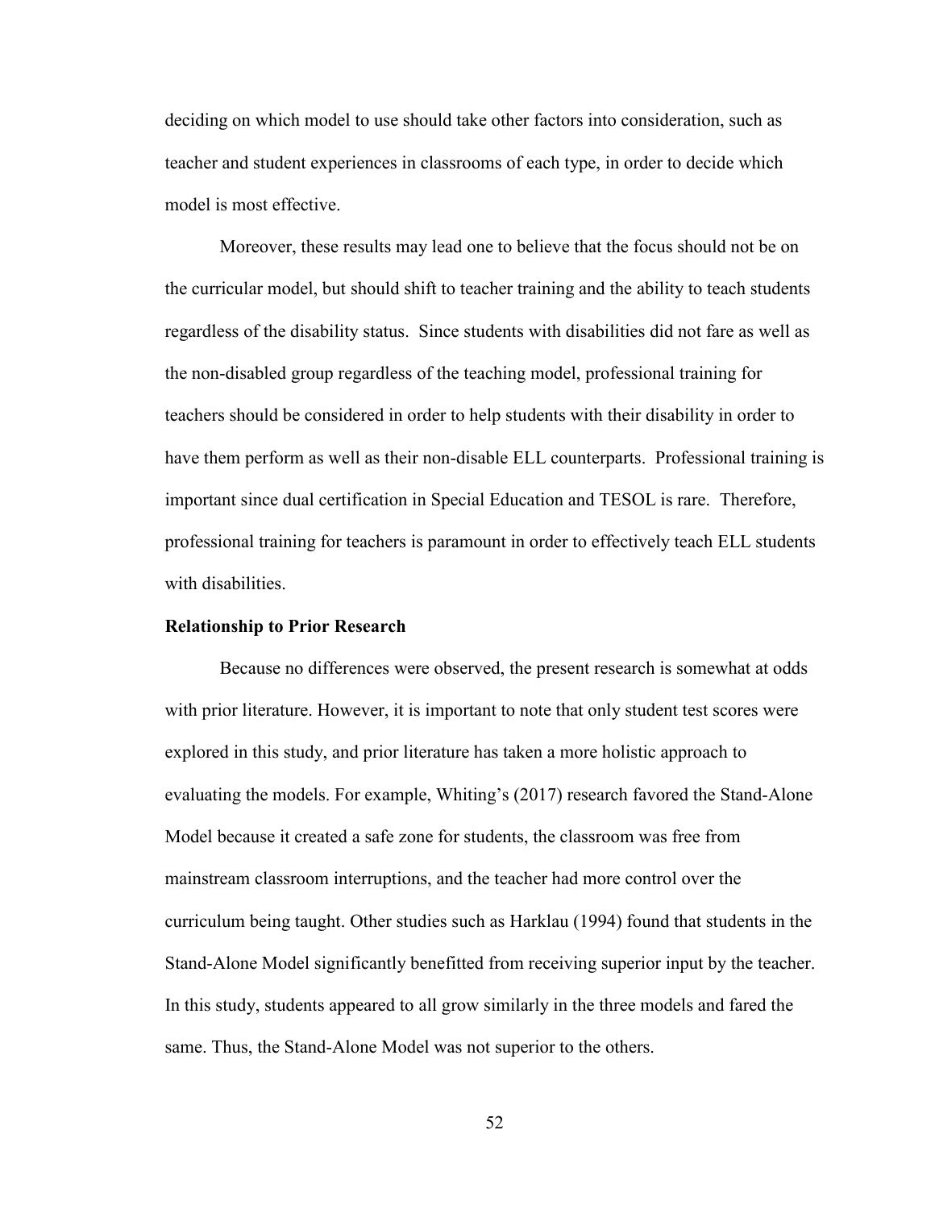deciding on which model to use should take other factors into consideration, such as teacher and student experiences in classrooms of each type, in order to decide which model is most effective.

Moreover, these results may lead one to believe that the focus should not be on the curricular model, but should shift to teacher training and the ability to teach students regardless of the disability status. Since students with disabilities did not fare as well as the non-disabled group regardless of the teaching model, professional training for teachers should be considered in order to help students with their disability in order to have them perform as well as their non-disable ELL counterparts. Professional training is important since dual certification in Special Education and TESOL is rare. Therefore, professional training for teachers is paramount in order to effectively teach ELL students with disabilities.

**Relationship to Prior Research**

Because no differences were observed, the present research is somewhat at odds with prior literature. However, it is important to note that only student test scores were explored in this study, and prior literature has taken a more holistic approach to evaluating the models. For example, Whiting's (2017) research favored the Stand-Alone Model because it created a safe zone for students, the classroom was free from mainstream classroom interruptions, and the teacher had more control over the curriculum being taught. Other studies such as Harklau (1994) found that students in the Stand-Alone Model significantly benefitted from receiving superior input by the teacher. In this study, students appeared to all grow similarly in the three models and fared the same. Thus, the Stand-Alone Model was not superior to the others.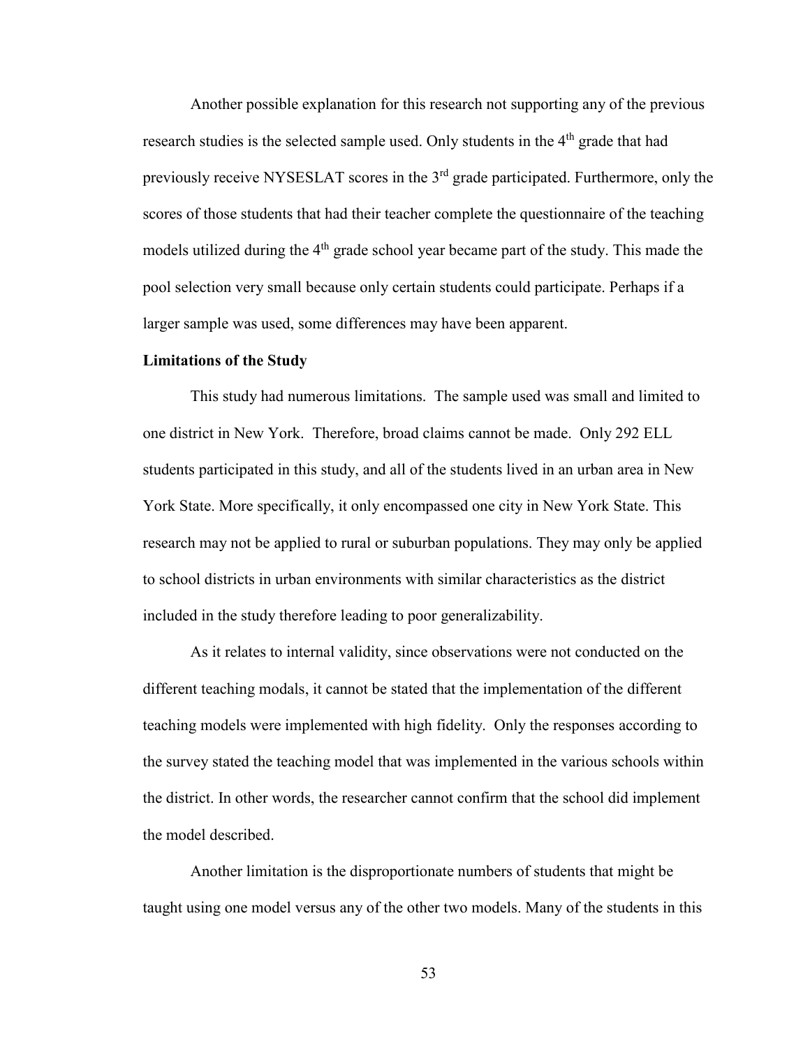Another possible explanation for this research not supporting any of the previous research studies is the selected sample used. Only students in the 4th grade that had previously receive NYSESLAT scores in the 3rd grade participated. Furthermore, only the scores of those students that had their teacher complete the questionnaire of the teaching models utilized during the 4th grade school year became part of the study. This made the pool selection very small because only certain students could participate. Perhaps if a larger sample was used, some differences may have been apparent.

**Limitations of the Study**

This study had numerous limitations. The sample used was small and limited to one district in New York. Therefore, broad claims cannot be made. Only 292 ELL students participated in this study, and all of the students lived in an urban area in New York State. More specifically, it only encompassed one city in New York State. This research may not be applied to rural or suburban populations. They may only be applied to school districts in urban environments with similar characteristics as the district included in the study therefore leading to poor generalizability.

As it relates to internal validity, since observations were not conducted on the different teaching modals, it cannot be stated that the implementation of the different teaching models were implemented with high fidelity. Only the responses according to the survey stated the teaching model that was implemented in the various schools within the district. In other words, the researcher cannot confirm that the school did implement the model described.

Another limitation is the disproportionate numbers of students that might be taught using one model versus any of the other two models. Many of the students in this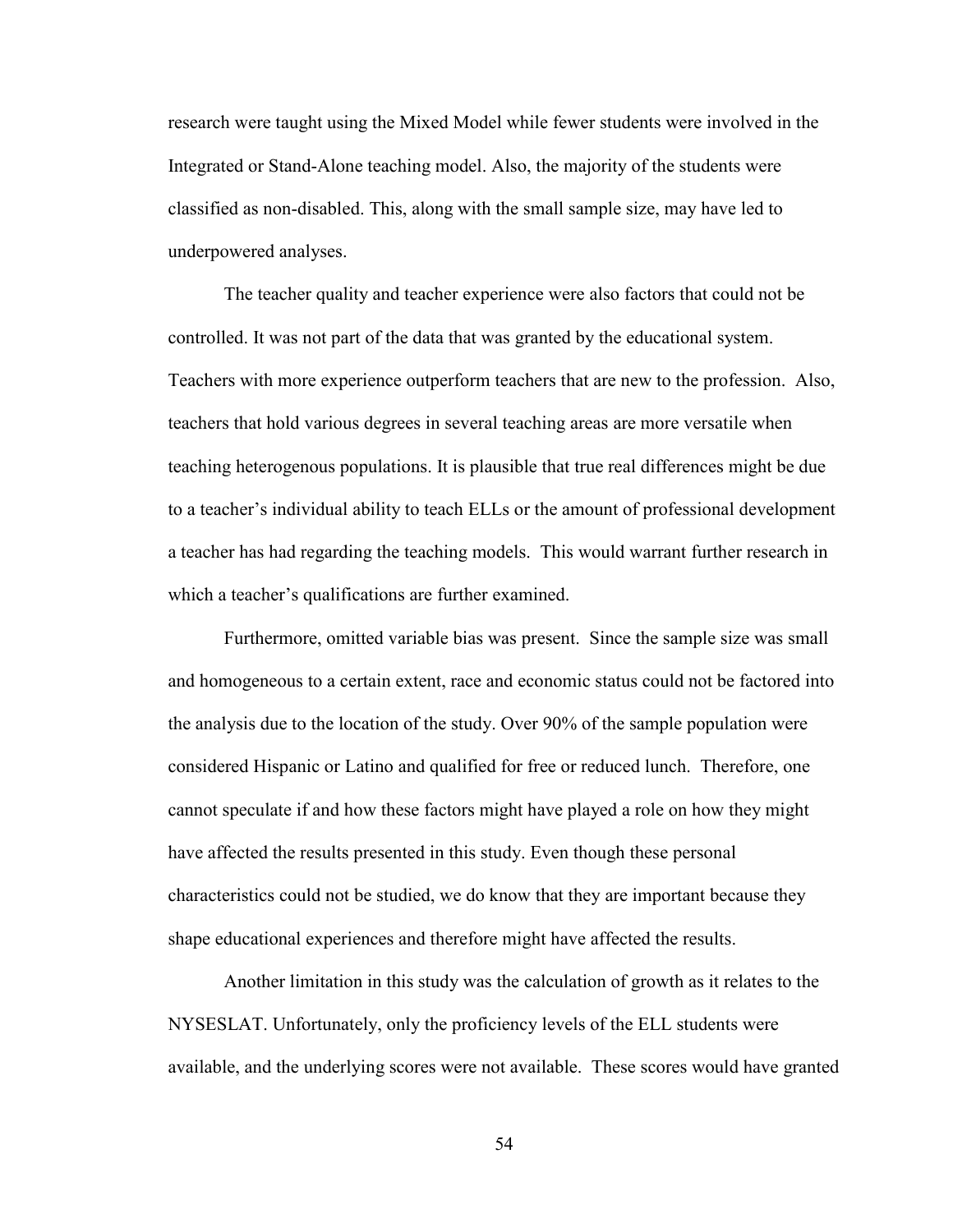research were taught using the Mixed Model while fewer students were involved in the Integrated or Stand-Alone teaching model. Also, the majority of the students were classified as non-disabled. This, along with the small sample size, may have led to underpowered analyses.

The teacher quality and teacher experience were also factors that could not be controlled. It was not part of the data that was granted by the educational system. Teachers with more experience outperform teachers that are new to the profession. Also, teachers that hold various degrees in several teaching areas are more versatile when teaching heterogenous populations. It is plausible that true real differences might be due to a teacher's individual ability to teach ELLs or the amount of professional development a teacher has had regarding the teaching models. This would warrant further research in which a teacher's qualifications are further examined.

Furthermore, omitted variable bias was present. Since the sample size was small and homogeneous to a certain extent, race and economic status could not be factored into the analysis due to the location of the study. Over 90% of the sample population were considered Hispanic or Latino and qualified for free or reduced lunch. Therefore, one cannot speculate if and how these factors might have played a role on how they might have affected the results presented in this study. Even though these personal characteristics could not be studied, we do know that they are important because they shape educational experiences and therefore might have affected the results.

Another limitation in this study was the calculation of growth as it relates to the NYSESLAT. Unfortunately, only the proficiency levels of the ELL students were available, and the underlying scores were not available. These scores would have granted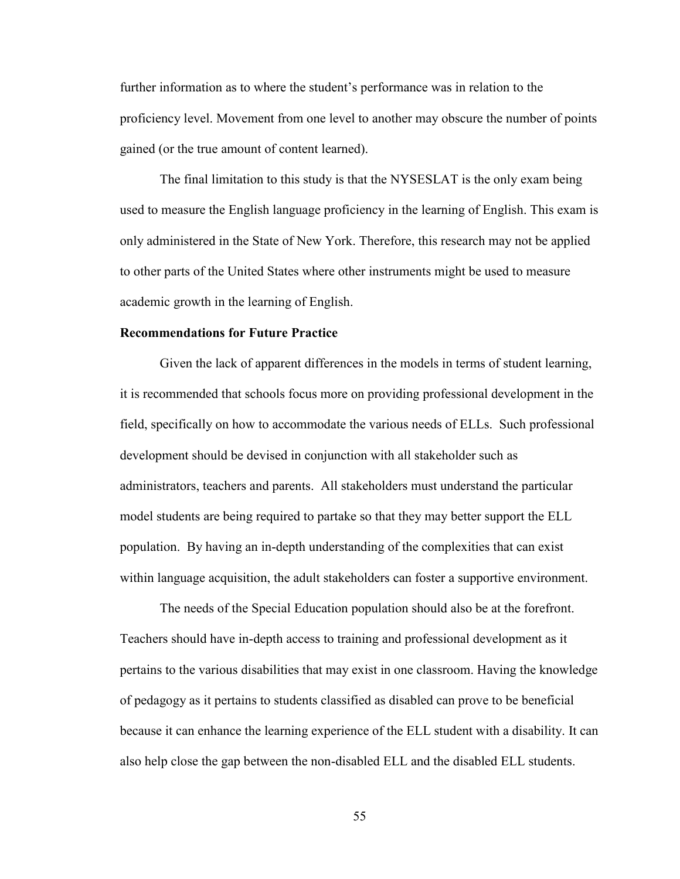further information as to where the student's performance was in relation to the proficiency level. Movement from one level to another may obscure the number of points gained (or the true amount of content learned).

The final limitation to this study is that the NYSESLAT is the only exam being used to measure the English language proficiency in the learning of English. This exam is only administered in the State of New York. Therefore, this research may not be applied to other parts of the United States where other instruments might be used to measure academic growth in the learning of English.

**Recommendations for Future Practice**

Given the lack of apparent differences in the models in terms of student learning, it is recommended that schools focus more on providing professional development in the field, specifically on how to accommodate the various needs of ELLs. Such professional development should be devised in conjunction with all stakeholder such as administrators, teachers and parents. All stakeholders must understand the particular model students are being required to partake so that they may better support the ELL population. By having an in-depth understanding of the complexities that can exist within language acquisition, the adult stakeholders can foster a supportive environment.

The needs of the Special Education population should also be at the forefront. Teachers should have in-depth access to training and professional development as it pertains to the various disabilities that may exist in one classroom. Having the knowledge of pedagogy as it pertains to students classified as disabled can prove to be beneficial because it can enhance the learning experience of the ELL student with a disability. It can also help close the gap between the non-disabled ELL and the disabled ELL students.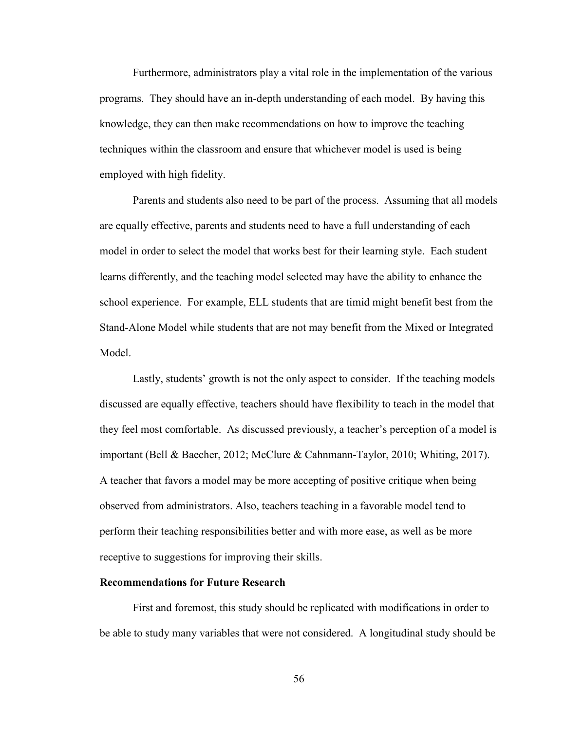Furthermore, administrators play a vital role in the implementation of the various programs. They should have an in-depth understanding of each model. By having this knowledge, they can then make recommendations on how to improve the teaching techniques within the classroom and ensure that whichever model is used is being employed with high fidelity.

Parents and students also need to be part of the process. Assuming that all models are equally effective, parents and students need to have a full understanding of each model in order to select the model that works best for their learning style. Each student learns differently, and the teaching model selected may have the ability to enhance the school experience. For example, ELL students that are timid might benefit best from the Stand-Alone Model while students that are not may benefit from the Mixed or Integrated Model.

Lastly, students' growth is not the only aspect to consider. If the teaching models discussed are equally effective, teachers should have flexibility to teach in the model that they feel most comfortable. As discussed previously, a teacher's perception of a model is important (Bell & Baecher, 2012; McClure & Cahnmann-Taylor, 2010; Whiting, 2017). A teacher that favors a model may be more accepting of positive critique when being observed from administrators. Also, teachers teaching in a favorable model tend to perform their teaching responsibilities better and with more ease, as well as be more receptive to suggestions for improving their skills.

**Recommendations for Future Research**

First and foremost, this study should be replicated with modifications in order to be able to study many variables that were not considered. A longitudinal study should be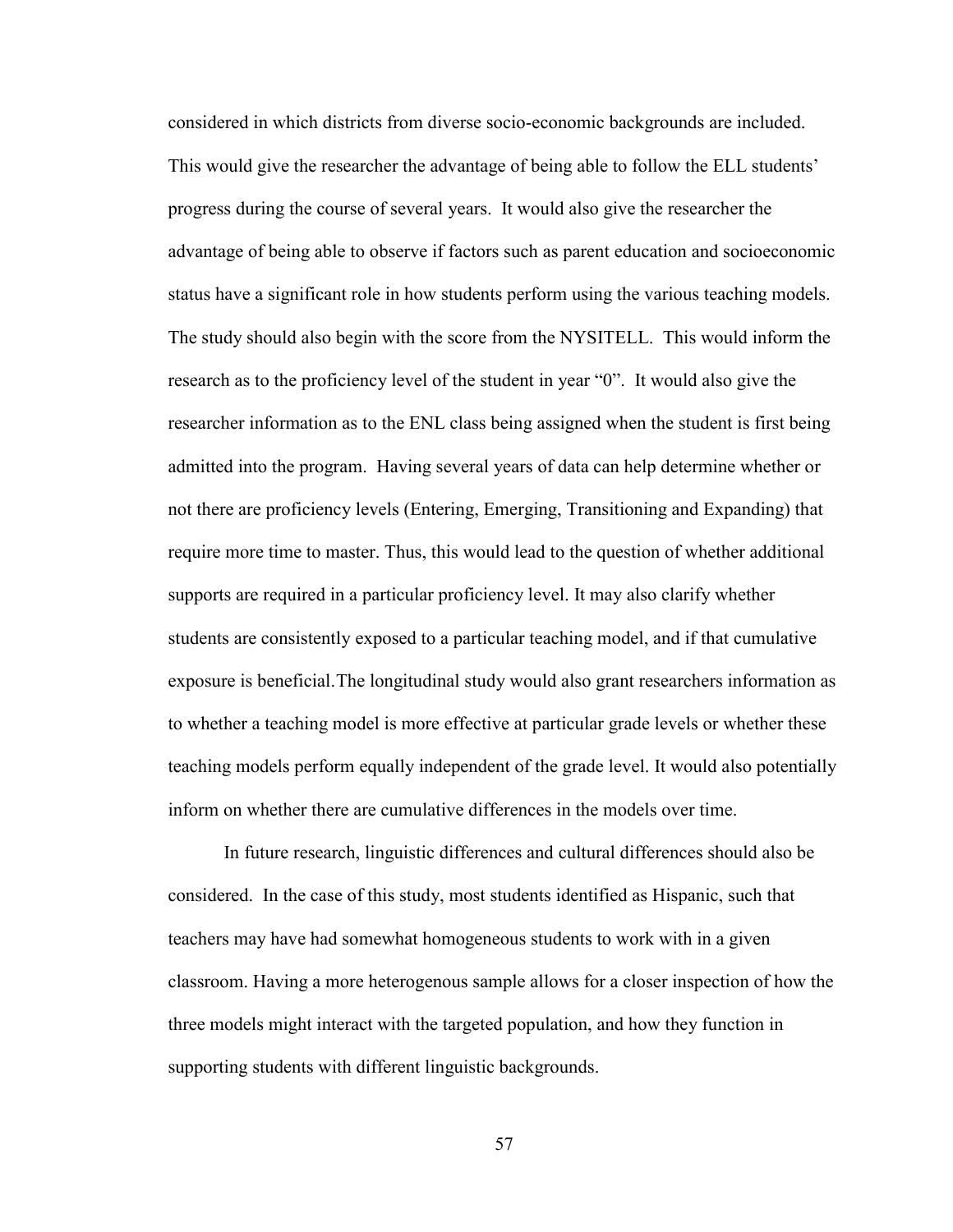considered in which districts from diverse socio-economic backgrounds are included. This would give the researcher the advantage of being able to follow the ELL students' progress during the course of several years. It would also give the researcher the advantage of being able to observe if factors such as parent education and socioeconomic status have a significant role in how students perform using the various teaching models. The study should also begin with the score from the NYSITELL. This would inform the research as to the proficiency level of the student in year "0". It would also give the researcher information as to the ENL class being assigned when the student is first being admitted into the program. Having several years of data can help determine whether or not there are proficiency levels (Entering, Emerging, Transitioning and Expanding) that require more time to master. Thus, this would lead to the question of whether additional supports are required in a particular proficiency level. It may also clarify whether students are consistently exposed to a particular teaching model, and if that cumulative exposure is beneficial.The longitudinal study would also grant researchers information as to whether a teaching model is more effective at particular grade levels or whether these teaching models perform equally independent of the grade level. It would also potentially inform on whether there are cumulative differences in the models over time.

In future research, linguistic differences and cultural differences should also be considered. In the case of this study, most students identified as Hispanic, such that teachers may have had somewhat homogeneous students to work with in a given classroom. Having a more heterogenous sample allows for a closer inspection of how the three models might interact with the targeted population, and how they function in supporting students with different linguistic backgrounds.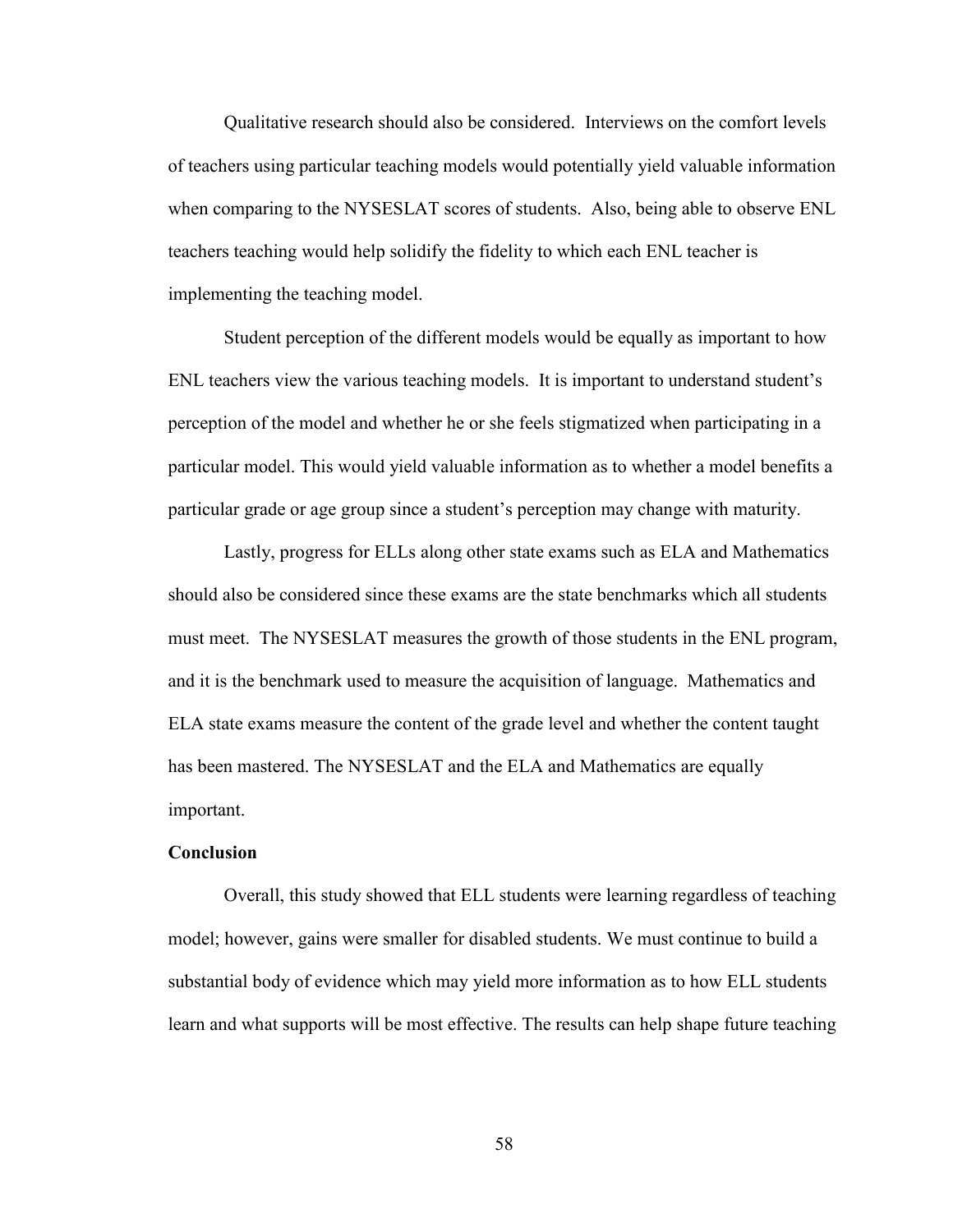Qualitative research should also be considered. Interviews on the comfort levels of teachers using particular teaching models would potentially yield valuable information when comparing to the NYSESLAT scores of students. Also, being able to observe ENL teachers teaching would help solidify the fidelity to which each ENL teacher is implementing the teaching model.

Student perception of the different models would be equally as important to how ENL teachers view the various teaching models. It is important to understand student's perception of the model and whether he or she feels stigmatized when participating in a particular model. This would yield valuable information as to whether a model benefits a particular grade or age group since a student's perception may change with maturity.

Lastly, progress for ELLs along other state exams such as ELA and Mathematics should also be considered since these exams are the state benchmarks which all students must meet. The NYSESLAT measures the growth of those students in the ENL program, and it is the benchmark used to measure the acquisition of language. Mathematics and ELA state exams measure the content of the grade level and whether the content taught has been mastered. The NYSESLAT and the ELA and Mathematics are equally important.

**Conclusion**

Overall, this study showed that ELL students were learning regardless of teaching model; however, gains were smaller for disabled students. We must continue to build a substantial body of evidence which may yield more information as to how ELL students learn and what supports will be most effective. The results can help shape future teaching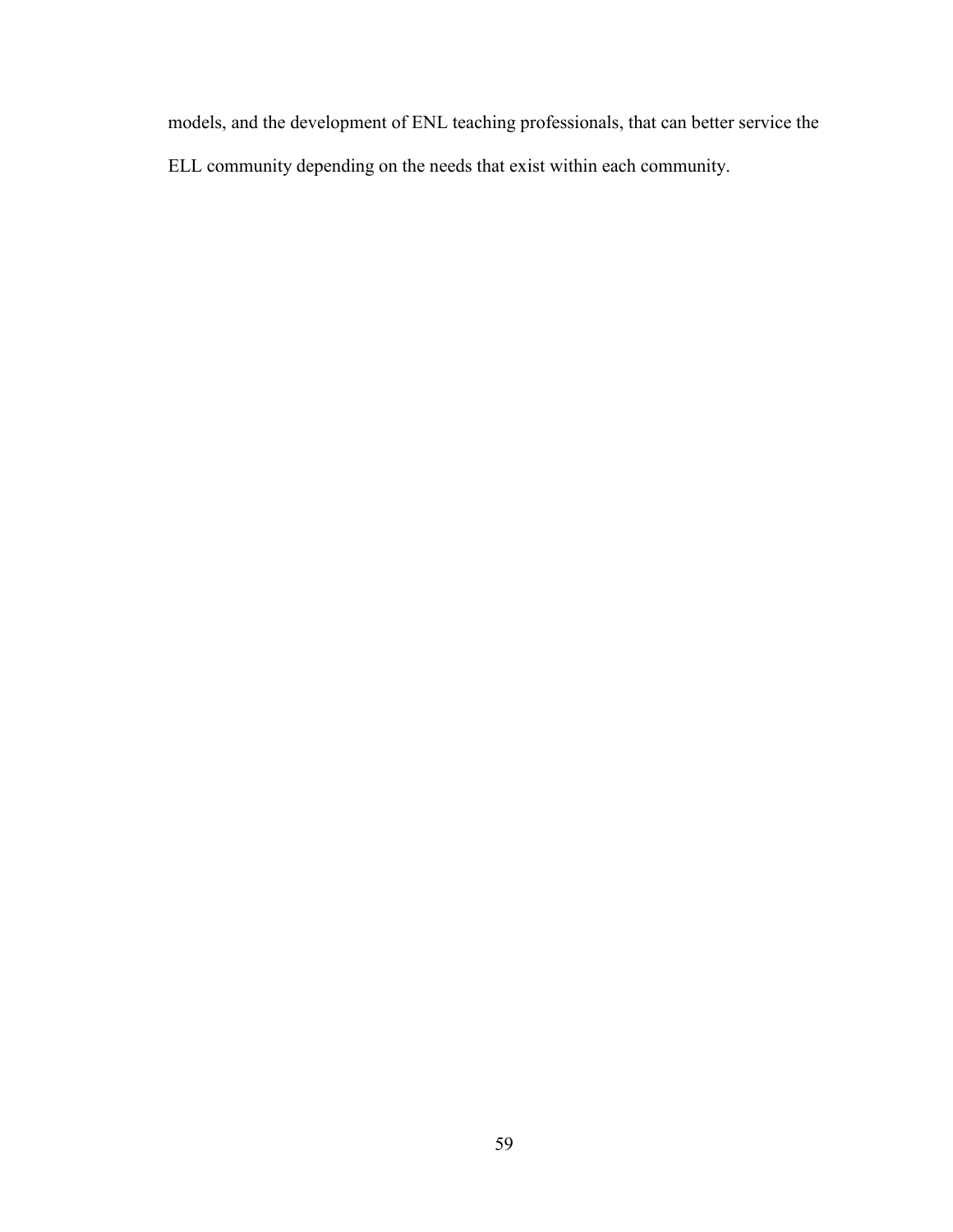models, and the development of ENL teaching professionals, that can better service the ELL community depending on the needs that exist within each community.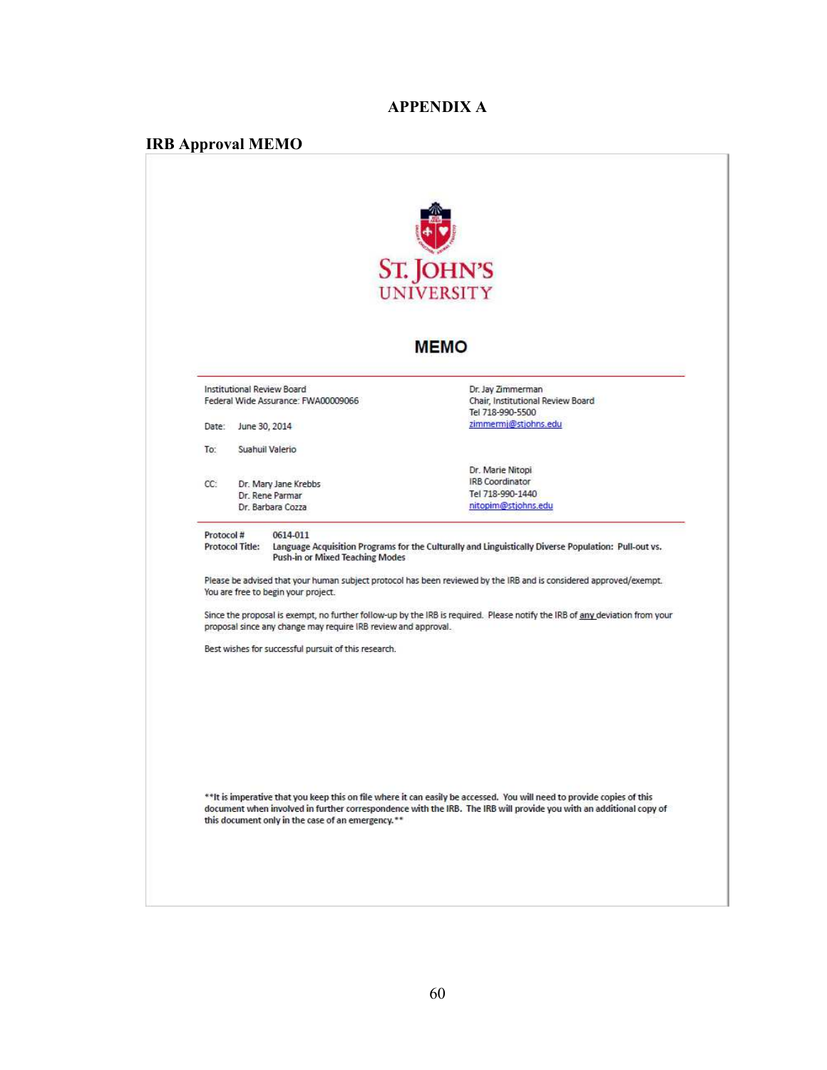# APPENDIX A

## IRB Approval MEMO

ST. JOHN'S UNIVERSITY

**MEMO**

Institutional Review Board
Federal Wide Assurance: FWA00009066

Dr. Jay Zimmerman
Chair, Institutional Review Board
Tel 718-990-5500
zimmermj@stjohns.edu

Date: June 30, 2014

To: Suahuil Valerio

CC: Dr. Mary Jane Krebbs
Dr. Rene Parmar
Dr. Barbara Cozza

Dr. Marie Nitopi
IRB Coordinator
Tel 718-990-1440
nitopim@stjohns.edu

**Protocol #** 0614-011
**Protocol Title:** **Language Acquisition Programs for the Culturally and Linguistically Diverse Population: Pull-out vs. Push-in or Mixed Teaching Modes**

Please be advised that your human subject protocol has been reviewed by the IRB and is considered approved/exempt. You are free to begin your project.

Since the proposal is exempt, no further follow-up by the IRB is required. Please notify the IRB of any deviation from your proposal since any change may require IRB review and approval.

Best wishes for successful pursuit of this research.

**\*\*It is imperative that you keep this on file where it can easily be accessed. You will need to provide copies of this document when involved in further correspondence with the IRB. The IRB will provide you with an additional copy of this document only in the case of an emergency.\*\***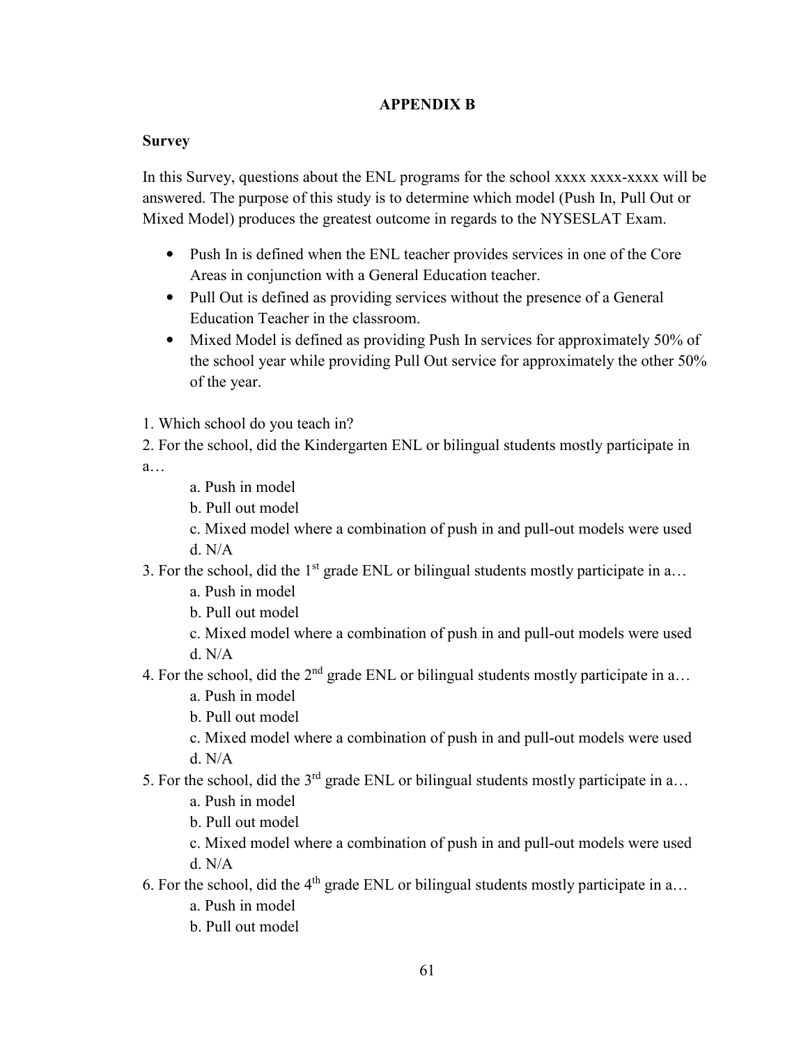## APPENDIX B

**Survey**

In this Survey, questions about the ENL programs for the school xxxx xxxx-xxxx will be answered. The purpose of this study is to determine which model (Push In, Pull Out or Mixed Model) produces the greatest outcome in regards to the NYSESLAT Exam.

- Push In is defined when the ENL teacher provides services in one of the Core Areas in conjunction with a General Education teacher.
- Pull Out is defined as providing services without the presence of a General Education Teacher in the classroom.
- Mixed Model is defined as providing Push In services for approximately 50% of the school year while providing Pull Out service for approximately the other 50% of the year.

1. Which school do you teach in?
2. For the school, did the Kindergarten ENL or bilingual students mostly participate in a…
   a. Push in model
   b. Pull out model
   c. Mixed model where a combination of push in and pull-out models were used
   d. N/A
3. For the school, did the 1st grade ENL or bilingual students mostly participate in a…
   a. Push in model
   b. Pull out model
   c. Mixed model where a combination of push in and pull-out models were used
   d. N/A
4. For the school, did the 2nd grade ENL or bilingual students mostly participate in a…
   a. Push in model
   b. Pull out model
   c. Mixed model where a combination of push in and pull-out models were used
   d. N/A
5. For the school, did the 3rd grade ENL or bilingual students mostly participate in a…
   a. Push in model
   b. Pull out model
   c. Mixed model where a combination of push in and pull-out models were used
   d. N/A
6. For the school, did the 4th grade ENL or bilingual students mostly participate in a…
   a. Push in model
   b. Pull out model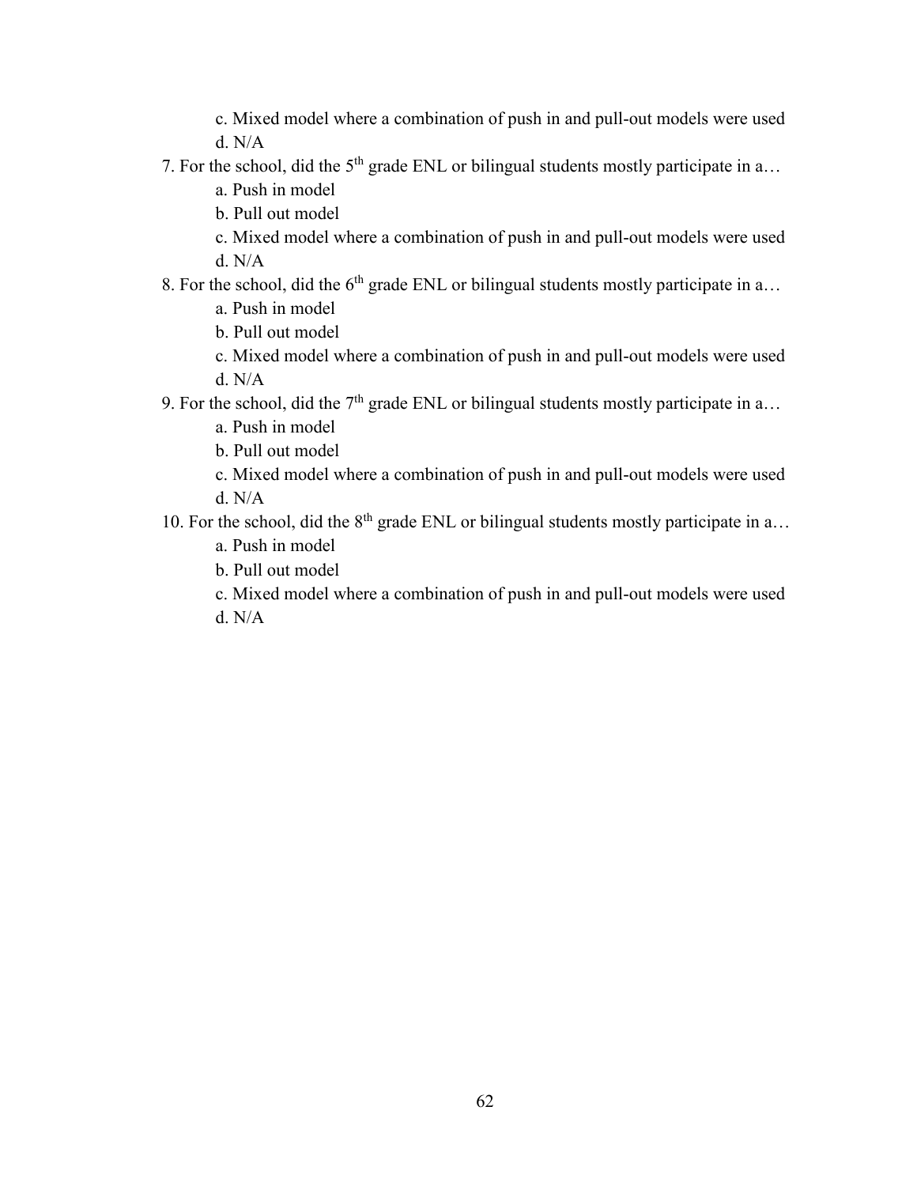c. Mixed model where a combination of push in and pull-out models were used
d. N/A

7. For the school, did the 5th grade ENL or bilingual students mostly participate in a…
    a. Push in model
    b. Pull out model
    c. Mixed model where a combination of push in and pull-out models were used
    d. N/A

8. For the school, did the 6th grade ENL or bilingual students mostly participate in a…
    a. Push in model
    b. Pull out model
    c. Mixed model where a combination of push in and pull-out models were used
    d. N/A

9. For the school, did the 7th grade ENL or bilingual students mostly participate in a…
    a. Push in model
    b. Pull out model
    c. Mixed model where a combination of push in and pull-out models were used
    d. N/A

10. For the school, did the 8th grade ENL or bilingual students mostly participate in a…
    a. Push in model
    b. Pull out model
    c. Mixed model where a combination of push in and pull-out models were used
    d. N/A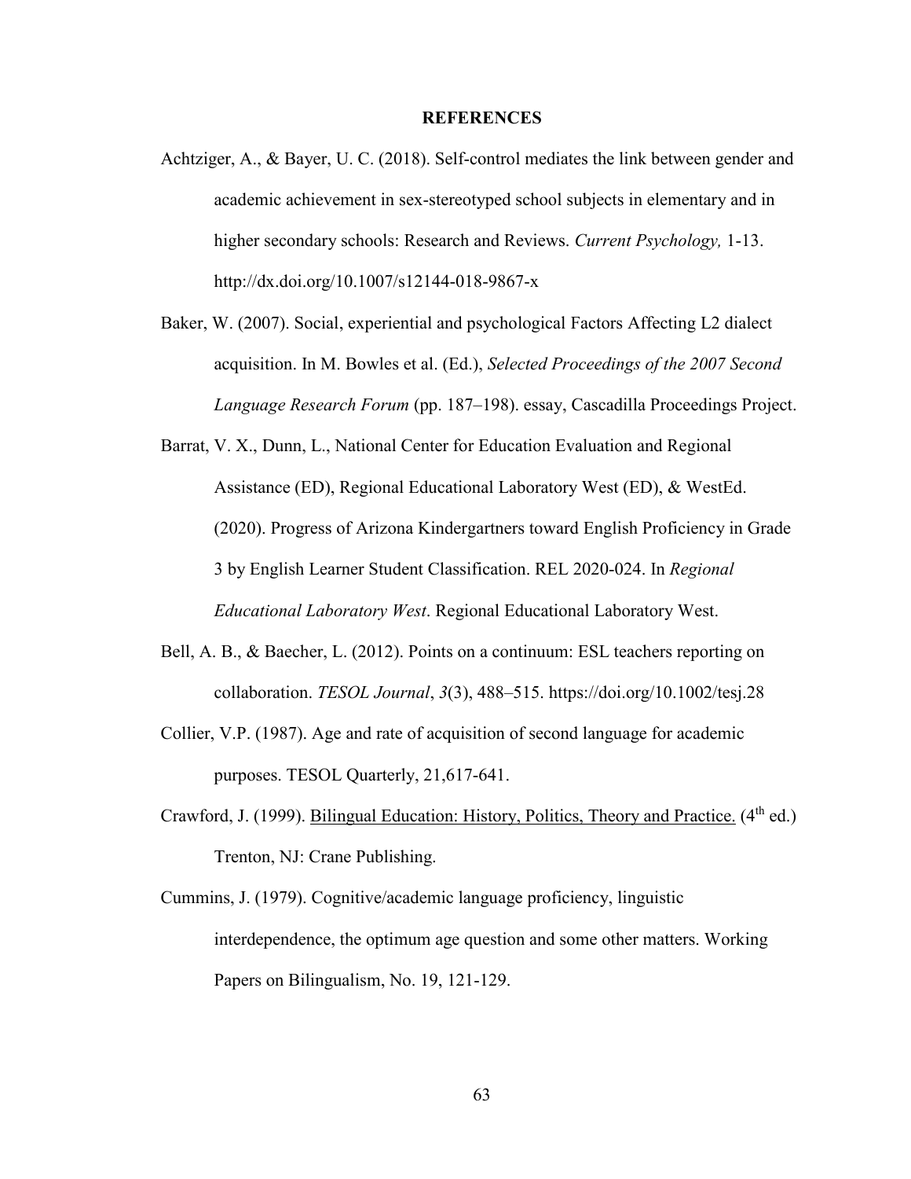# REFERENCES

Achtziger, A., & Bayer, U. C. (2018). Self-control mediates the link between gender and academic achievement in sex-stereotyped school subjects in elementary and in higher secondary schools: Research and Reviews. *Current Psychology,* 1-13. http://dx.doi.org/10.1007/s12144-018-9867-x

Baker, W. (2007). Social, experiential and psychological Factors Affecting L2 dialect acquisition. In M. Bowles et al. (Ed.), *Selected Proceedings of the 2007 Second Language Research Forum* (pp. 187–198). essay, Cascadilla Proceedings Project.

Barrat, V. X., Dunn, L., National Center for Education Evaluation and Regional Assistance (ED), Regional Educational Laboratory West (ED), & WestEd. (2020). Progress of Arizona Kindergartners toward English Proficiency in Grade 3 by English Learner Student Classification. REL 2020-024. In *Regional Educational Laboratory West*. Regional Educational Laboratory West.

Bell, A. B., & Baecher, L. (2012). Points on a continuum: ESL teachers reporting on collaboration. *TESOL Journal*, *3*(3), 488–515. https://doi.org/10.1002/tesj.28

Collier, V.P. (1987). Age and rate of acquisition of second language for academic purposes. TESOL Quarterly, 21,617-641.

Crawford, J. (1999). <u>Bilingual Education: History, Politics, Theory and Practice.</u> (4th ed.) Trenton, NJ: Crane Publishing.

Cummins, J. (1979). Cognitive/academic language proficiency, linguistic interdependence, the optimum age question and some other matters. Working Papers on Bilingualism, No. 19, 121-129.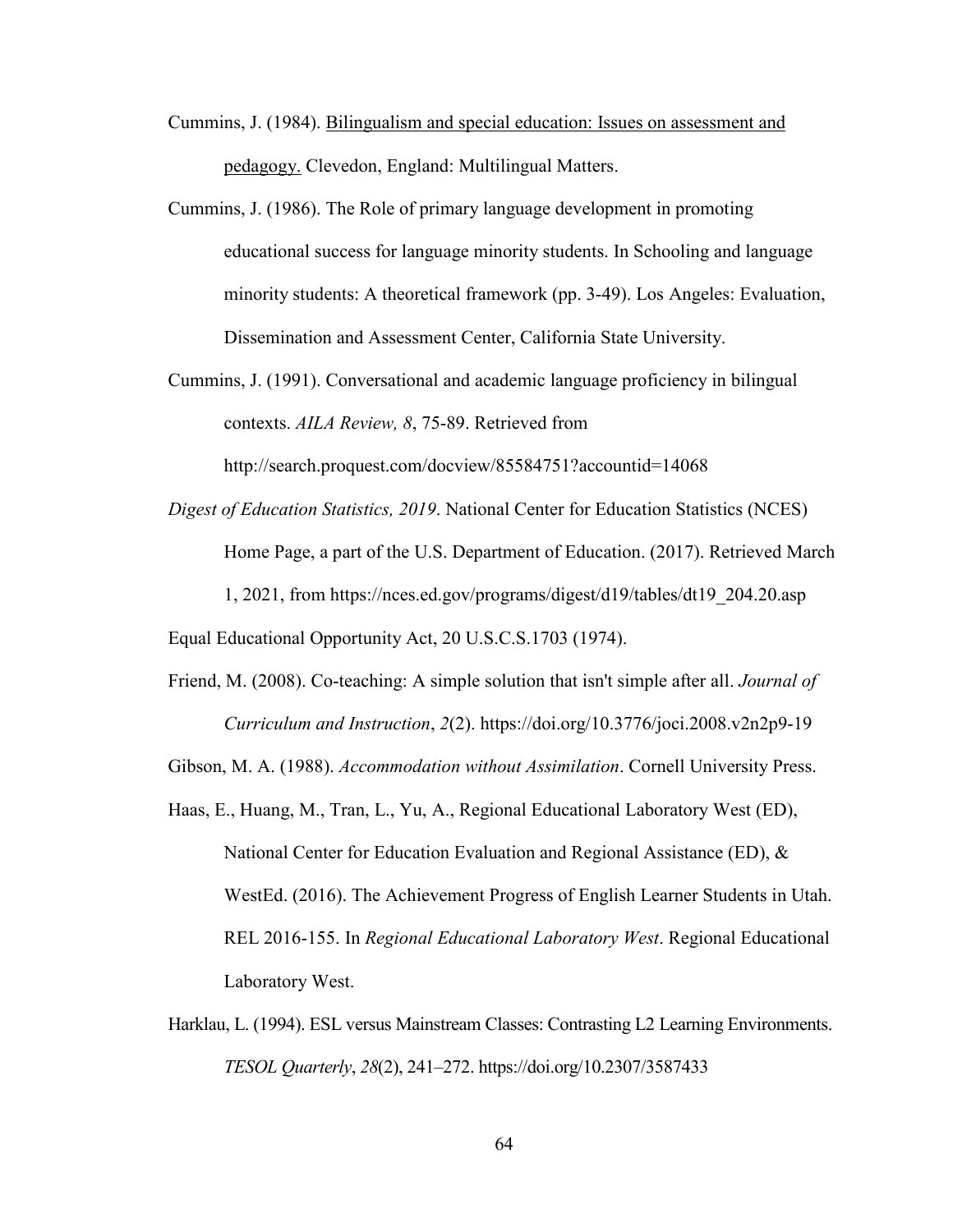Cummins, J. (1984). Bilingualism and special education: Issues on assessment and pedagogy. Clevedon, England: Multilingual Matters.

Cummins, J. (1986). The Role of primary language development in promoting educational success for language minority students. In Schooling and language minority students: A theoretical framework (pp. 3-49). Los Angeles: Evaluation, Dissemination and Assessment Center, California State University.

Cummins, J. (1991). Conversational and academic language proficiency in bilingual contexts. *AILA Review, 8*, 75-89. Retrieved from http://search.proquest.com/docview/85584751?accountid=14068

*Digest of Education Statistics, 2019*. National Center for Education Statistics (NCES) Home Page, a part of the U.S. Department of Education. (2017). Retrieved March 1, 2021, from https://nces.ed.gov/programs/digest/d19/tables/dt19_204.20.asp

Equal Educational Opportunity Act, 20 U.S.C.S.1703 (1974).

Friend, M. (2008). Co-teaching: A simple solution that isn't simple after all. *Journal of Curriculum and Instruction*, *2*(2). https://doi.org/10.3776/joci.2008.v2n2p9-19

Gibson, M. A. (1988). *Accommodation without Assimilation*. Cornell University Press.

Haas, E., Huang, M., Tran, L., Yu, A., Regional Educational Laboratory West (ED), National Center for Education Evaluation and Regional Assistance (ED), & WestEd. (2016). The Achievement Progress of English Learner Students in Utah. REL 2016-155. In *Regional Educational Laboratory West*. Regional Educational Laboratory West.

Harklau, L. (1994). ESL versus Mainstream Classes: Contrasting L2 Learning Environments. *TESOL Quarterly*, *28*(2), 241–272. https://doi.org/10.2307/3587433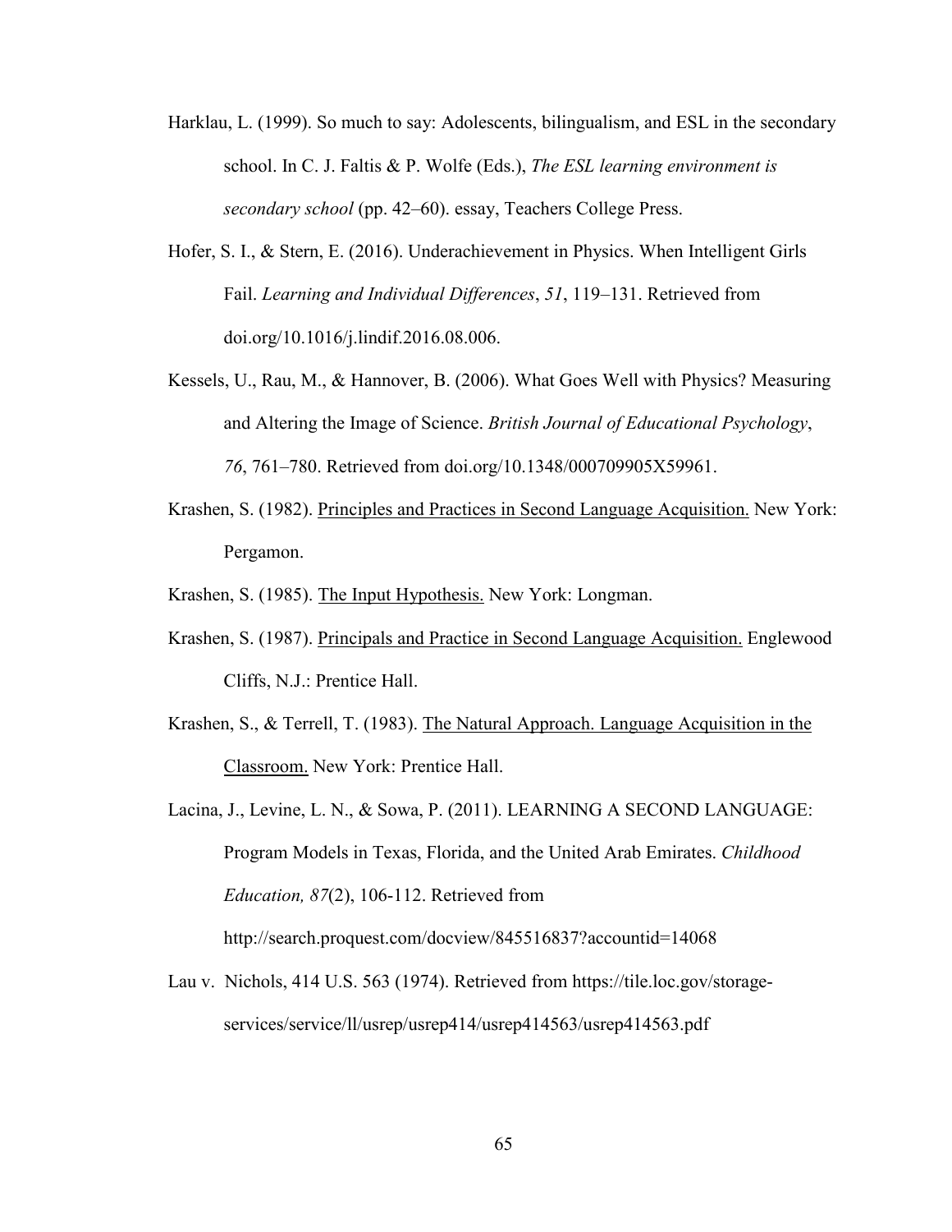Harklau, L. (1999). So much to say: Adolescents, bilingualism, and ESL in the secondary school. In C. J. Faltis & P. Wolfe (Eds.), *The ESL learning environment is secondary school* (pp. 42–60). essay, Teachers College Press.

Hofer, S. I., & Stern, E. (2016). Underachievement in Physics. When Intelligent Girls Fail. *Learning and Individual Differences*, *51*, 119–131. Retrieved from doi.org/10.1016/j.lindif.2016.08.006.

Kessels, U., Rau, M., & Hannover, B. (2006). What Goes Well with Physics? Measuring and Altering the Image of Science. *British Journal of Educational Psychology*, *76*, 761–780. Retrieved from doi.org/10.1348/000709905X59961.

Krashen, S. (1982). <u>Principles and Practices in Second Language Acquisition.</u> New York: Pergamon.

Krashen, S. (1985). <u>The Input Hypothesis.</u> New York: Longman.

Krashen, S. (1987). <u>Principals and Practice in Second Language Acquisition.</u> Englewood Cliffs, N.J.: Prentice Hall.

Krashen, S., & Terrell, T. (1983). <u>The Natural Approach. Language Acquisition in the Classroom.</u> New York: Prentice Hall.

Lacina, J., Levine, L. N., & Sowa, P. (2011). LEARNING A SECOND LANGUAGE: Program Models in Texas, Florida, and the United Arab Emirates. *Childhood Education, 87*(2), 106-112. Retrieved from http://search.proquest.com/docview/845516837?accountid=14068

Lau v. Nichols, 414 U.S. 563 (1974). Retrieved from https://tile.loc.gov/storage-services/service/ll/usrep/usrep414/usrep414563/usrep414563.pdf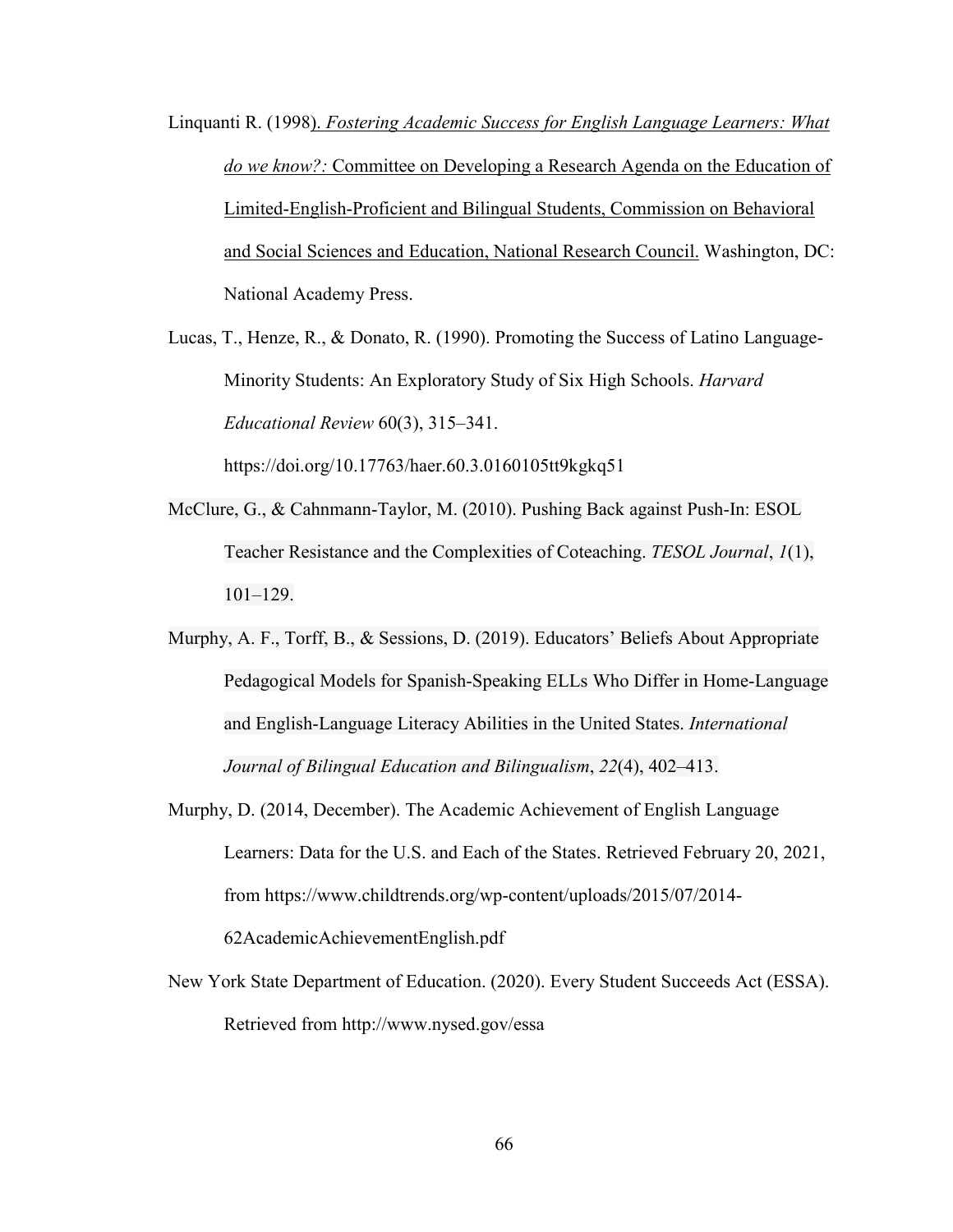Linquanti R. (1998). *Fostering Academic Success for English Language Learners: What do we know?:* Committee on Developing a Research Agenda on the Education of Limited-English-Proficient and Bilingual Students, Commission on Behavioral and Social Sciences and Education, National Research Council. Washington, DC: National Academy Press.

Lucas, T., Henze, R., & Donato, R. (1990). Promoting the Success of Latino Language-Minority Students: An Exploratory Study of Six High Schools. *Harvard Educational Review* 60(3), 315–341. https://doi.org/10.17763/haer.60.3.0160105tt9kgkq51

McClure, G., & Cahnmann-Taylor, M. (2010). Pushing Back against Push-In: ESOL Teacher Resistance and the Complexities of Coteaching. *TESOL Journal*, *1*(1), 101–129.

Murphy, A. F., Torff, B., & Sessions, D. (2019). Educators' Beliefs About Appropriate Pedagogical Models for Spanish-Speaking ELLs Who Differ in Home-Language and English-Language Literacy Abilities in the United States. *International Journal of Bilingual Education and Bilingualism*, *22*(4), 402–413.

Murphy, D. (2014, December). The Academic Achievement of English Language Learners: Data for the U.S. and Each of the States. Retrieved February 20, 2021, from https://www.childtrends.org/wp-content/uploads/2015/07/2014-62AcademicAchievementEnglish.pdf

New York State Department of Education. (2020). Every Student Succeeds Act (ESSA). Retrieved from http://www.nysed.gov/essa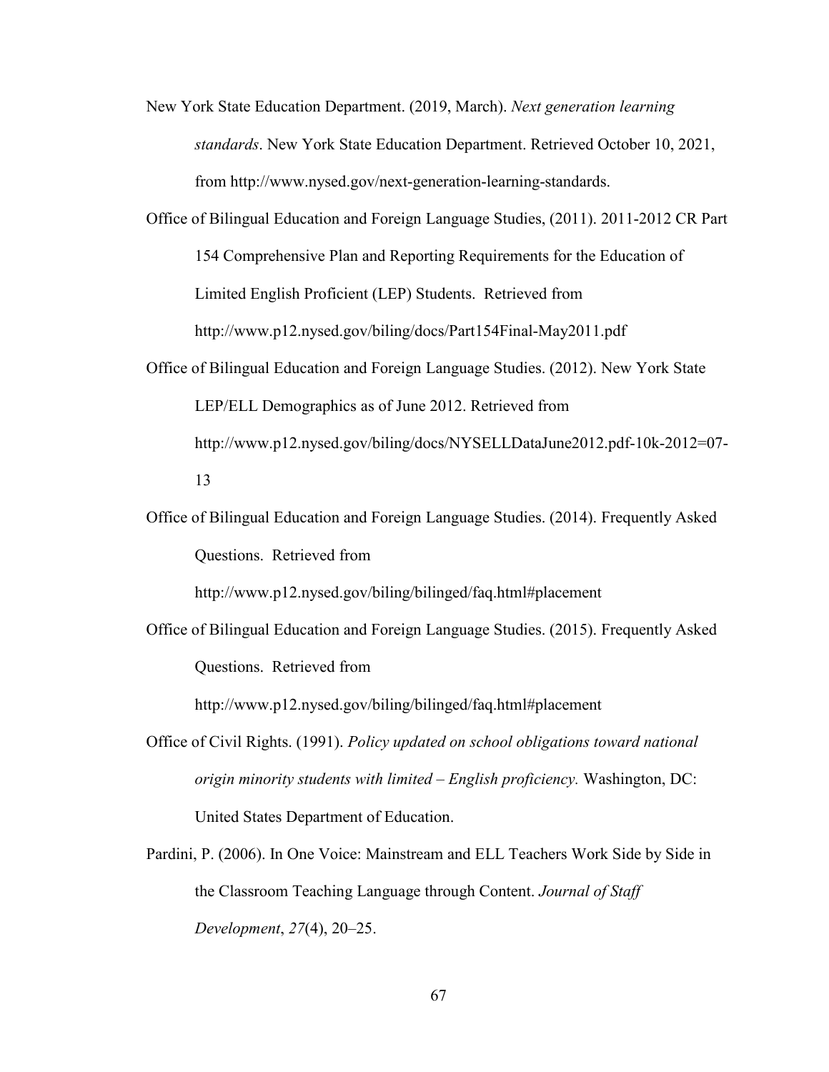New York State Education Department. (2019, March). *Next generation learning standards*. New York State Education Department. Retrieved October 10, 2021, from http://www.nysed.gov/next-generation-learning-standards.

Office of Bilingual Education and Foreign Language Studies, (2011). 2011-2012 CR Part 154 Comprehensive Plan and Reporting Requirements for the Education of Limited English Proficient (LEP) Students. Retrieved from http://www.p12.nysed.gov/biling/docs/Part154Final-May2011.pdf

Office of Bilingual Education and Foreign Language Studies. (2012). New York State LEP/ELL Demographics as of June 2012. Retrieved from http://www.p12.nysed.gov/biling/docs/NYSELLDataJune2012.pdf-10k-2012=07-13

Office of Bilingual Education and Foreign Language Studies. (2014). Frequently Asked Questions. Retrieved from http://www.p12.nysed.gov/biling/bilinged/faq.html#placement

Office of Bilingual Education and Foreign Language Studies. (2015). Frequently Asked Questions. Retrieved from http://www.p12.nysed.gov/biling/bilinged/faq.html#placement

Office of Civil Rights. (1991). *Policy updated on school obligations toward national origin minority students with limited – English proficiency.* Washington, DC: United States Department of Education.

Pardini, P. (2006). In One Voice: Mainstream and ELL Teachers Work Side by Side in the Classroom Teaching Language through Content. *Journal of Staff Development*, *27*(4), 20–25.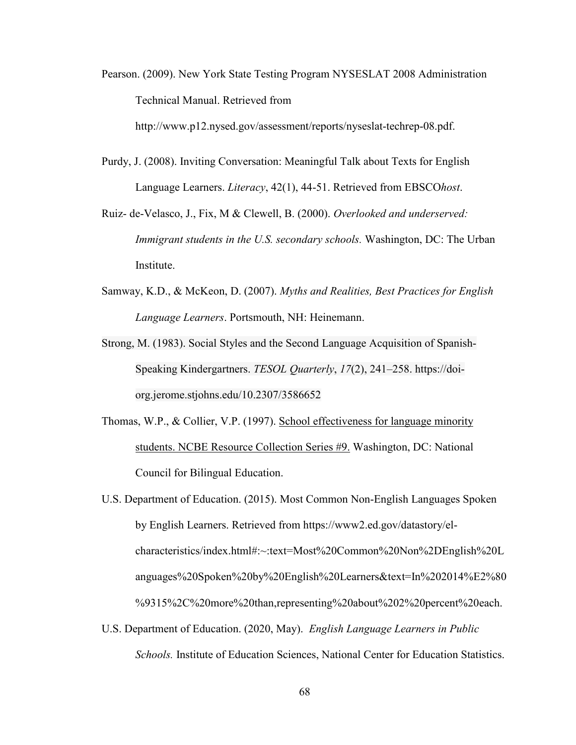Pearson. (2009). New York State Testing Program NYSESLAT 2008 Administration Technical Manual. Retrieved from http://www.p12.nysed.gov/assessment/reports/nyseslat-techrep-08.pdf.

Purdy, J. (2008). Inviting Conversation: Meaningful Talk about Texts for English Language Learners. *Literacy*, 42(1), 44-51. Retrieved from EBSCO*host*.

Ruiz- de-Velasco, J., Fix, M & Clewell, B. (2000). *Overlooked and underserved: Immigrant students in the U.S. secondary schools.* Washington, DC: The Urban Institute.

Samway, K.D., & McKeon, D. (2007). *Myths and Realities, Best Practices for English Language Learners*. Portsmouth, NH: Heinemann.

Strong, M. (1983). Social Styles and the Second Language Acquisition of Spanish-Speaking Kindergartners. *TESOL Quarterly*, *17*(2), 241–258. https://doi-org.jerome.stjohns.edu/10.2307/3586652

Thomas, W.P., & Collier, V.P. (1997). School effectiveness for language minority students. NCBE Resource Collection Series #9. Washington, DC: National Council for Bilingual Education.

U.S. Department of Education. (2015). Most Common Non-English Languages Spoken by English Learners. Retrieved from https://www2.ed.gov/datastory/el-characteristics/index.html#:~:text=Most%20Common%20Non%2DEnglish%20Languages%20Spoken%20by%20English%20Learners&text=In%202014%E2%80%9315%2C%20more%20than,representing%20about%202%20percent%20each.

U.S. Department of Education. (2020, May). *English Language Learners in Public Schools.* Institute of Education Sciences, National Center for Education Statistics.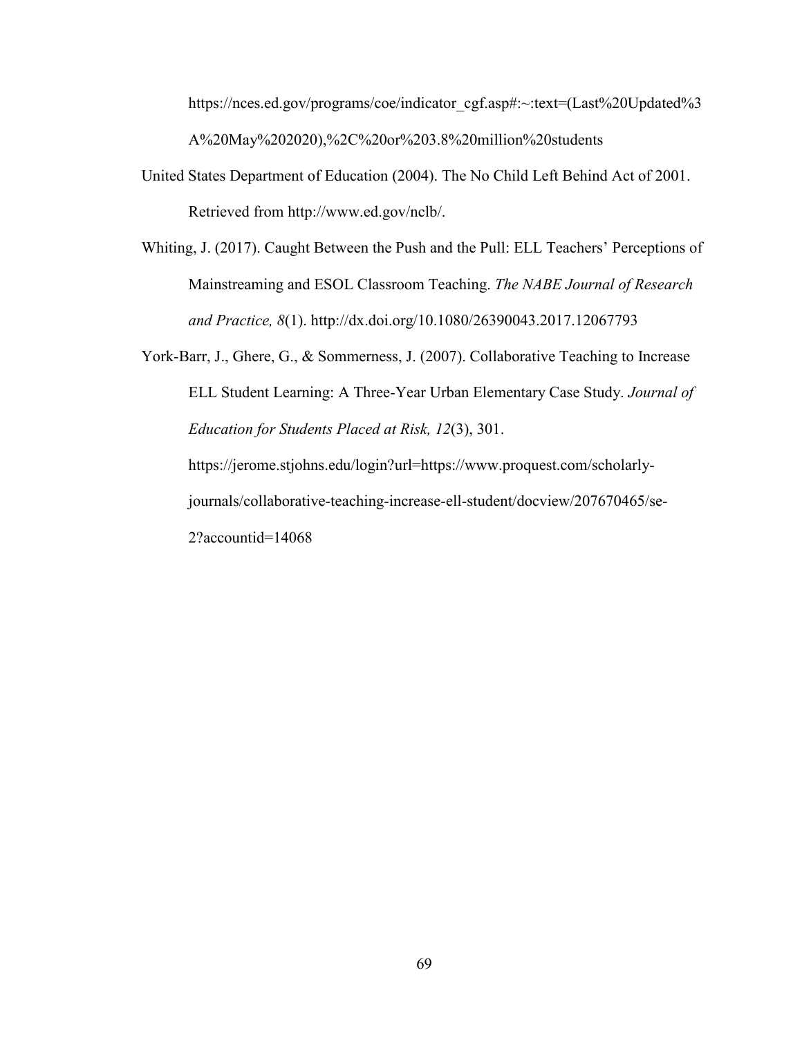https://nces.ed.gov/programs/coe/indicator_cgf.asp#:~:text=(Last%20Updated%3A%20May%202020),%2C%20or%203.8%20million%20students

United States Department of Education (2004). The No Child Left Behind Act of 2001. Retrieved from http://www.ed.gov/nclb/.

Whiting, J. (2017). Caught Between the Push and the Pull: ELL Teachers' Perceptions of Mainstreaming and ESOL Classroom Teaching. *The NABE Journal of Research and Practice, 8*(1). http://dx.doi.org/10.1080/26390043.2017.12067793

York-Barr, J., Ghere, G., & Sommerness, J. (2007). Collaborative Teaching to Increase ELL Student Learning: A Three-Year Urban Elementary Case Study. *Journal of Education for Students Placed at Risk, 12*(3), 301. https://jerome.stjohns.edu/login?url=https://www.proquest.com/scholarly-journals/collaborative-teaching-increase-ell-student/docview/207670465/se-2?accountid=14068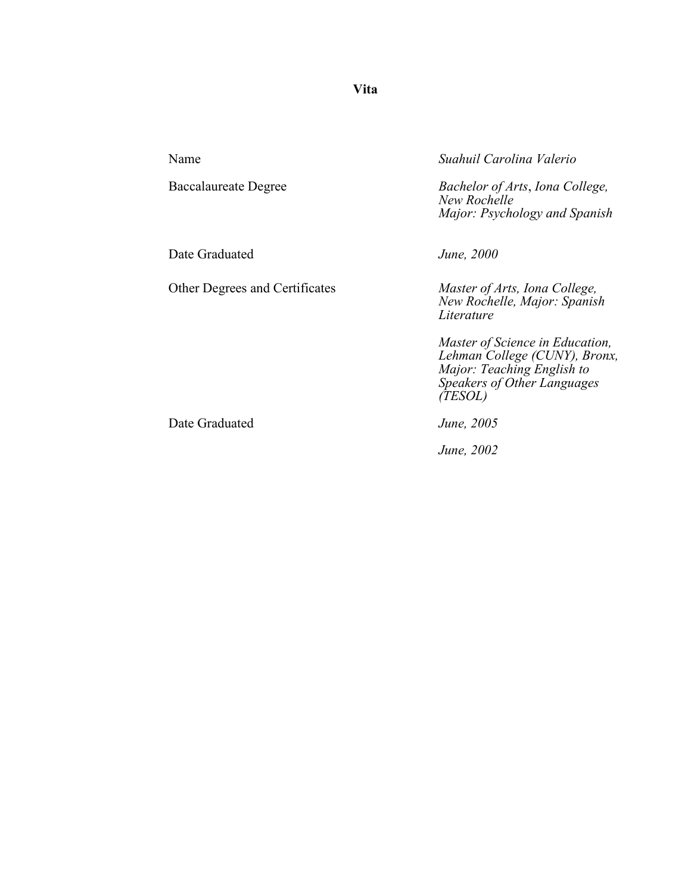# Vita

| | |
|---|---|
| Name | *Suahuil Carolina Valerio* |
| Baccalaureate Degree | *Bachelor of Arts*, *Iona College, New Rochelle*<br>*Major: Psychology and Spanish* |
| Date Graduated | *June, 2000* |
| Other Degrees and Certificates | *Master of Arts, Iona College, New Rochelle, Major: Spanish Literature*<br><br>*Master of Science in Education, Lehman College (CUNY), Bronx, Major: Teaching English to Speakers of Other Languages (TESOL)* |
| Date Graduated | *June, 2005*<br><br>*June, 2002* |